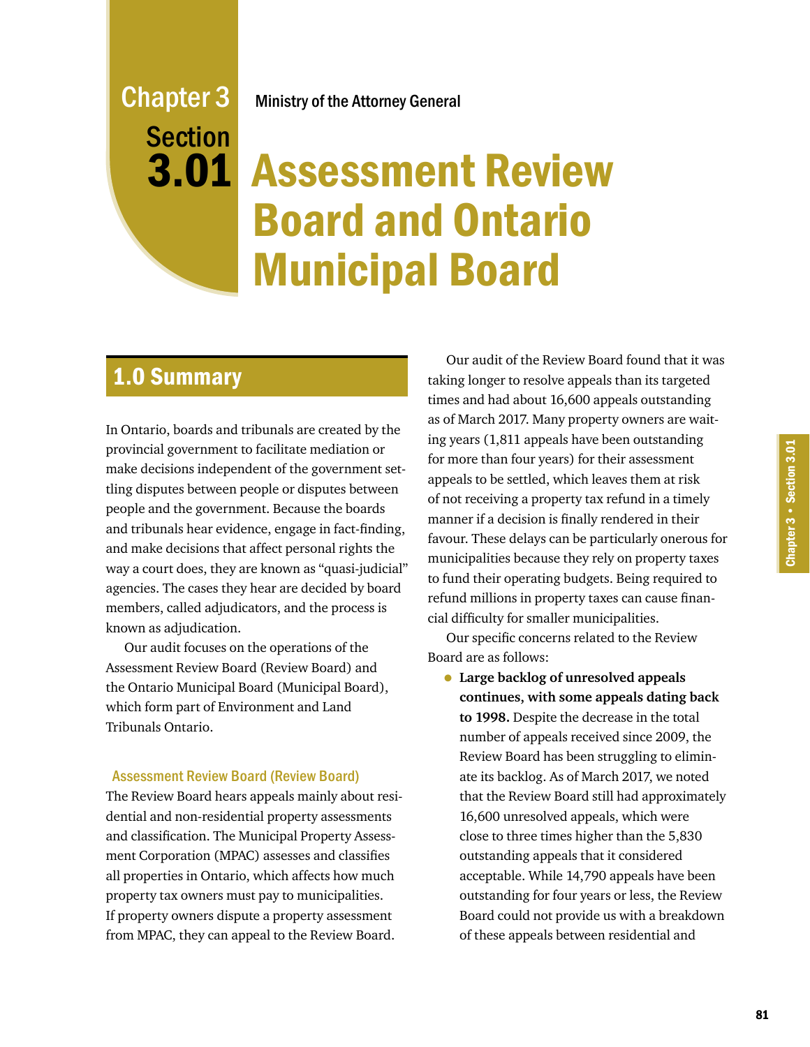# Chapter 3 Section 3.01

Ministry of the Attorney General

# Assessment Review Board and Ontario Municipal Board

## 1.0 Summary

In Ontario, boards and tribunals are created by the provincial government to facilitate mediation or make decisions independent of the government settling disputes between people or disputes between people and the government. Because the boards and tribunals hear evidence, engage in fact-finding, and make decisions that affect personal rights the way a court does, they are known as "quasi-judicial" agencies. The cases they hear are decided by board members, called adjudicators, and the process is known as adjudication.

Our audit focuses on the operations of the Assessment Review Board (Review Board) and the Ontario Municipal Board (Municipal Board), which form part of Environment and Land Tribunals Ontario.

### Assessment Review Board (Review Board)

The Review Board hears appeals mainly about residential and non-residential property assessments and classification. The Municipal Property Assessment Corporation (MPAC) assesses and classifies all properties in Ontario, which affects how much property tax owners must pay to municipalities. If property owners dispute a property assessment from MPAC, they can appeal to the Review Board.

Our audit of the Review Board found that it was taking longer to resolve appeals than its targeted times and had about 16,600 appeals outstanding as of March 2017. Many property owners are waiting years (1,811 appeals have been outstanding for more than four years) for their assessment appeals to be settled, which leaves them at risk of not receiving a property tax refund in a timely manner if a decision is finally rendered in their favour. These delays can be particularly onerous for municipalities because they rely on property taxes to fund their operating budgets. Being required to refund millions in property taxes can cause financial difficulty for smaller municipalities.

Our specific concerns related to the Review Board are as follows:

- **Large backlog of unresolved appeals continues, with some appeals dating back to 1998.** Despite the decrease in the total number of appeals received since 2009, the Review Board has been struggling to eliminate its backlog. As of March 2017, we noted that the Review Board still had approximately 16,600 unresolved appeals, which were close to three times higher than the 5,830 outstanding appeals that it considered acceptable. While 14,790 appeals have been outstanding for four years or less, the Review Board could not provide us with a breakdown of these appeals between residential and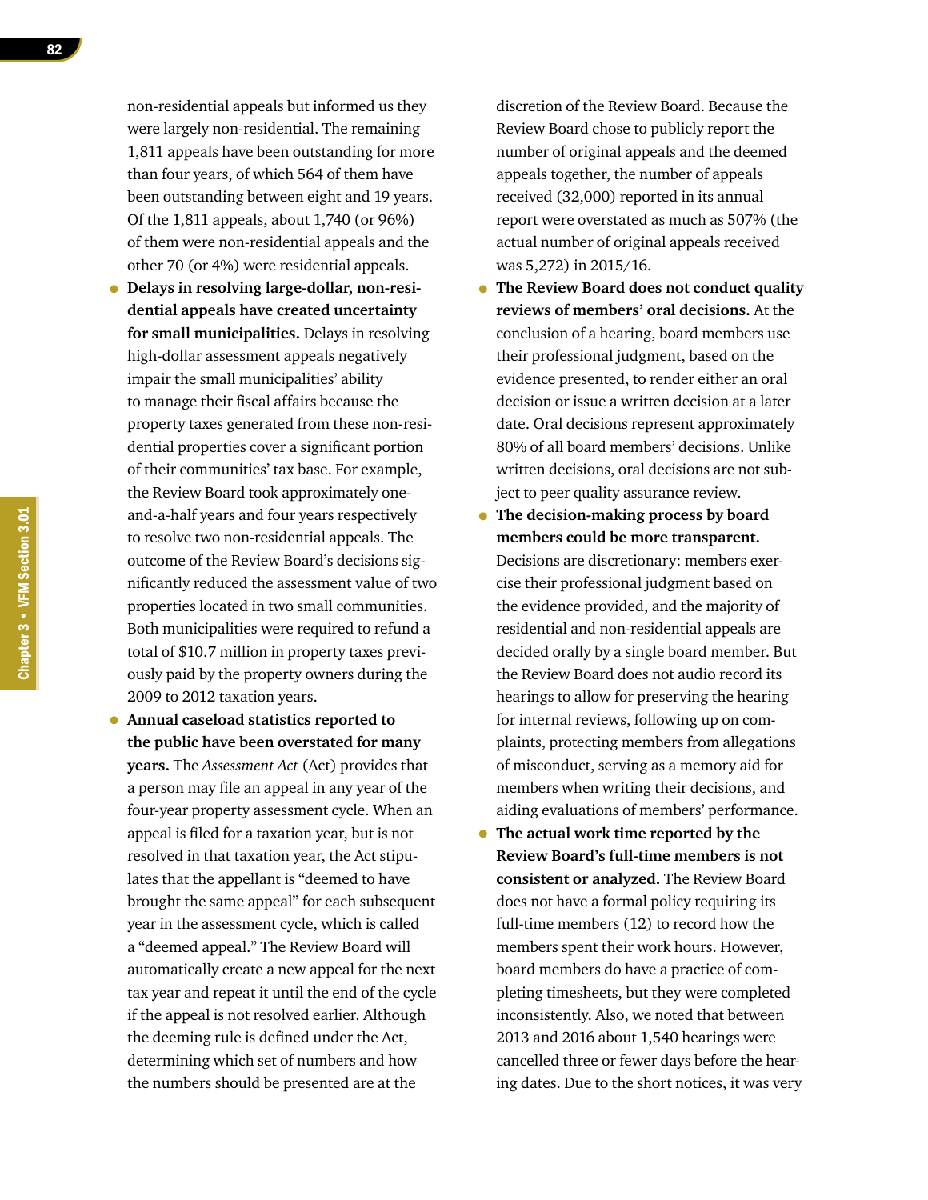non-residential appeals but informed us they were largely non-residential. The remaining 1,811 appeals have been outstanding for more than four years, of which 564 of them have been outstanding between eight and 19 years. Of the 1,811 appeals, about 1,740 (or 96%) of them were non-residential appeals and the other 70 (or 4%) were residential appeals.

- **Delays in resolving large-dollar, non-residential appeals have created uncertainty for small municipalities.** Delays in resolving high-dollar assessment appeals negatively impair the small municipalities' ability to manage their fiscal affairs because the property taxes generated from these non-residential properties cover a significant portion of their communities' tax base. For example, the Review Board took approximately one-and-a-half years and four years respectively to resolve two non-residential appeals. The outcome of the Review Board's decisions significantly reduced the assessment value of two properties located in two small communities. Both municipalities were required to refund a total of $10.7 million in property taxes previously paid by the property owners during the 2009 to 2012 taxation years.
- **Annual caseload statistics reported to the public have been overstated for many years.** The *Assessment Act* (Act) provides that a person may file an appeal in any year of the four-year property assessment cycle. When an appeal is filed for a taxation year, but is not resolved in that taxation year, the Act stipulates that the appellant is "deemed to have brought the same appeal" for each subsequent year in the assessment cycle, which is called a "deemed appeal." The Review Board will automatically create a new appeal for the next tax year and repeat it until the end of the cycle if the appeal is not resolved earlier. Although the deeming rule is defined under the Act, determining which set of numbers and how the numbers should be presented are at the discretion of the Review Board. Because the Review Board chose to publicly report the number of original appeals and the deemed appeals together, the number of appeals received (32,000) reported in its annual report were overstated as much as 507% (the actual number of original appeals received was 5,272) in 2015/16.
- **The Review Board does not conduct quality reviews of members' oral decisions.** At the conclusion of a hearing, board members use their professional judgment, based on the evidence presented, to render either an oral decision or issue a written decision at a later date. Oral decisions represent approximately 80% of all board members' decisions. Unlike written decisions, oral decisions are not subject to peer quality assurance review.
- **The decision-making process by board members could be more transparent.** Decisions are discretionary: members exercise their professional judgment based on the evidence provided, and the majority of residential and non-residential appeals are decided orally by a single board member. But the Review Board does not audio record its hearings to allow for preserving the hearing for internal reviews, following up on complaints, protecting members from allegations of misconduct, serving as a memory aid for members when writing their decisions, and aiding evaluations of members' performance.
- **The actual work time reported by the Review Board's full-time members is not consistent or analyzed.** The Review Board does not have a formal policy requiring its full-time members (12) to record how the members spent their work hours. However, board members do have a practice of completing timesheets, but they were completed inconsistently. Also, we noted that between 2013 and 2016 about 1,540 hearings were cancelled three or fewer days before the hearing dates. Due to the short notices, it was very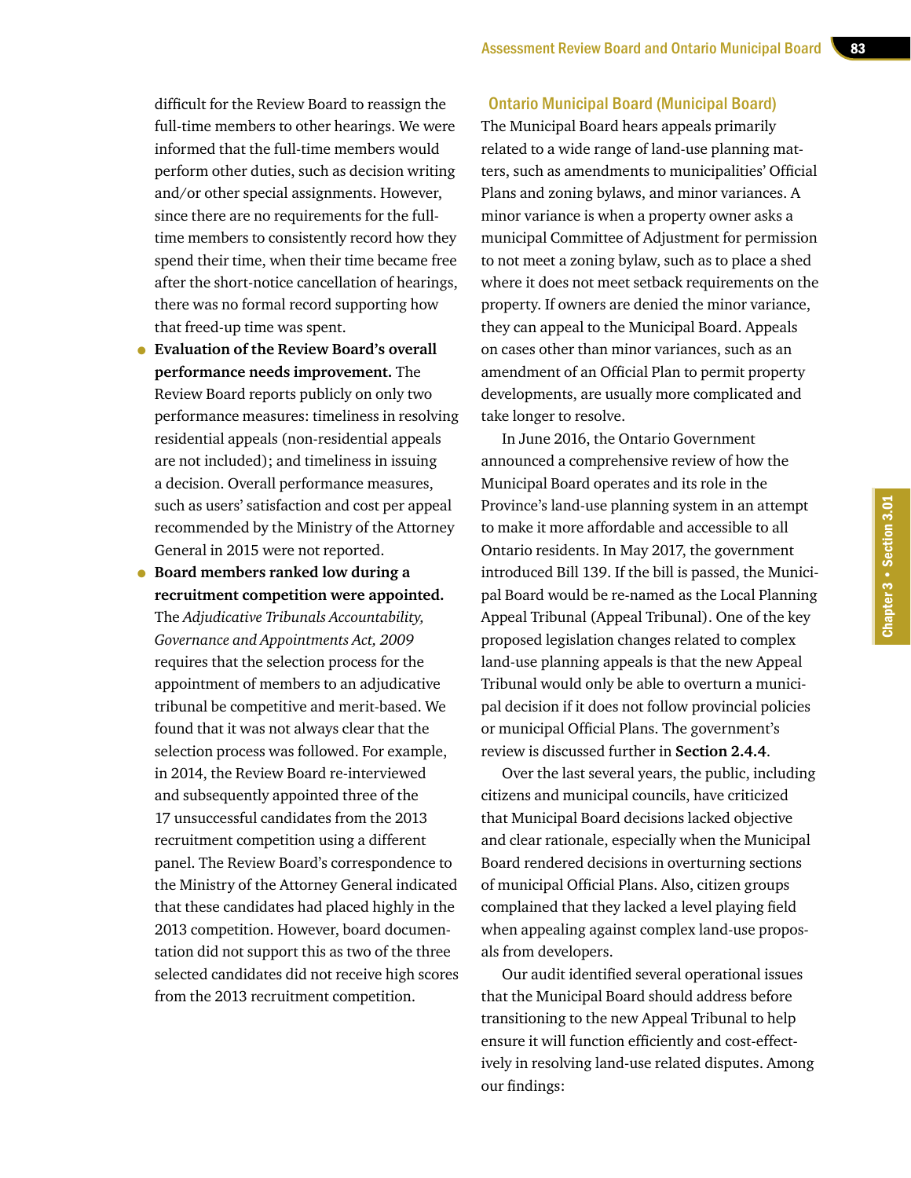difficult for the Review Board to reassign the full-time members to other hearings. We were informed that the full-time members would perform other duties, such as decision writing and/or other special assignments. However, since there are no requirements for the full-time members to consistently record how they spend their time, when their time became free after the short-notice cancellation of hearings, there was no formal record supporting how that freed-up time was spent.

- **Evaluation of the Review Board's overall performance needs improvement.** The Review Board reports publicly on only two performance measures: timeliness in resolving residential appeals (non-residential appeals are not included); and timeliness in issuing a decision. Overall performance measures, such as users' satisfaction and cost per appeal recommended by the Ministry of the Attorney General in 2015 were not reported.
- **Board members ranked low during a recruitment competition were appointed.** The *Adjudicative Tribunals Accountability, Governance and Appointments Act, 2009* requires that the selection process for the appointment of members to an adjudicative tribunal be competitive and merit-based. We found that it was not always clear that the selection process was followed. For example, in 2014, the Review Board re-interviewed and subsequently appointed three of the 17 unsuccessful candidates from the 2013 recruitment competition using a different panel. The Review Board's correspondence to the Ministry of the Attorney General indicated that these candidates had placed highly in the 2013 competition. However, board documentation did not support this as two of the three selected candidates did not receive high scores from the 2013 recruitment competition.

## Ontario Municipal Board (Municipal Board)

The Municipal Board hears appeals primarily related to a wide range of land-use planning matters, such as amendments to municipalities' Official Plans and zoning bylaws, and minor variances. A minor variance is when a property owner asks a municipal Committee of Adjustment for permission to not meet a zoning bylaw, such as to place a shed where it does not meet setback requirements on the property. If owners are denied the minor variance, they can appeal to the Municipal Board. Appeals on cases other than minor variances, such as an amendment of an Official Plan to permit property developments, are usually more complicated and take longer to resolve.

In June 2016, the Ontario Government announced a comprehensive review of how the Municipal Board operates and its role in the Province's land-use planning system in an attempt to make it more affordable and accessible to all Ontario residents. In May 2017, the government introduced Bill 139. If the bill is passed, the Municipal Board would be re-named as the Local Planning Appeal Tribunal (Appeal Tribunal). One of the key proposed legislation changes related to complex land-use planning appeals is that the new Appeal Tribunal would only be able to overturn a municipal decision if it does not follow provincial policies or municipal Official Plans. The government's review is discussed further in **Section 2.4.4**.

Over the last several years, the public, including citizens and municipal councils, have criticized that Municipal Board decisions lacked objective and clear rationale, especially when the Municipal Board rendered decisions in overturning sections of municipal Official Plans. Also, citizen groups complained that they lacked a level playing field when appealing against complex land-use proposals from developers.

Our audit identified several operational issues that the Municipal Board should address before transitioning to the new Appeal Tribunal to help ensure it will function efficiently and cost-effectively in resolving land-use related disputes. Among our findings: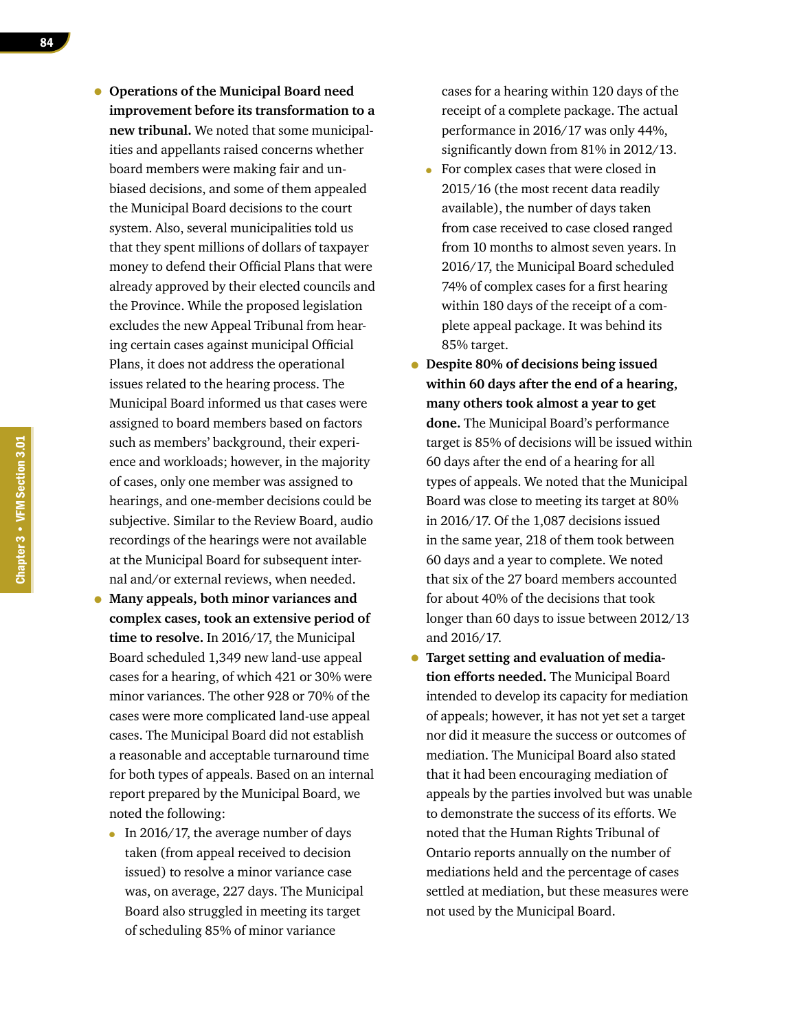- **Operations of the Municipal Board need improvement before its transformation to a new tribunal.** We noted that some municipalities and appellants raised concerns whether board members were making fair and unbiased decisions, and some of them appealed the Municipal Board decisions to the court system. Also, several municipalities told us that they spent millions of dollars of taxpayer money to defend their Official Plans that were already approved by their elected councils and the Province. While the proposed legislation excludes the new Appeal Tribunal from hearing certain cases against municipal Official Plans, it does not address the operational issues related to the hearing process. The Municipal Board informed us that cases were assigned to board members based on factors such as members' background, their experience and workloads; however, in the majority of cases, only one member was assigned to hearings, and one-member decisions could be subjective. Similar to the Review Board, audio recordings of the hearings were not available at the Municipal Board for subsequent internal and/or external reviews, when needed.
- **Many appeals, both minor variances and complex cases, took an extensive period of time to resolve.** In 2016/17, the Municipal Board scheduled 1,349 new land-use appeal cases for a hearing, of which 421 or 30% were minor variances. The other 928 or 70% of the cases were more complicated land-use appeal cases. The Municipal Board did not establish a reasonable and acceptable turnaround time for both types of appeals. Based on an internal report prepared by the Municipal Board, we noted the following:
  - In 2016/17, the average number of days taken (from appeal received to decision issued) to resolve a minor variance case was, on average, 227 days. The Municipal Board also struggled in meeting its target of scheduling 85% of minor variance cases for a hearing within 120 days of the receipt of a complete package. The actual performance in 2016/17 was only 44%, significantly down from 81% in 2012/13.
  - For complex cases that were closed in 2015/16 (the most recent data readily available), the number of days taken from case received to case closed ranged from 10 months to almost seven years. In 2016/17, the Municipal Board scheduled 74% of complex cases for a first hearing within 180 days of the receipt of a complete appeal package. It was behind its 85% target.
- **Despite 80% of decisions being issued within 60 days after the end of a hearing, many others took almost a year to get done.** The Municipal Board's performance target is 85% of decisions will be issued within 60 days after the end of a hearing for all types of appeals. We noted that the Municipal Board was close to meeting its target at 80% in 2016/17. Of the 1,087 decisions issued in the same year, 218 of them took between 60 days and a year to complete. We noted that six of the 27 board members accounted for about 40% of the decisions that took longer than 60 days to issue between 2012/13 and 2016/17.
- **Target setting and evaluation of mediation efforts needed.** The Municipal Board intended to develop its capacity for mediation of appeals; however, it has not yet set a target nor did it measure the success or outcomes of mediation. The Municipal Board also stated that it had been encouraging mediation of appeals by the parties involved but was unable to demonstrate the success of its efforts. We noted that the Human Rights Tribunal of Ontario reports annually on the number of mediations held and the percentage of cases settled at mediation, but these measures were not used by the Municipal Board.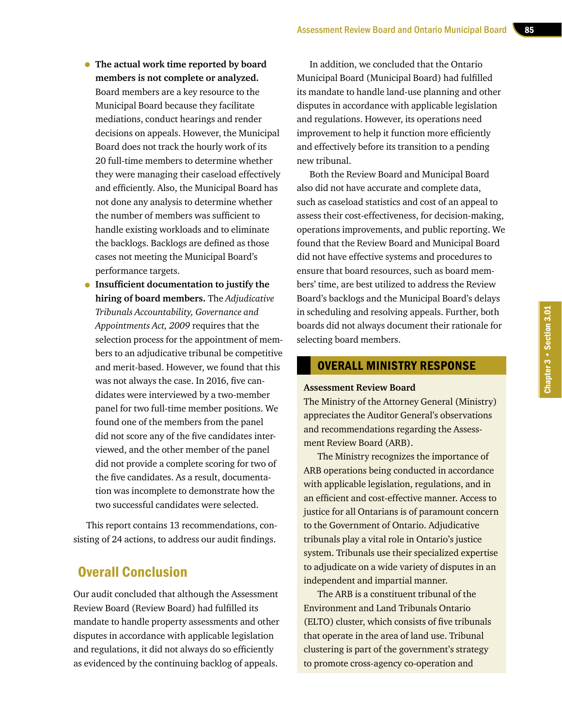- **The actual work time reported by board members is not complete or analyzed.** Board members are a key resource to the Municipal Board because they facilitate mediations, conduct hearings and render decisions on appeals. However, the Municipal Board does not track the hourly work of its 20 full-time members to determine whether they were managing their caseload effectively and efficiently. Also, the Municipal Board has not done any analysis to determine whether the number of members was sufficient to handle existing workloads and to eliminate the backlogs. Backlogs are defined as those cases not meeting the Municipal Board's performance targets.
- **Insufficient documentation to justify the hiring of board members.** The *Adjudicative Tribunals Accountability, Governance and Appointments Act, 2009* requires that the selection process for the appointment of members to an adjudicative tribunal be competitive and merit-based. However, we found that this was not always the case. In 2016, five candidates were interviewed by a two-member panel for two full-time member positions. We found one of the members from the panel did not score any of the five candidates interviewed, and the other member of the panel did not provide a complete scoring for two of the five candidates. As a result, documentation was incomplete to demonstrate how the two successful candidates were selected.

This report contains 13 recommendations, consisting of 24 actions, to address our audit findings.

## Overall Conclusion

Our audit concluded that although the Assessment Review Board (Review Board) had fulfilled its mandate to handle property assessments and other disputes in accordance with applicable legislation and regulations, it did not always do so efficiently as evidenced by the continuing backlog of appeals.

In addition, we concluded that the Ontario Municipal Board (Municipal Board) had fulfilled its mandate to handle land-use planning and other disputes in accordance with applicable legislation and regulations. However, its operations need improvement to help it function more efficiently and effectively before its transition to a pending new tribunal.

Both the Review Board and Municipal Board also did not have accurate and complete data, such as caseload statistics and cost of an appeal to assess their cost-effectiveness, for decision-making, operations improvements, and public reporting. We found that the Review Board and Municipal Board did not have effective systems and procedures to ensure that board resources, such as board members' time, are best utilized to address the Review Board's backlogs and the Municipal Board's delays in scheduling and resolving appeals. Further, both boards did not always document their rationale for selecting board members.

## OVERALL MINISTRY RESPONSE

**Assessment Review Board**

The Ministry of the Attorney General (Ministry) appreciates the Auditor General's observations and recommendations regarding the Assessment Review Board (ARB).

The Ministry recognizes the importance of ARB operations being conducted in accordance with applicable legislation, regulations, and in an efficient and cost-effective manner. Access to justice for all Ontarians is of paramount concern to the Government of Ontario. Adjudicative tribunals play a vital role in Ontario's justice system. Tribunals use their specialized expertise to adjudicate on a wide variety of disputes in an independent and impartial manner.

The ARB is a constituent tribunal of the Environment and Land Tribunals Ontario (ELTO) cluster, which consists of five tribunals that operate in the area of land use. Tribunal clustering is part of the government's strategy to promote cross-agency co-operation and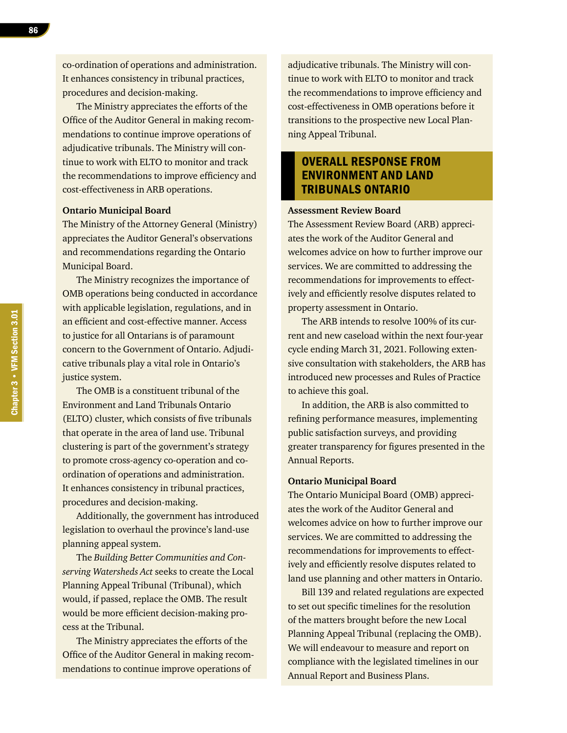co-ordination of operations and administration. It enhances consistency in tribunal practices, procedures and decision-making.

The Ministry appreciates the efforts of the Office of the Auditor General in making recommendations to continue improve operations of adjudicative tribunals. The Ministry will continue to work with ELTO to monitor and track the recommendations to improve efficiency and cost-effectiveness in ARB operations.

**Ontario Municipal Board**

The Ministry of the Attorney General (Ministry) appreciates the Auditor General's observations and recommendations regarding the Ontario Municipal Board.

The Ministry recognizes the importance of OMB operations being conducted in accordance with applicable legislation, regulations, and in an efficient and cost-effective manner. Access to justice for all Ontarians is of paramount concern to the Government of Ontario. Adjudicative tribunals play a vital role in Ontario's justice system.

The OMB is a constituent tribunal of the Environment and Land Tribunals Ontario (ELTO) cluster, which consists of five tribunals that operate in the area of land use. Tribunal clustering is part of the government's strategy to promote cross-agency co-operation and co-ordination of operations and administration. It enhances consistency in tribunal practices, procedures and decision-making.

Additionally, the government has introduced legislation to overhaul the province's land-use planning appeal system.

The *Building Better Communities and Conserving Watersheds Act* seeks to create the Local Planning Appeal Tribunal (Tribunal), which would, if passed, replace the OMB. The result would be more efficient decision-making process at the Tribunal.

The Ministry appreciates the efforts of the Office of the Auditor General in making recommendations to continue improve operations of adjudicative tribunals. The Ministry will continue to work with ELTO to monitor and track the recommendations to improve efficiency and cost-effectiveness in OMB operations before it transitions to the prospective new Local Planning Appeal Tribunal.

## OVERALL RESPONSE FROM ENVIRONMENT AND LAND TRIBUNALS ONTARIO

**Assessment Review Board**

The Assessment Review Board (ARB) appreciates the work of the Auditor General and welcomes advice on how to further improve our services. We are committed to addressing the recommendations for improvements to effectively and efficiently resolve disputes related to property assessment in Ontario.

The ARB intends to resolve 100% of its current and new caseload within the next four-year cycle ending March 31, 2021. Following extensive consultation with stakeholders, the ARB has introduced new processes and Rules of Practice to achieve this goal.

In addition, the ARB is also committed to refining performance measures, implementing public satisfaction surveys, and providing greater transparency for figures presented in the Annual Reports.

**Ontario Municipal Board**

The Ontario Municipal Board (OMB) appreciates the work of the Auditor General and welcomes advice on how to further improve our services. We are committed to addressing the recommendations for improvements to effectively and efficiently resolve disputes related to land use planning and other matters in Ontario.

Bill 139 and related regulations are expected to set out specific timelines for the resolution of the matters brought before the new Local Planning Appeal Tribunal (replacing the OMB). We will endeavour to measure and report on compliance with the legislated timelines in our Annual Report and Business Plans.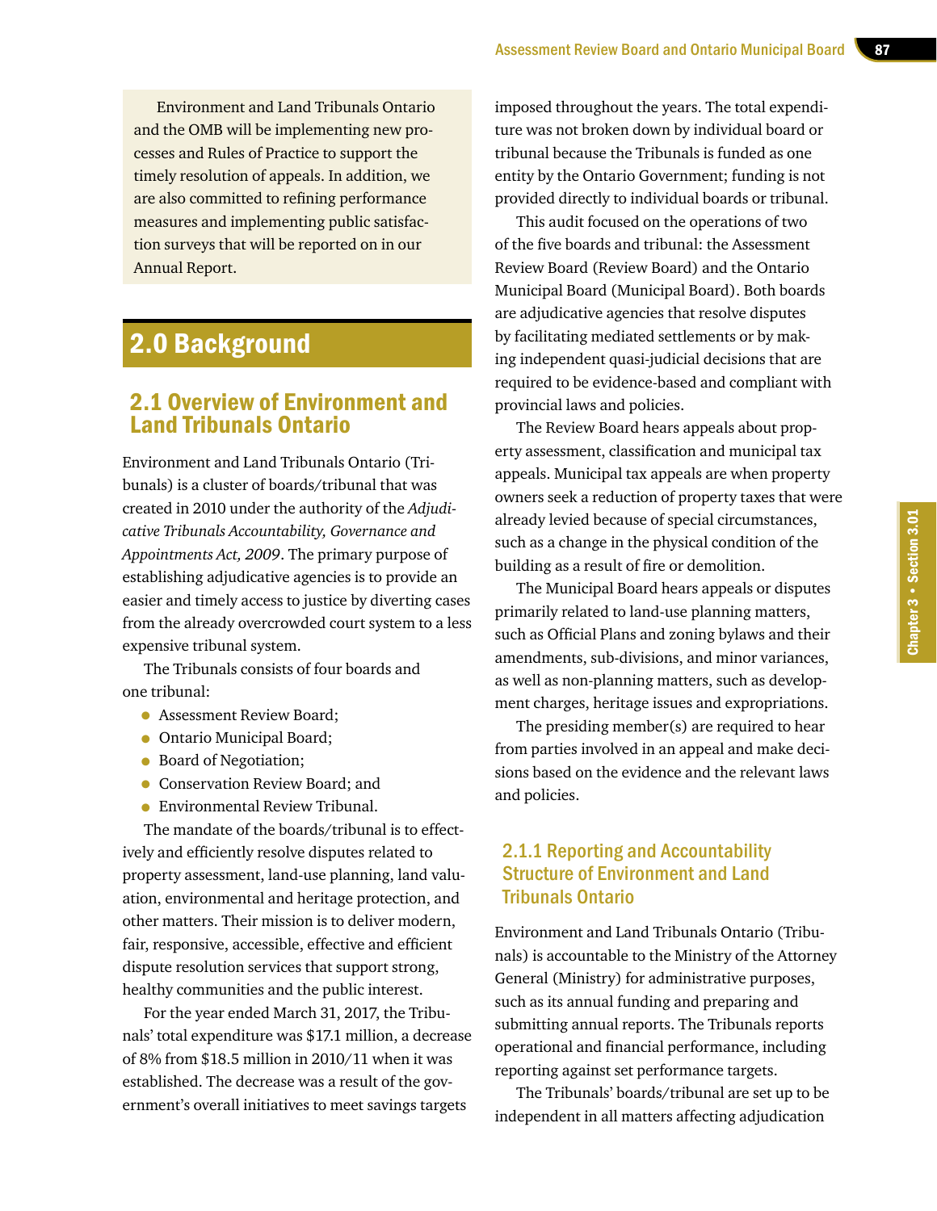Environment and Land Tribunals Ontario and the OMB will be implementing new processes and Rules of Practice to support the timely resolution of appeals. In addition, we are also committed to refining performance measures and implementing public satisfaction surveys that will be reported on in our Annual Report.

## 2.0 Background

### 2.1 Overview of Environment and Land Tribunals Ontario

Environment and Land Tribunals Ontario (Tribunals) is a cluster of boards/tribunal that was created in 2010 under the authority of the *Adjudicative Tribunals Accountability, Governance and Appointments Act, 2009*. The primary purpose of establishing adjudicative agencies is to provide an easier and timely access to justice by diverting cases from the already overcrowded court system to a less expensive tribunal system.

The Tribunals consists of four boards and one tribunal:

- Assessment Review Board;
- Ontario Municipal Board;
- Board of Negotiation;
- Conservation Review Board; and
- Environmental Review Tribunal.

The mandate of the boards/tribunal is to effectively and efficiently resolve disputes related to property assessment, land-use planning, land valuation, environmental and heritage protection, and other matters. Their mission is to deliver modern, fair, responsive, accessible, effective and efficient dispute resolution services that support strong, healthy communities and the public interest.

For the year ended March 31, 2017, the Tribunals' total expenditure was $17.1 million, a decrease of 8% from $18.5 million in 2010/11 when it was established. The decrease was a result of the government's overall initiatives to meet savings targets imposed throughout the years. The total expenditure was not broken down by individual board or tribunal because the Tribunals is funded as one entity by the Ontario Government; funding is not provided directly to individual boards or tribunal.

This audit focused on the operations of two of the five boards and tribunal: the Assessment Review Board (Review Board) and the Ontario Municipal Board (Municipal Board). Both boards are adjudicative agencies that resolve disputes by facilitating mediated settlements or by making independent quasi-judicial decisions that are required to be evidence-based and compliant with provincial laws and policies.

The Review Board hears appeals about property assessment, classification and municipal tax appeals. Municipal tax appeals are when property owners seek a reduction of property taxes that were already levied because of special circumstances, such as a change in the physical condition of the building as a result of fire or demolition.

The Municipal Board hears appeals or disputes primarily related to land-use planning matters, such as Official Plans and zoning bylaws and their amendments, sub-divisions, and minor variances, as well as non-planning matters, such as development charges, heritage issues and expropriations.

The presiding member(s) are required to hear from parties involved in an appeal and make decisions based on the evidence and the relevant laws and policies.

#### 2.1.1 Reporting and Accountability Structure of Environment and Land Tribunals Ontario

Environment and Land Tribunals Ontario (Tribunals) is accountable to the Ministry of the Attorney General (Ministry) for administrative purposes, such as its annual funding and preparing and submitting annual reports. The Tribunals reports operational and financial performance, including reporting against set performance targets.

The Tribunals' boards/tribunal are set up to be independent in all matters affecting adjudication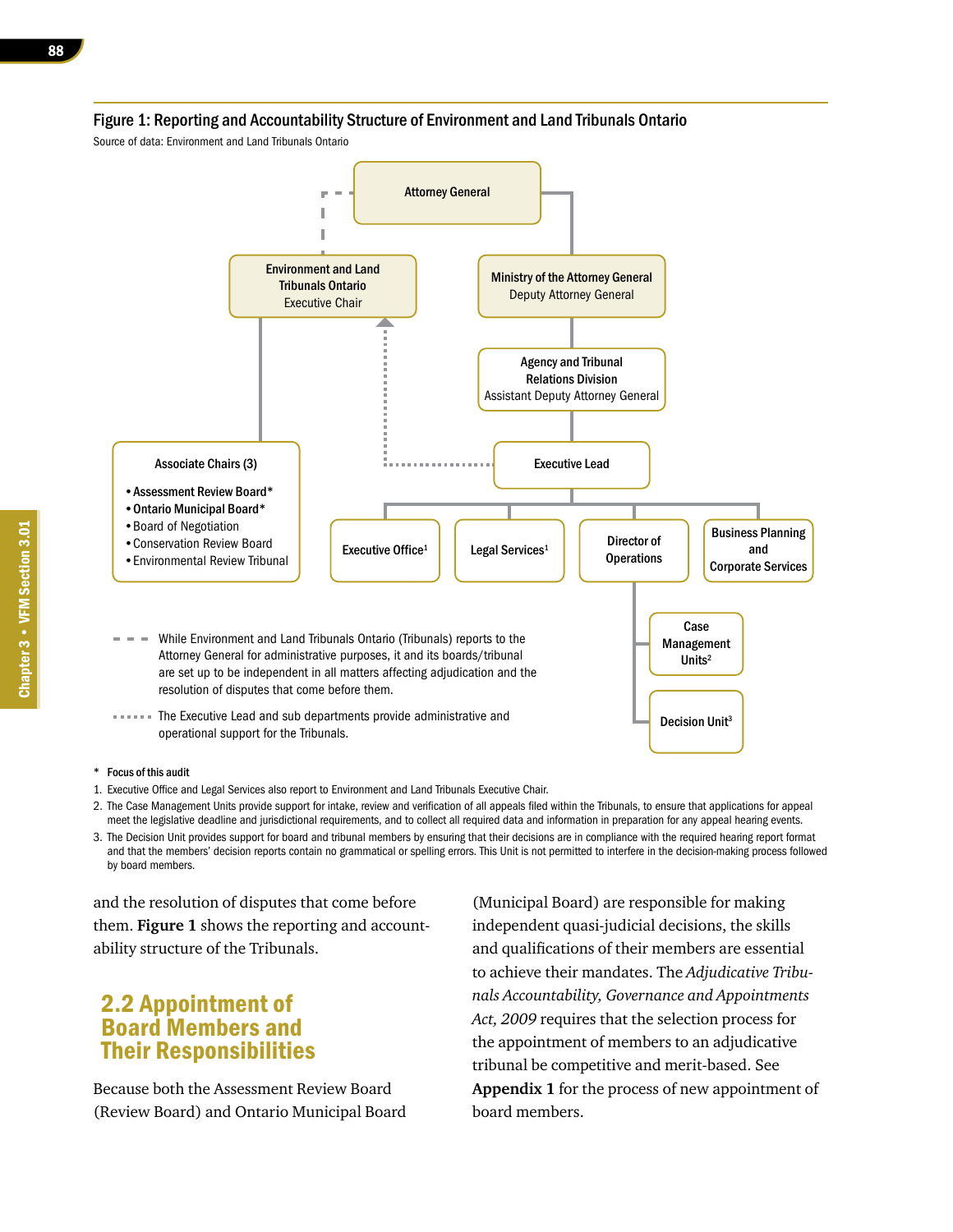**Figure 1: Reporting and Accountability Structure of Environment and Land Tribunals Ontario**

Source of data: Environment and Land Tribunals Ontario

Attorney General

Environment and Land Tribunals Ontario
Executive Chair

Ministry of the Attorney General
Deputy Attorney General

Agency and Tribunal Relations Division
Assistant Deputy Attorney General

Associate Chairs (3)
- Assessment Review Board*
- Ontario Municipal Board*
- Board of Negotiation
- Conservation Review Board
- Environmental Review Tribunal

Executive Lead

Executive Office[1]

Legal Services[1]

Director of Operations

Business Planning and Corporate Services

Case Management Units[2]

Decision Unit[3]

- - - While Environment and Land Tribunals Ontario (Tribunals) reports to the Attorney General for administrative purposes, it and its boards/tribunal are set up to be independent in all matters affecting adjudication and the resolution of disputes that come before them.

...... The Executive Lead and sub departments provide administrative and operational support for the Tribunals.

\* Focus of this audit

1. Executive Office and Legal Services also report to Environment and Land Tribunals Executive Chair.
2. The Case Management Units provide support for intake, review and verification of all appeals filed within the Tribunals, to ensure that applications for appeal meet the legislative deadline and jurisdictional requirements, and to collect all required data and information in preparation for any appeal hearing events.
3. The Decision Unit provides support for board and tribunal members by ensuring that their decisions are in compliance with the required hearing report format and that the members' decision reports contain no grammatical or spelling errors. This Unit is not permitted to interfere in the decision-making process followed by board members.

and the resolution of disputes that come before them. **Figure 1** shows the reporting and accountability structure of the Tribunals.

## 2.2 Appointment of Board Members and Their Responsibilities

Because both the Assessment Review Board (Review Board) and Ontario Municipal Board (Municipal Board) are responsible for making independent quasi-judicial decisions, the skills and qualifications of their members are essential to achieve their mandates. The *Adjudicative Tribunals Accountability, Governance and Appointments Act, 2009* requires that the selection process for the appointment of members to an adjudicative tribunal be competitive and merit-based. See **Appendix 1** for the process of new appointment of board members.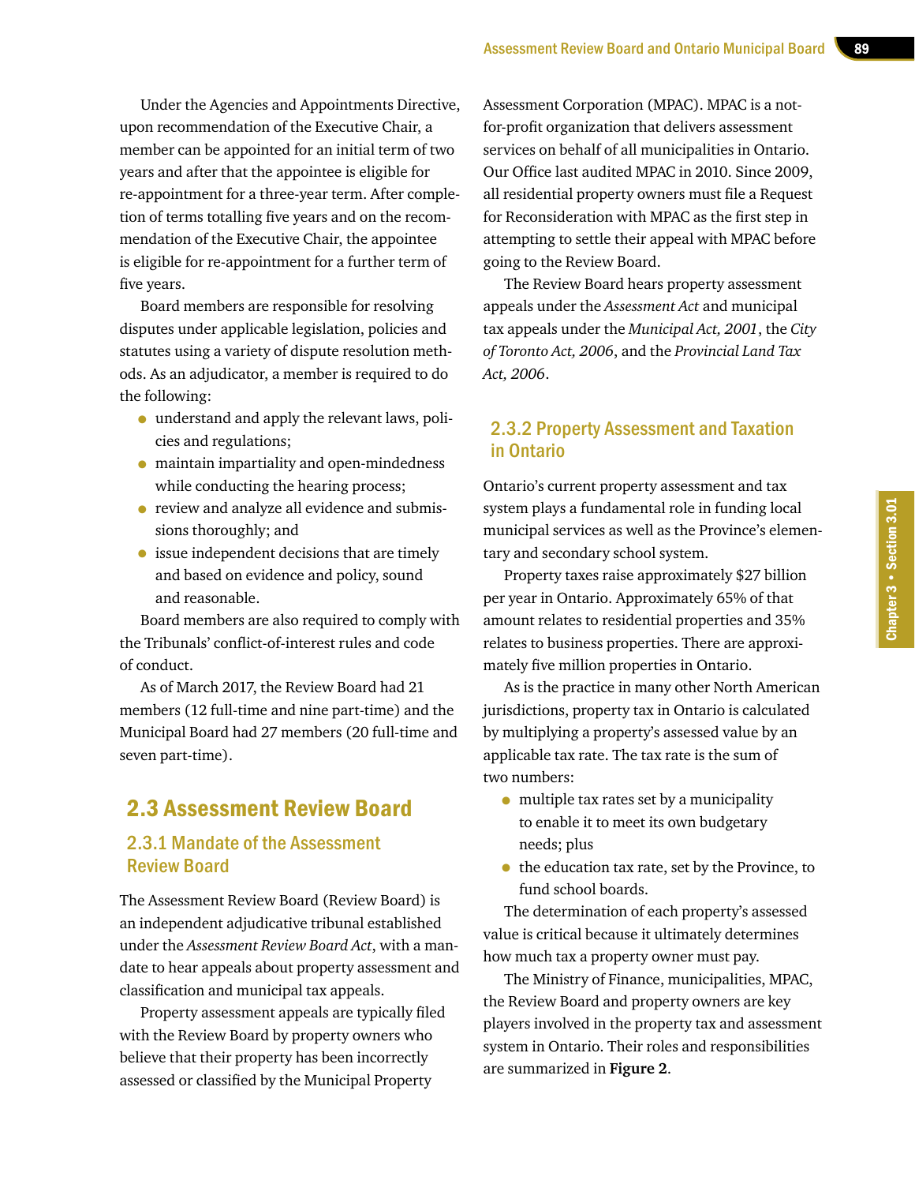Under the Agencies and Appointments Directive, upon recommendation of the Executive Chair, a member can be appointed for an initial term of two years and after that the appointee is eligible for re-appointment for a three-year term. After completion of terms totalling five years and on the recommendation of the Executive Chair, the appointee is eligible for re-appointment for a further term of five years.

Board members are responsible for resolving disputes under applicable legislation, policies and statutes using a variety of dispute resolution methods. As an adjudicator, a member is required to do the following:

- understand and apply the relevant laws, policies and regulations;
- maintain impartiality and open-mindedness while conducting the hearing process;
- review and analyze all evidence and submissions thoroughly; and
- issue independent decisions that are timely and based on evidence and policy, sound and reasonable.

Board members are also required to comply with the Tribunals' conflict-of-interest rules and code of conduct.

As of March 2017, the Review Board had 21 members (12 full-time and nine part-time) and the Municipal Board had 27 members (20 full-time and seven part-time).

## 2.3 Assessment Review Board

### 2.3.1 Mandate of the Assessment Review Board

The Assessment Review Board (Review Board) is an independent adjudicative tribunal established under the *Assessment Review Board Act*, with a mandate to hear appeals about property assessment and classification and municipal tax appeals.

Property assessment appeals are typically filed with the Review Board by property owners who believe that their property has been incorrectly assessed or classified by the Municipal Property Assessment Corporation (MPAC). MPAC is a not-for-profit organization that delivers assessment services on behalf of all municipalities in Ontario. Our Office last audited MPAC in 2010. Since 2009, all residential property owners must file a Request for Reconsideration with MPAC as the first step in attempting to settle their appeal with MPAC before going to the Review Board.

The Review Board hears property assessment appeals under the *Assessment Act* and municipal tax appeals under the *Municipal Act, 2001*, the *City of Toronto Act, 2006*, and the *Provincial Land Tax Act, 2006*.

### 2.3.2 Property Assessment and Taxation in Ontario

Ontario's current property assessment and tax system plays a fundamental role in funding local municipal services as well as the Province's elementary and secondary school system.

Property taxes raise approximately $27 billion per year in Ontario. Approximately 65% of that amount relates to residential properties and 35% relates to business properties. There are approximately five million properties in Ontario.

As is the practice in many other North American jurisdictions, property tax in Ontario is calculated by multiplying a property's assessed value by an applicable tax rate. The tax rate is the sum of two numbers:

- multiple tax rates set by a municipality to enable it to meet its own budgetary needs; plus
- the education tax rate, set by the Province, to fund school boards.

The determination of each property's assessed value is critical because it ultimately determines how much tax a property owner must pay.

The Ministry of Finance, municipalities, MPAC, the Review Board and property owners are key players involved in the property tax and assessment system in Ontario. Their roles and responsibilities are summarized in **Figure 2**.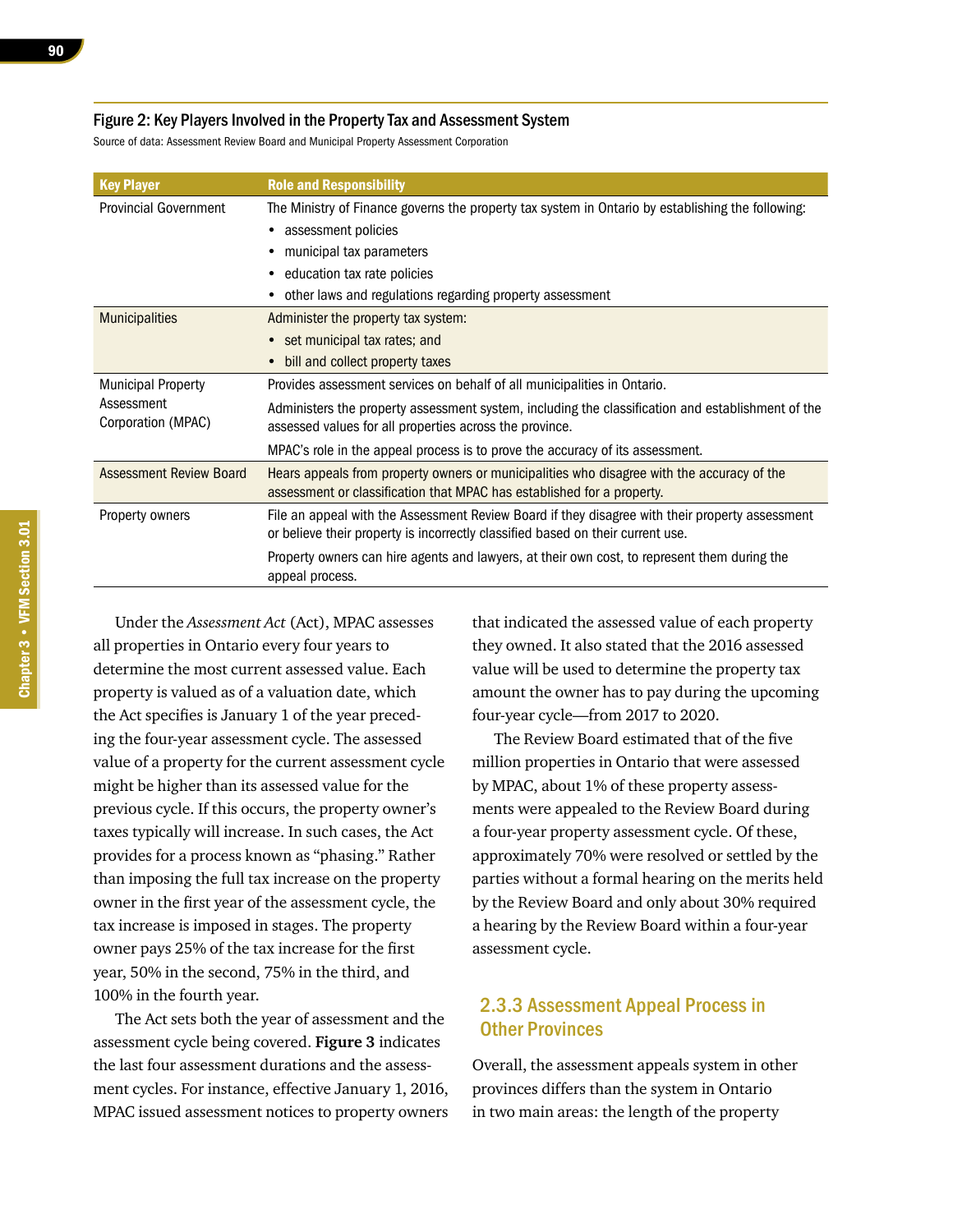Figure 2: Key Players Involved in the Property Tax and Assessment System

Source of data: Assessment Review Board and Municipal Property Assessment Corporation

| Key Player | Role and Responsibility |
|---|---|
| Provincial Government | The Ministry of Finance governs the property tax system in Ontario by establishing the following:<br>• assessment policies<br>• municipal tax parameters<br>• education tax rate policies<br>• other laws and regulations regarding property assessment |
| Municipalities | Administer the property tax system:<br>• set municipal tax rates; and<br>• bill and collect property taxes |
| Municipal Property Assessment Corporation (MPAC) | Provides assessment services on behalf of all municipalities in Ontario.<br>Administers the property assessment system, including the classification and establishment of the assessed values for all properties across the province.<br>MPAC's role in the appeal process is to prove the accuracy of its assessment. |
| Assessment Review Board | Hears appeals from property owners or municipalities who disagree with the accuracy of the assessment or classification that MPAC has established for a property. |
| Property owners | File an appeal with the Assessment Review Board if they disagree with their property assessment or believe their property is incorrectly classified based on their current use.<br>Property owners can hire agents and lawyers, at their own cost, to represent them during the appeal process. |

Under the *Assessment Act* (Act), MPAC assesses all properties in Ontario every four years to determine the most current assessed value. Each property is valued as of a valuation date, which the Act specifies is January 1 of the year preceding the four-year assessment cycle. The assessed value of a property for the current assessment cycle might be higher than its assessed value for the previous cycle. If this occurs, the property owner's taxes typically will increase. In such cases, the Act provides for a process known as "phasing." Rather than imposing the full tax increase on the property owner in the first year of the assessment cycle, the tax increase is imposed in stages. The property owner pays 25% of the tax increase for the first year, 50% in the second, 75% in the third, and 100% in the fourth year.

The Act sets both the year of assessment and the assessment cycle being covered. **Figure 3** indicates the last four assessment durations and the assessment cycles. For instance, effective January 1, 2016, MPAC issued assessment notices to property owners that indicated the assessed value of each property they owned. It also stated that the 2016 assessed value will be used to determine the property tax amount the owner has to pay during the upcoming four-year cycle—from 2017 to 2020.

The Review Board estimated that of the five million properties in Ontario that were assessed by MPAC, about 1% of these property assessments were appealed to the Review Board during a four-year property assessment cycle. Of these, approximately 70% were resolved or settled by the parties without a formal hearing on the merits held by the Review Board and only about 30% required a hearing by the Review Board within a four-year assessment cycle.

### 2.3.3 Assessment Appeal Process in Other Provinces

Overall, the assessment appeals system in other provinces differs than the system in Ontario in two main areas: the length of the property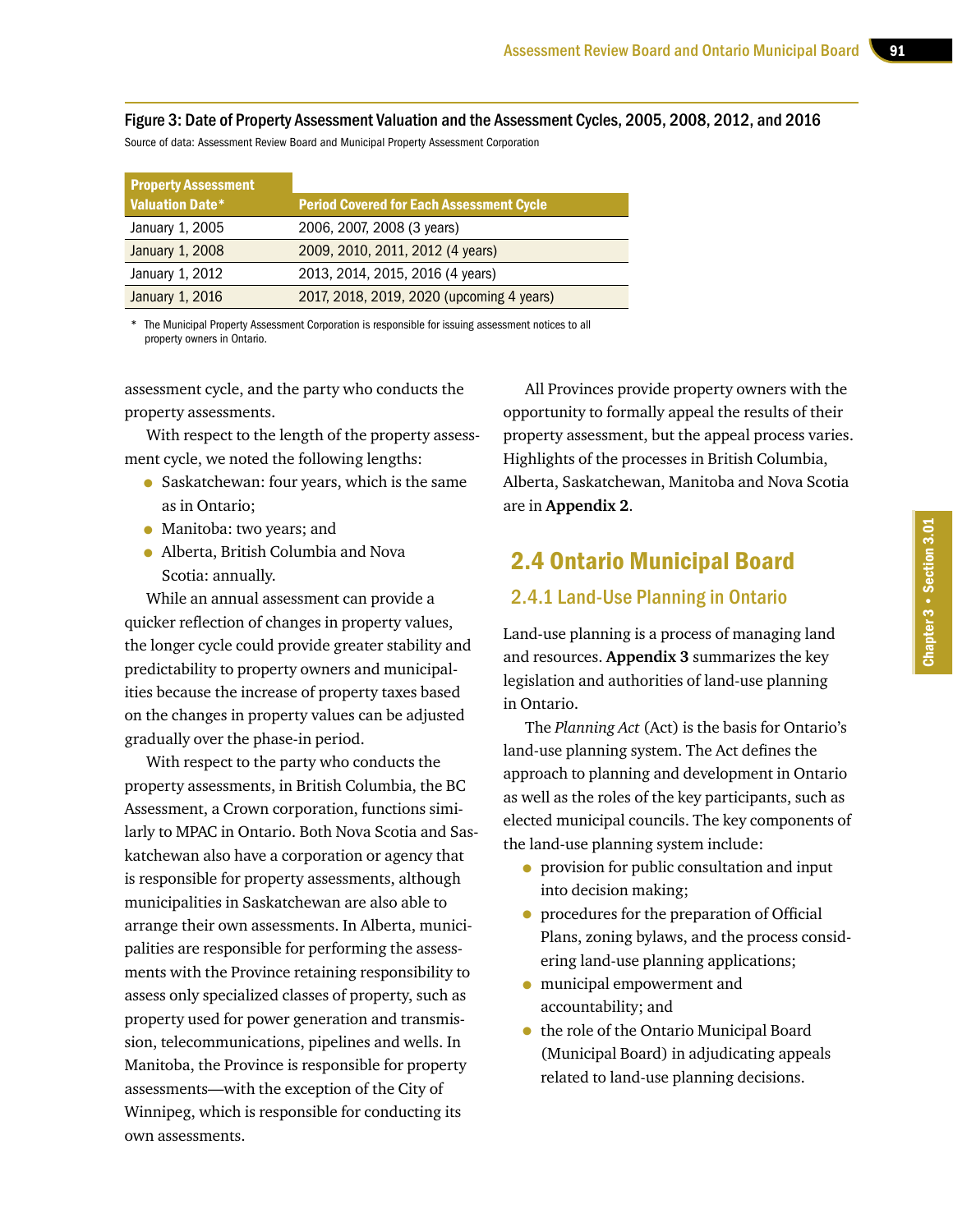Figure 3: Date of Property Assessment Valuation and the Assessment Cycles, 2005, 2008, 2012, and 2016

Source of data: Assessment Review Board and Municipal Property Assessment Corporation

| Property Assessment Valuation Date* | Period Covered for Each Assessment Cycle |
|---|---|
| January 1, 2005 | 2006, 2007, 2008 (3 years) |
| January 1, 2008 | 2009, 2010, 2011, 2012 (4 years) |
| January 1, 2012 | 2013, 2014, 2015, 2016 (4 years) |
| January 1, 2016 | 2017, 2018, 2019, 2020 (upcoming 4 years) |

* The Municipal Property Assessment Corporation is responsible for issuing assessment notices to all property owners in Ontario.

assessment cycle, and the party who conducts the property assessments.

With respect to the length of the property assessment cycle, we noted the following lengths:

- Saskatchewan: four years, which is the same as in Ontario;
- Manitoba: two years; and
- Alberta, British Columbia and Nova Scotia: annually.

While an annual assessment can provide a quicker reflection of changes in property values, the longer cycle could provide greater stability and predictability to property owners and municipalities because the increase of property taxes based on the changes in property values can be adjusted gradually over the phase-in period.

With respect to the party who conducts the property assessments, in British Columbia, the BC Assessment, a Crown corporation, functions similarly to MPAC in Ontario. Both Nova Scotia and Saskatchewan also have a corporation or agency that is responsible for property assessments, although municipalities in Saskatchewan are also able to arrange their own assessments. In Alberta, municipalities are responsible for performing the assessments with the Province retaining responsibility to assess only specialized classes of property, such as property used for power generation and transmission, telecommunications, pipelines and wells. In Manitoba, the Province is responsible for property assessments—with the exception of the City of Winnipeg, which is responsible for conducting its own assessments.

All Provinces provide property owners with the opportunity to formally appeal the results of their property assessment, but the appeal process varies. Highlights of the processes in British Columbia, Alberta, Saskatchewan, Manitoba and Nova Scotia are in **Appendix 2**.

## 2.4 Ontario Municipal Board

### 2.4.1 Land-Use Planning in Ontario

Land-use planning is a process of managing land and resources. **Appendix 3** summarizes the key legislation and authorities of land-use planning in Ontario.

The *Planning Act* (Act) is the basis for Ontario's land-use planning system. The Act defines the approach to planning and development in Ontario as well as the roles of the key participants, such as elected municipal councils. The key components of the land-use planning system include:

- provision for public consultation and input into decision making;
- procedures for the preparation of Official Plans, zoning bylaws, and the process considering land-use planning applications;
- municipal empowerment and accountability; and
- the role of the Ontario Municipal Board (Municipal Board) in adjudicating appeals related to land-use planning decisions.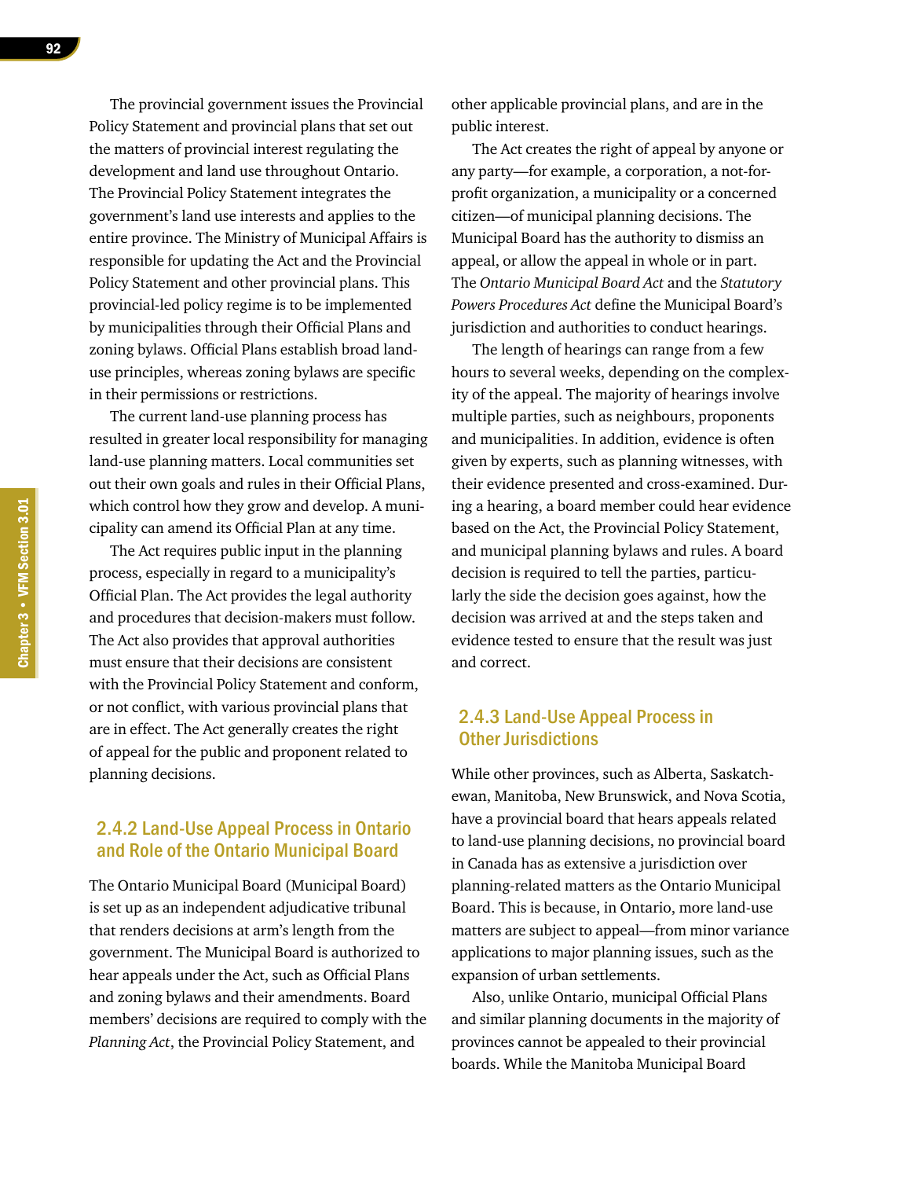The provincial government issues the Provincial Policy Statement and provincial plans that set out the matters of provincial interest regulating the development and land use throughout Ontario. The Provincial Policy Statement integrates the government's land use interests and applies to the entire province. The Ministry of Municipal Affairs is responsible for updating the Act and the Provincial Policy Statement and other provincial plans. This provincial-led policy regime is to be implemented by municipalities through their Official Plans and zoning bylaws. Official Plans establish broad land-use principles, whereas zoning bylaws are specific in their permissions or restrictions.

The current land-use planning process has resulted in greater local responsibility for managing land-use planning matters. Local communities set out their own goals and rules in their Official Plans, which control how they grow and develop. A municipality can amend its Official Plan at any time.

The Act requires public input in the planning process, especially in regard to a municipality's Official Plan. The Act provides the legal authority and procedures that decision-makers must follow. The Act also provides that approval authorities must ensure that their decisions are consistent with the Provincial Policy Statement and conform, or not conflict, with various provincial plans that are in effect. The Act generally creates the right of appeal for the public and proponent related to planning decisions.

### 2.4.2 Land-Use Appeal Process in Ontario and Role of the Ontario Municipal Board

The Ontario Municipal Board (Municipal Board) is set up as an independent adjudicative tribunal that renders decisions at arm's length from the government. The Municipal Board is authorized to hear appeals under the Act, such as Official Plans and zoning bylaws and their amendments. Board members' decisions are required to comply with the *Planning Act*, the Provincial Policy Statement, and other applicable provincial plans, and are in the public interest.

The Act creates the right of appeal by anyone or any party—for example, a corporation, a not-for-profit organization, a municipality or a concerned citizen—of municipal planning decisions. The Municipal Board has the authority to dismiss an appeal, or allow the appeal in whole or in part. The *Ontario Municipal Board Act* and the *Statutory Powers Procedures Act* define the Municipal Board's jurisdiction and authorities to conduct hearings.

The length of hearings can range from a few hours to several weeks, depending on the complexity of the appeal. The majority of hearings involve multiple parties, such as neighbours, proponents and municipalities. In addition, evidence is often given by experts, such as planning witnesses, with their evidence presented and cross-examined. During a hearing, a board member could hear evidence based on the Act, the Provincial Policy Statement, and municipal planning bylaws and rules. A board decision is required to tell the parties, particularly the side the decision goes against, how the decision was arrived at and the steps taken and evidence tested to ensure that the result was just and correct.

### 2.4.3 Land-Use Appeal Process in Other Jurisdictions

While other provinces, such as Alberta, Saskatchewan, Manitoba, New Brunswick, and Nova Scotia, have a provincial board that hears appeals related to land-use planning decisions, no provincial board in Canada has as extensive a jurisdiction over planning-related matters as the Ontario Municipal Board. This is because, in Ontario, more land-use matters are subject to appeal—from minor variance applications to major planning issues, such as the expansion of urban settlements.

Also, unlike Ontario, municipal Official Plans and similar planning documents in the majority of provinces cannot be appealed to their provincial boards. While the Manitoba Municipal Board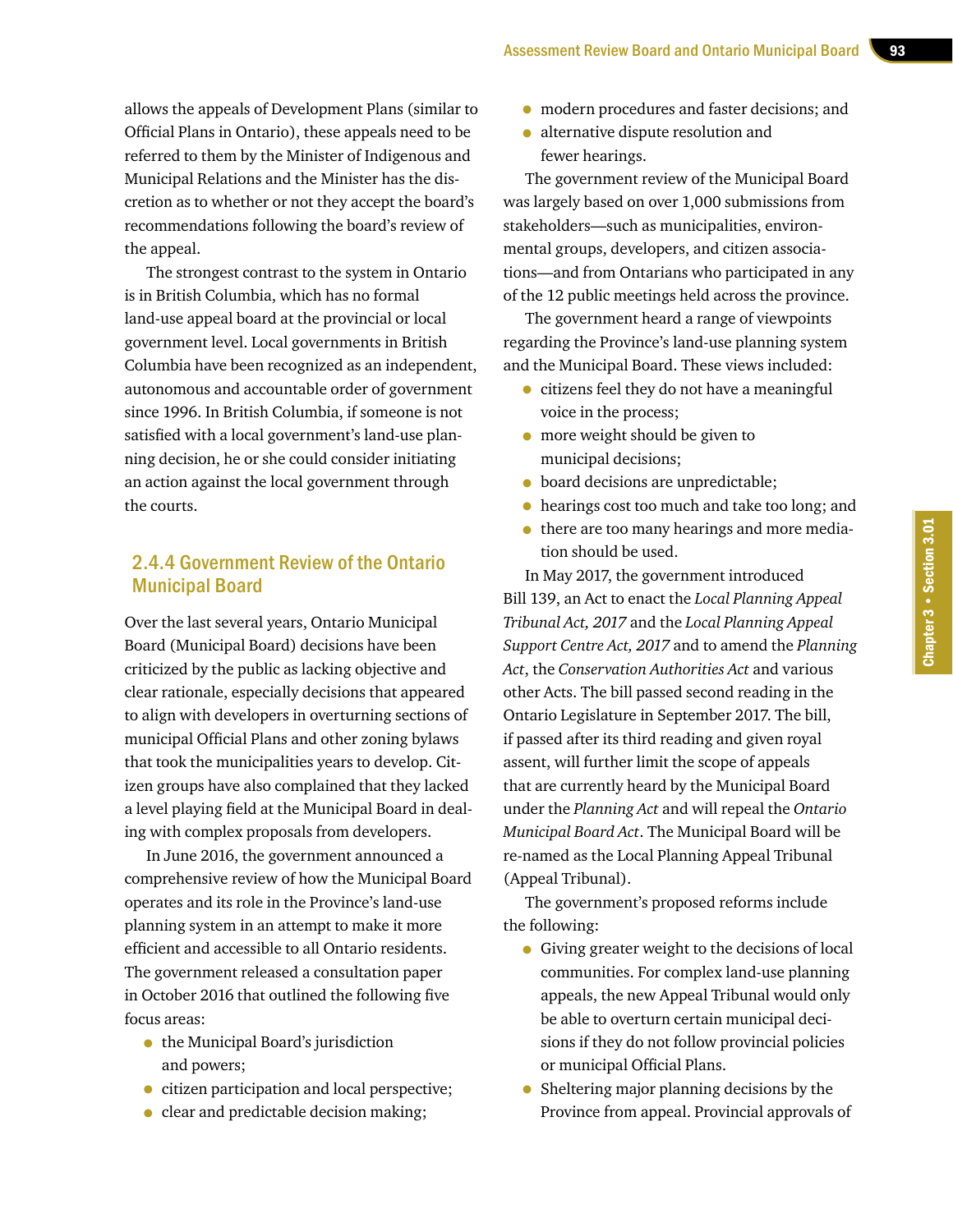allows the appeals of Development Plans (similar to Official Plans in Ontario), these appeals need to be referred to them by the Minister of Indigenous and Municipal Relations and the Minister has the discretion as to whether or not they accept the board's recommendations following the board's review of the appeal.

The strongest contrast to the system in Ontario is in British Columbia, which has no formal land-use appeal board at the provincial or local government level. Local governments in British Columbia have been recognized as an independent, autonomous and accountable order of government since 1996. In British Columbia, if someone is not satisfied with a local government's land-use planning decision, he or she could consider initiating an action against the local government through the courts.

### 2.4.4 Government Review of the Ontario Municipal Board

Over the last several years, Ontario Municipal Board (Municipal Board) decisions have been criticized by the public as lacking objective and clear rationale, especially decisions that appeared to align with developers in overturning sections of municipal Official Plans and other zoning bylaws that took the municipalities years to develop. Citizen groups have also complained that they lacked a level playing field at the Municipal Board in dealing with complex proposals from developers.

In June 2016, the government announced a comprehensive review of how the Municipal Board operates and its role in the Province's land-use planning system in an attempt to make it more efficient and accessible to all Ontario residents. The government released a consultation paper in October 2016 that outlined the following five focus areas:

- the Municipal Board's jurisdiction and powers;
- citizen participation and local perspective;
- clear and predictable decision making;
- modern procedures and faster decisions; and
- alternative dispute resolution and fewer hearings.

The government review of the Municipal Board was largely based on over 1,000 submissions from stakeholders—such as municipalities, environmental groups, developers, and citizen associations—and from Ontarians who participated in any of the 12 public meetings held across the province.

The government heard a range of viewpoints regarding the Province's land-use planning system and the Municipal Board. These views included:

- citizens feel they do not have a meaningful voice in the process;
- more weight should be given to municipal decisions;
- board decisions are unpredictable;
- hearings cost too much and take too long; and
- there are too many hearings and more mediation should be used.

In May 2017, the government introduced Bill 139, an Act to enact the *Local Planning Appeal Tribunal Act, 2017* and the *Local Planning Appeal Support Centre Act, 2017* and to amend the *Planning Act*, the *Conservation Authorities Act* and various other Acts. The bill passed second reading in the Ontario Legislature in September 2017. The bill, if passed after its third reading and given royal assent, will further limit the scope of appeals that are currently heard by the Municipal Board under the *Planning Act* and will repeal the *Ontario Municipal Board Act*. The Municipal Board will be re-named as the Local Planning Appeal Tribunal (Appeal Tribunal).

The government's proposed reforms include the following:

- Giving greater weight to the decisions of local communities. For complex land-use planning appeals, the new Appeal Tribunal would only be able to overturn certain municipal decisions if they do not follow provincial policies or municipal Official Plans.
- Sheltering major planning decisions by the Province from appeal. Provincial approvals of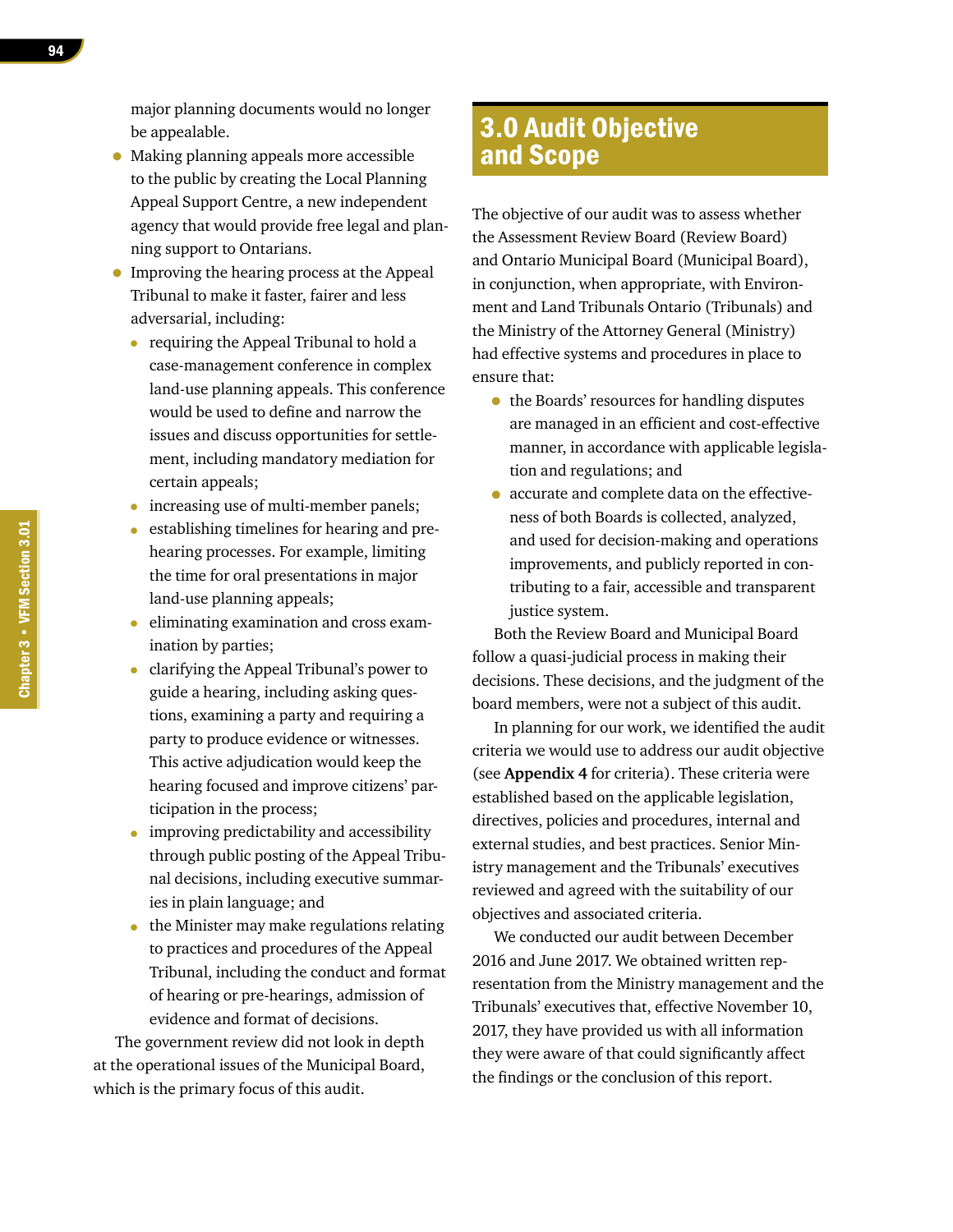major planning documents would no longer be appealable.

- Making planning appeals more accessible to the public by creating the Local Planning Appeal Support Centre, a new independent agency that would provide free legal and planning support to Ontarians.
- Improving the hearing process at the Appeal Tribunal to make it faster, fairer and less adversarial, including:
  - requiring the Appeal Tribunal to hold a case-management conference in complex land-use planning appeals. This conference would be used to define and narrow the issues and discuss opportunities for settlement, including mandatory mediation for certain appeals;
  - increasing use of multi-member panels;
  - establishing timelines for hearing and pre-hearing processes. For example, limiting the time for oral presentations in major land-use planning appeals;
  - eliminating examination and cross examination by parties;
  - clarifying the Appeal Tribunal's power to guide a hearing, including asking questions, examining a party and requiring a party to produce evidence or witnesses. This active adjudication would keep the hearing focused and improve citizens' participation in the process;
  - improving predictability and accessibility through public posting of the Appeal Tribunal decisions, including executive summaries in plain language; and
  - the Minister may make regulations relating to practices and procedures of the Appeal Tribunal, including the conduct and format of hearing or pre-hearings, admission of evidence and format of decisions.

The government review did not look in depth at the operational issues of the Municipal Board, which is the primary focus of this audit.

# 3.0 Audit Objective and Scope

The objective of our audit was to assess whether the Assessment Review Board (Review Board) and Ontario Municipal Board (Municipal Board), in conjunction, when appropriate, with Environment and Land Tribunals Ontario (Tribunals) and the Ministry of the Attorney General (Ministry) had effective systems and procedures in place to ensure that:

- the Boards' resources for handling disputes are managed in an efficient and cost-effective manner, in accordance with applicable legislation and regulations; and
- accurate and complete data on the effectiveness of both Boards is collected, analyzed, and used for decision-making and operations improvements, and publicly reported in contributing to a fair, accessible and transparent justice system.

Both the Review Board and Municipal Board follow a quasi-judicial process in making their decisions. These decisions, and the judgment of the board members, were not a subject of this audit.

In planning for our work, we identified the audit criteria we would use to address our audit objective (see **Appendix 4** for criteria). These criteria were established based on the applicable legislation, directives, policies and procedures, internal and external studies, and best practices. Senior Ministry management and the Tribunals' executives reviewed and agreed with the suitability of our objectives and associated criteria.

We conducted our audit between December 2016 and June 2017. We obtained written representation from the Ministry management and the Tribunals' executives that, effective November 10, 2017, they have provided us with all information they were aware of that could significantly affect the findings or the conclusion of this report.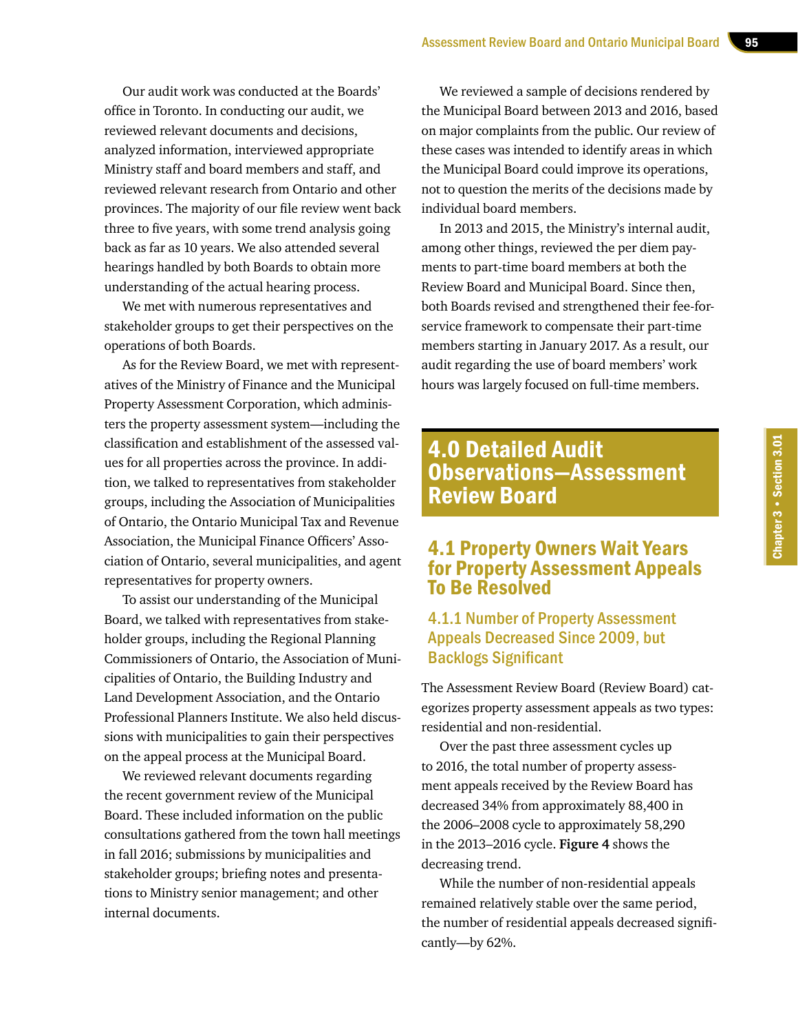Our audit work was conducted at the Boards' office in Toronto. In conducting our audit, we reviewed relevant documents and decisions, analyzed information, interviewed appropriate Ministry staff and board members and staff, and reviewed relevant research from Ontario and other provinces. The majority of our file review went back three to five years, with some trend analysis going back as far as 10 years. We also attended several hearings handled by both Boards to obtain more understanding of the actual hearing process.

We met with numerous representatives and stakeholder groups to get their perspectives on the operations of both Boards.

As for the Review Board, we met with representatives of the Ministry of Finance and the Municipal Property Assessment Corporation, which administers the property assessment system—including the classification and establishment of the assessed values for all properties across the province. In addition, we talked to representatives from stakeholder groups, including the Association of Municipalities of Ontario, the Ontario Municipal Tax and Revenue Association, the Municipal Finance Officers' Association of Ontario, several municipalities, and agent representatives for property owners.

To assist our understanding of the Municipal Board, we talked with representatives from stakeholder groups, including the Regional Planning Commissioners of Ontario, the Association of Municipalities of Ontario, the Building Industry and Land Development Association, and the Ontario Professional Planners Institute. We also held discussions with municipalities to gain their perspectives on the appeal process at the Municipal Board.

We reviewed relevant documents regarding the recent government review of the Municipal Board. These included information on the public consultations gathered from the town hall meetings in fall 2016; submissions by municipalities and stakeholder groups; briefing notes and presentations to Ministry senior management; and other internal documents.

We reviewed a sample of decisions rendered by the Municipal Board between 2013 and 2016, based on major complaints from the public. Our review of these cases was intended to identify areas in which the Municipal Board could improve its operations, not to question the merits of the decisions made by individual board members.

In 2013 and 2015, the Ministry's internal audit, among other things, reviewed the per diem payments to part-time board members at both the Review Board and Municipal Board. Since then, both Boards revised and strengthened their fee-for-service framework to compensate their part-time members starting in January 2017. As a result, our audit regarding the use of board members' work hours was largely focused on full-time members.

# 4.0 Detailed Audit Observations—Assessment Review Board

## 4.1 Property Owners Wait Years for Property Assessment Appeals To Be Resolved

### 4.1.1 Number of Property Assessment Appeals Decreased Since 2009, but Backlogs Significant

The Assessment Review Board (Review Board) categorizes property assessment appeals as two types: residential and non-residential.

Over the past three assessment cycles up to 2016, the total number of property assessment appeals received by the Review Board has decreased 34% from approximately 88,400 in the 2006–2008 cycle to approximately 58,290 in the 2013–2016 cycle. **Figure 4** shows the decreasing trend.

While the number of non-residential appeals remained relatively stable over the same period, the number of residential appeals decreased significantly—by 62%.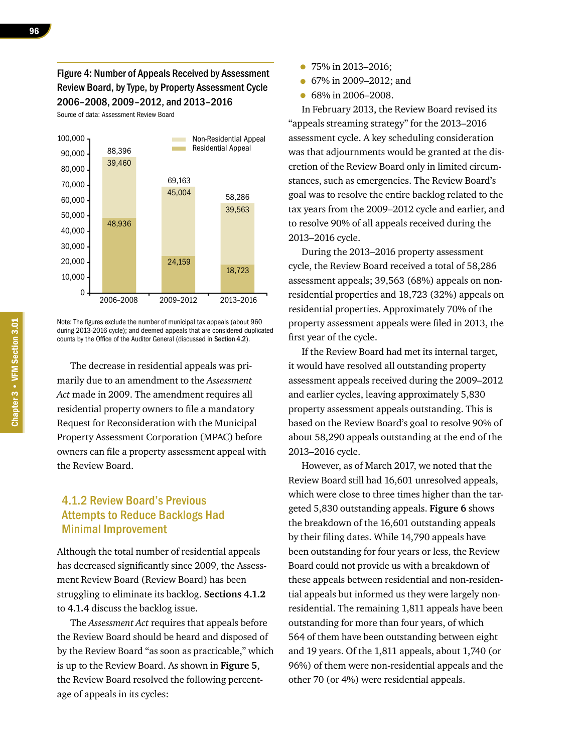Figure 4: Number of Appeals Received by Assessment Review Board, by Type, by Property Assessment Cycle 2006–2008, 2009–2012, and 2013–2016

Source of data: Assessment Review Board

| Cycle | Residential Appeal | Non-Residential Appeal | Total |
|---|---|---|---|
| 2006–2008 | 48,936 | 39,460 | 88,396 |
| 2009–2012 | 24,159 | 45,004 | 69,163 |
| 2013–2016 | 18,723 | 39,563 | 58,286 |

Note: The figures exclude the number of municipal tax appeals (about 960 during 2013-2016 cycle); and deemed appeals that are considered duplicated counts by the Office of the Auditor General (discussed in **Section 4.2**).

The decrease in residential appeals was primarily due to an amendment to the *Assessment Act* made in 2009. The amendment requires all residential property owners to file a mandatory Request for Reconsideration with the Municipal Property Assessment Corporation (MPAC) before owners can file a property assessment appeal with the Review Board.

### 4.1.2 Review Board's Previous Attempts to Reduce Backlogs Had Minimal Improvement

Although the total number of residential appeals has decreased significantly since 2009, the Assessment Review Board (Review Board) has been struggling to eliminate its backlog. **Sections 4.1.2** to **4.1.4** discuss the backlog issue.

The *Assessment Act* requires that appeals before the Review Board should be heard and disposed of by the Review Board "as soon as practicable," which is up to the Review Board. As shown in **Figure 5**, the Review Board resolved the following percentage of appeals in its cycles:

- 75% in 2013–2016;
- 67% in 2009–2012; and
- 68% in 2006–2008.

In February 2013, the Review Board revised its "appeals streaming strategy" for the 2013–2016 assessment cycle. A key scheduling consideration was that adjournments would be granted at the discretion of the Review Board only in limited circumstances, such as emergencies. The Review Board's goal was to resolve the entire backlog related to the tax years from the 2009–2012 cycle and earlier, and to resolve 90% of all appeals received during the 2013–2016 cycle.

During the 2013–2016 property assessment cycle, the Review Board received a total of 58,286 assessment appeals; 39,563 (68%) appeals on non-residential properties and 18,723 (32%) appeals on residential properties. Approximately 70% of the property assessment appeals were filed in 2013, the first year of the cycle.

If the Review Board had met its internal target, it would have resolved all outstanding property assessment appeals received during the 2009–2012 and earlier cycles, leaving approximately 5,830 property assessment appeals outstanding. This is based on the Review Board's goal to resolve 90% of about 58,290 appeals outstanding at the end of the 2013–2016 cycle.

However, as of March 2017, we noted that the Review Board still had 16,601 unresolved appeals, which were close to three times higher than the targeted 5,830 outstanding appeals. **Figure 6** shows the breakdown of the 16,601 outstanding appeals by their filing dates. While 14,790 appeals have been outstanding for four years or less, the Review Board could not provide us with a breakdown of these appeals between residential and non-residential appeals but informed us they were largely non-residential. The remaining 1,811 appeals have been outstanding for more than four years, of which 564 of them have been outstanding between eight and 19 years. Of the 1,811 appeals, about 1,740 (or 96%) of them were non-residential appeals and the other 70 (or 4%) were residential appeals.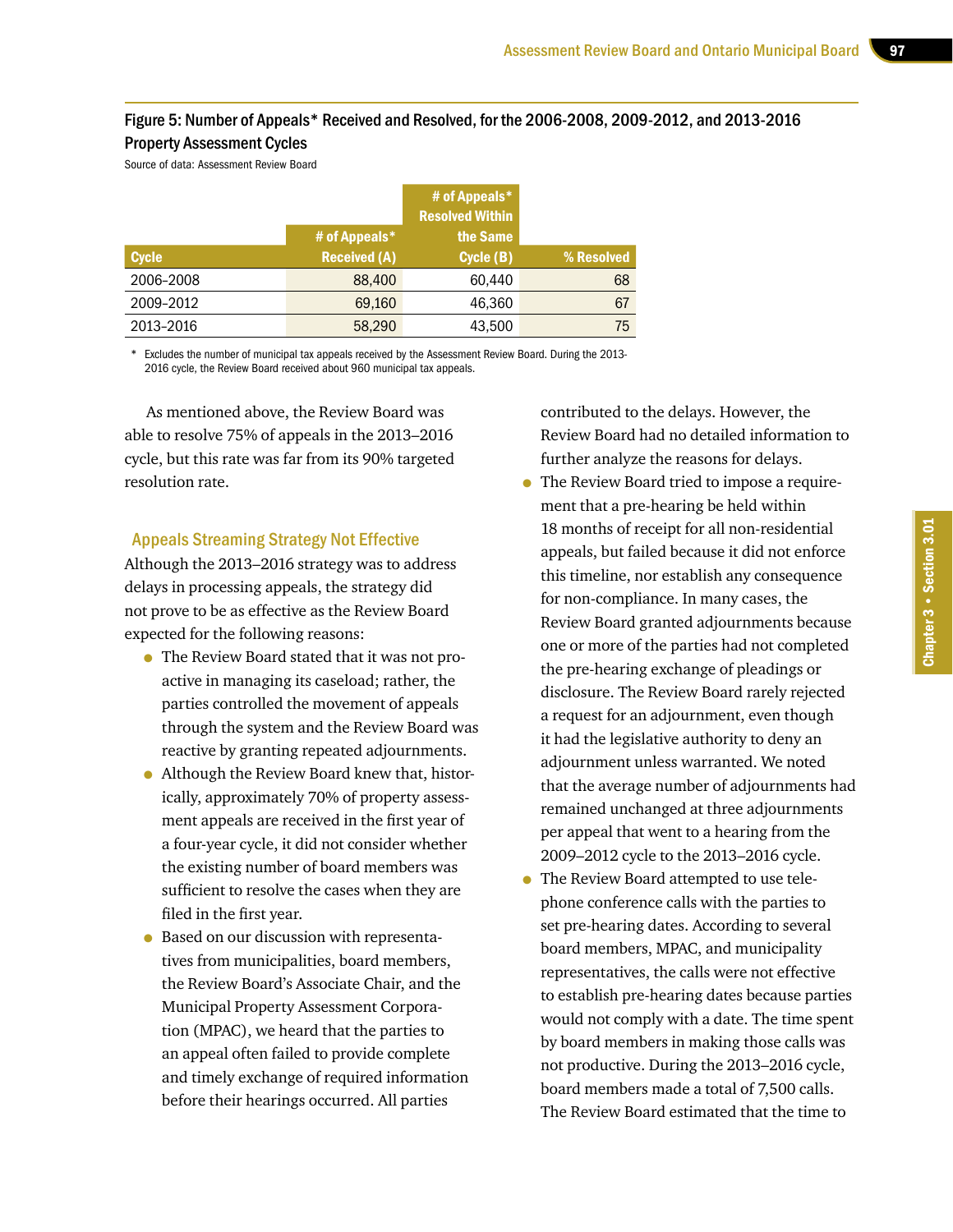### Figure 5: Number of Appeals* Received and Resolved, for the 2006-2008, 2009-2012, and 2013-2016 Property Assessment Cycles

Source of data: Assessment Review Board

| Cycle | # of Appeals* Received (A) | # of Appeals* Resolved Within the Same Cycle (B) | % Resolved |
|---|---|---|---|
| 2006–2008 | 88,400 | 60,440 | 68 |
| 2009–2012 | 69,160 | 46,360 | 67 |
| 2013–2016 | 58,290 | 43,500 | 75 |

\* Excludes the number of municipal tax appeals received by the Assessment Review Board. During the 2013-2016 cycle, the Review Board received about 960 municipal tax appeals.

As mentioned above, the Review Board was able to resolve 75% of appeals in the 2013–2016 cycle, but this rate was far from its 90% targeted resolution rate.

### Appeals Streaming Strategy Not Effective

Although the 2013–2016 strategy was to address delays in processing appeals, the strategy did not prove to be as effective as the Review Board expected for the following reasons:

- The Review Board stated that it was not pro-active in managing its caseload; rather, the parties controlled the movement of appeals through the system and the Review Board was reactive by granting repeated adjournments.
- Although the Review Board knew that, historically, approximately 70% of property assessment appeals are received in the first year of a four-year cycle, it did not consider whether the existing number of board members was sufficient to resolve the cases when they are filed in the first year.
- Based on our discussion with representatives from municipalities, board members, the Review Board's Associate Chair, and the Municipal Property Assessment Corporation (MPAC), we heard that the parties to an appeal often failed to provide complete and timely exchange of required information before their hearings occurred. All parties contributed to the delays. However, the Review Board had no detailed information to further analyze the reasons for delays.
- The Review Board tried to impose a requirement that a pre-hearing be held within 18 months of receipt for all non-residential appeals, but failed because it did not enforce this timeline, nor establish any consequence for non-compliance. In many cases, the Review Board granted adjournments because one or more of the parties had not completed the pre-hearing exchange of pleadings or disclosure. The Review Board rarely rejected a request for an adjournment, even though it had the legislative authority to deny an adjournment unless warranted. We noted that the average number of adjournments had remained unchanged at three adjournments per appeal that went to a hearing from the 2009–2012 cycle to the 2013–2016 cycle.
- The Review Board attempted to use telephone conference calls with the parties to set pre-hearing dates. According to several board members, MPAC, and municipality representatives, the calls were not effective to establish pre-hearing dates because parties would not comply with a date. The time spent by board members in making those calls was not productive. During the 2013–2016 cycle, board members made a total of 7,500 calls. The Review Board estimated that the time to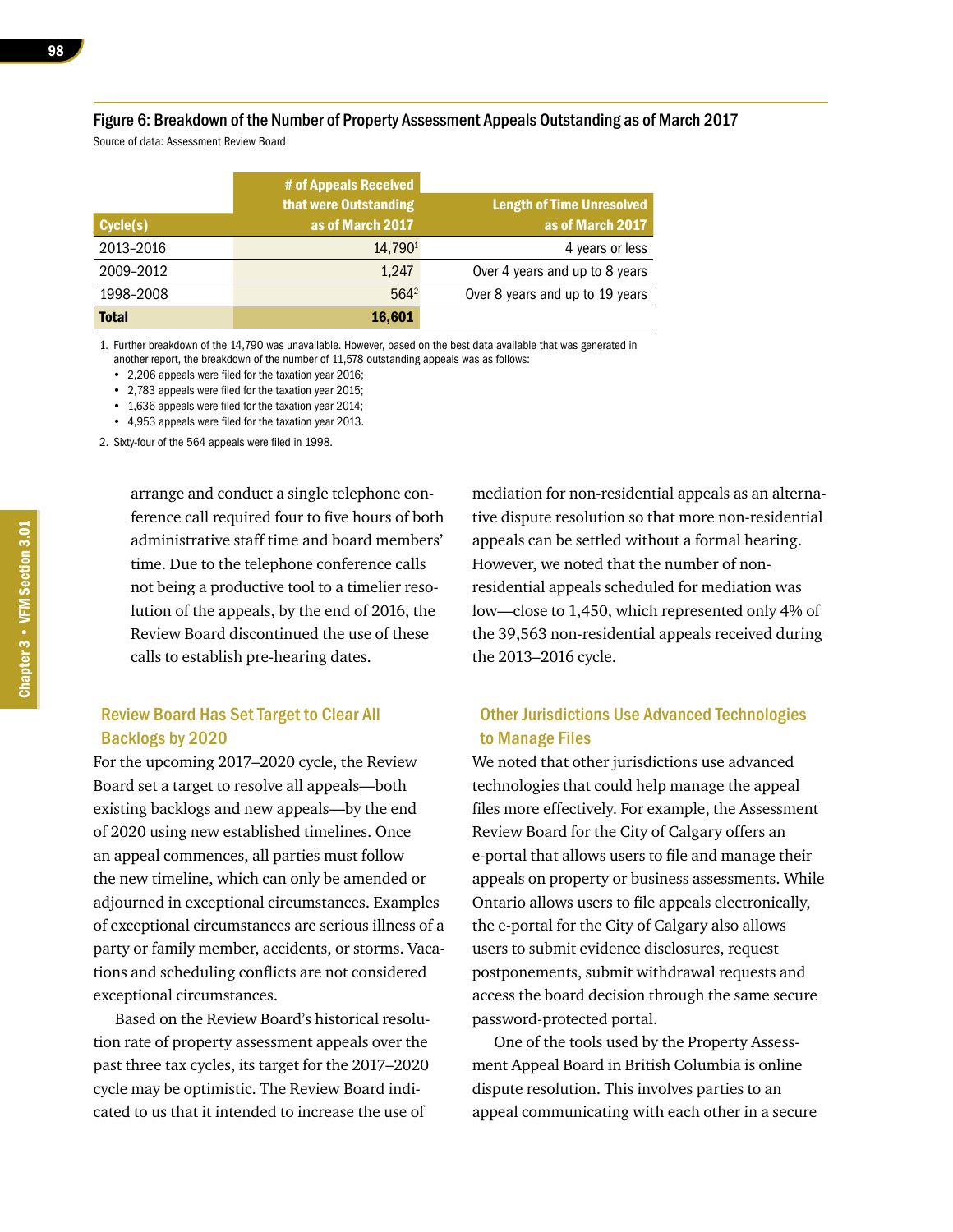Figure 6: Breakdown of the Number of Property Assessment Appeals Outstanding as of March 2017

Source of data: Assessment Review Board

| Cycle(s) | # of Appeals Received that were Outstanding as of March 2017 | Length of Time Unresolved as of March 2017 |
|---|---|---|
| 2013–2016 | 14,790[1] | 4 years or less |
| 2009–2012 | 1,247 | Over 4 years and up to 8 years |
| 1998–2008 | 564[2] | Over 8 years and up to 19 years |
| **Total** | **16,601** | |

1. Further breakdown of the 14,790 was unavailable. However, based on the best data available that was generated in another report, the breakdown of the number of 11,578 outstanding appeals was as follows:
   - 2,206 appeals were filed for the taxation year 2016;
   - 2,783 appeals were filed for the taxation year 2015;
   - 1,636 appeals were filed for the taxation year 2014;
   - 4,953 appeals were filed for the taxation year 2013.
2. Sixty-four of the 564 appeals were filed in 1998.

arrange and conduct a single telephone conference call required four to five hours of both administrative staff time and board members' time. Due to the telephone conference calls not being a productive tool to a timelier resolution of the appeals, by the end of 2016, the Review Board discontinued the use of these calls to establish pre-hearing dates.

### Review Board Has Set Target to Clear All Backlogs by 2020

For the upcoming 2017–2020 cycle, the Review Board set a target to resolve all appeals—both existing backlogs and new appeals—by the end of 2020 using new established timelines. Once an appeal commences, all parties must follow the new timeline, which can only be amended or adjourned in exceptional circumstances. Examples of exceptional circumstances are serious illness of a party or family member, accidents, or storms. Vacations and scheduling conflicts are not considered exceptional circumstances.

Based on the Review Board's historical resolution rate of property assessment appeals over the past three tax cycles, its target for the 2017–2020 cycle may be optimistic. The Review Board indicated to us that it intended to increase the use of mediation for non-residential appeals as an alternative dispute resolution so that more non-residential appeals can be settled without a formal hearing. However, we noted that the number of non-residential appeals scheduled for mediation was low—close to 1,450, which represented only 4% of the 39,563 non-residential appeals received during the 2013–2016 cycle.

### Other Jurisdictions Use Advanced Technologies to Manage Files

We noted that other jurisdictions use advanced technologies that could help manage the appeal files more effectively. For example, the Assessment Review Board for the City of Calgary offers an e-portal that allows users to file and manage their appeals on property or business assessments. While Ontario allows users to file appeals electronically, the e-portal for the City of Calgary also allows users to submit evidence disclosures, request postponements, submit withdrawal requests and access the board decision through the same secure password-protected portal.

One of the tools used by the Property Assessment Appeal Board in British Columbia is online dispute resolution. This involves parties to an appeal communicating with each other in a secure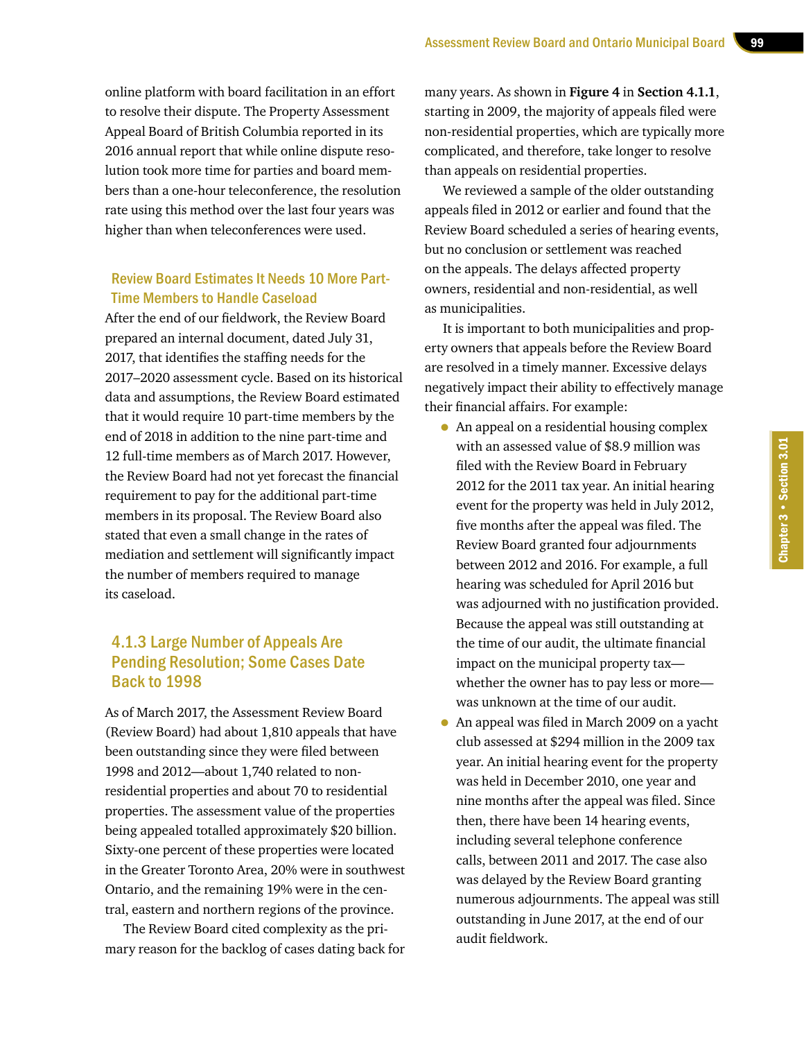online platform with board facilitation in an effort to resolve their dispute. The Property Assessment Appeal Board of British Columbia reported in its 2016 annual report that while online dispute resolution took more time for parties and board members than a one-hour teleconference, the resolution rate using this method over the last four years was higher than when teleconferences were used.

#### Review Board Estimates It Needs 10 More Part-Time Members to Handle Caseload

After the end of our fieldwork, the Review Board prepared an internal document, dated July 31, 2017, that identifies the staffing needs for the 2017–2020 assessment cycle. Based on its historical data and assumptions, the Review Board estimated that it would require 10 part-time members by the end of 2018 in addition to the nine part-time and 12 full-time members as of March 2017. However, the Review Board had not yet forecast the financial requirement to pay for the additional part-time members in its proposal. The Review Board also stated that even a small change in the rates of mediation and settlement will significantly impact the number of members required to manage its caseload.

### 4.1.3 Large Number of Appeals Are Pending Resolution; Some Cases Date Back to 1998

As of March 2017, the Assessment Review Board (Review Board) had about 1,810 appeals that have been outstanding since they were filed between 1998 and 2012—about 1,740 related to non-residential properties and about 70 to residential properties. The assessment value of the properties being appealed totalled approximately $20 billion. Sixty-one percent of these properties were located in the Greater Toronto Area, 20% were in southwest Ontario, and the remaining 19% were in the central, eastern and northern regions of the province.

The Review Board cited complexity as the primary reason for the backlog of cases dating back for many years. As shown in **Figure 4** in **Section 4.1.1**, starting in 2009, the majority of appeals filed were non-residential properties, which are typically more complicated, and therefore, take longer to resolve than appeals on residential properties.

We reviewed a sample of the older outstanding appeals filed in 2012 or earlier and found that the Review Board scheduled a series of hearing events, but no conclusion or settlement was reached on the appeals. The delays affected property owners, residential and non-residential, as well as municipalities.

It is important to both municipalities and property owners that appeals before the Review Board are resolved in a timely manner. Excessive delays negatively impact their ability to effectively manage their financial affairs. For example:

- An appeal on a residential housing complex with an assessed value of $8.9 million was filed with the Review Board in February 2012 for the 2011 tax year. An initial hearing event for the property was held in July 2012, five months after the appeal was filed. The Review Board granted four adjournments between 2012 and 2016. For example, a full hearing was scheduled for April 2016 but was adjourned with no justification provided. Because the appeal was still outstanding at the time of our audit, the ultimate financial impact on the municipal property tax—whether the owner has to pay less or more—was unknown at the time of our audit.
- An appeal was filed in March 2009 on a yacht club assessed at $294 million in the 2009 tax year. An initial hearing event for the property was held in December 2010, one year and nine months after the appeal was filed. Since then, there have been 14 hearing events, including several telephone conference calls, between 2011 and 2017. The case also was delayed by the Review Board granting numerous adjournments. The appeal was still outstanding in June 2017, at the end of our audit fieldwork.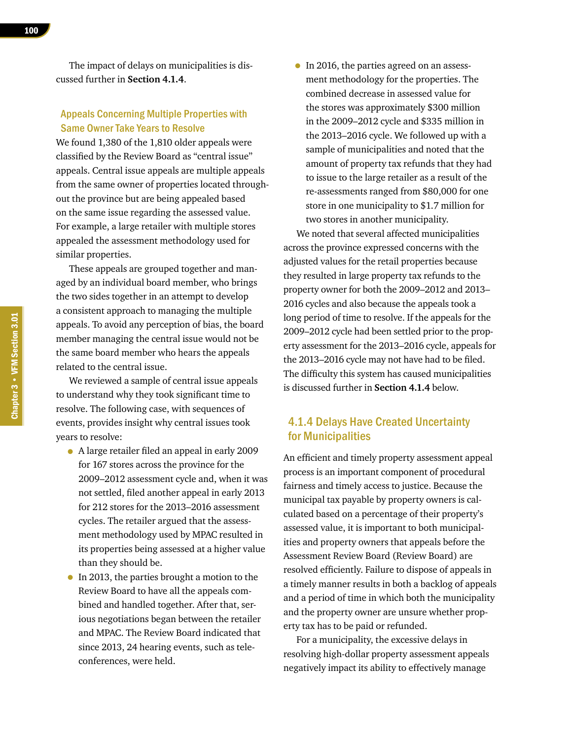The impact of delays on municipalities is discussed further in **Section 4.1.4**.

### Appeals Concerning Multiple Properties with Same Owner Take Years to Resolve

We found 1,380 of the 1,810 older appeals were classified by the Review Board as "central issue" appeals. Central issue appeals are multiple appeals from the same owner of properties located throughout the province but are being appealed based on the same issue regarding the assessed value. For example, a large retailer with multiple stores appealed the assessment methodology used for similar properties.

These appeals are grouped together and managed by an individual board member, who brings the two sides together in an attempt to develop a consistent approach to managing the multiple appeals. To avoid any perception of bias, the board member managing the central issue would not be the same board member who hears the appeals related to the central issue.

We reviewed a sample of central issue appeals to understand why they took significant time to resolve. The following case, with sequences of events, provides insight why central issues took years to resolve:

- A large retailer filed an appeal in early 2009 for 167 stores across the province for the 2009–2012 assessment cycle and, when it was not settled, filed another appeal in early 2013 for 212 stores for the 2013–2016 assessment cycles. The retailer argued that the assessment methodology used by MPAC resulted in its properties being assessed at a higher value than they should be.
- In 2013, the parties brought a motion to the Review Board to have all the appeals combined and handled together. After that, serious negotiations began between the retailer and MPAC. The Review Board indicated that since 2013, 24 hearing events, such as teleconferences, were held.
- In 2016, the parties agreed on an assessment methodology for the properties. The combined decrease in assessed value for the stores was approximately $300 million in the 2009–2012 cycle and $335 million in the 2013–2016 cycle. We followed up with a sample of municipalities and noted that the amount of property tax refunds that they had to issue to the large retailer as a result of the re-assessments ranged from $80,000 for one store in one municipality to $1.7 million for two stores in another municipality.

We noted that several affected municipalities across the province expressed concerns with the adjusted values for the retail properties because they resulted in large property tax refunds to the property owner for both the 2009–2012 and 2013–2016 cycles and also because the appeals took a long period of time to resolve. If the appeals for the 2009–2012 cycle had been settled prior to the property assessment for the 2013–2016 cycle, appeals for the 2013–2016 cycle may not have had to be filed. The difficulty this system has caused municipalities is discussed further in **Section 4.1.4** below.

### 4.1.4 Delays Have Created Uncertainty for Municipalities

An efficient and timely property assessment appeal process is an important component of procedural fairness and timely access to justice. Because the municipal tax payable by property owners is calculated based on a percentage of their property's assessed value, it is important to both municipalities and property owners that appeals before the Assessment Review Board (Review Board) are resolved efficiently. Failure to dispose of appeals in a timely manner results in both a backlog of appeals and a period of time in which both the municipality and the property owner are unsure whether property tax has to be paid or refunded.

For a municipality, the excessive delays in resolving high-dollar property assessment appeals negatively impact its ability to effectively manage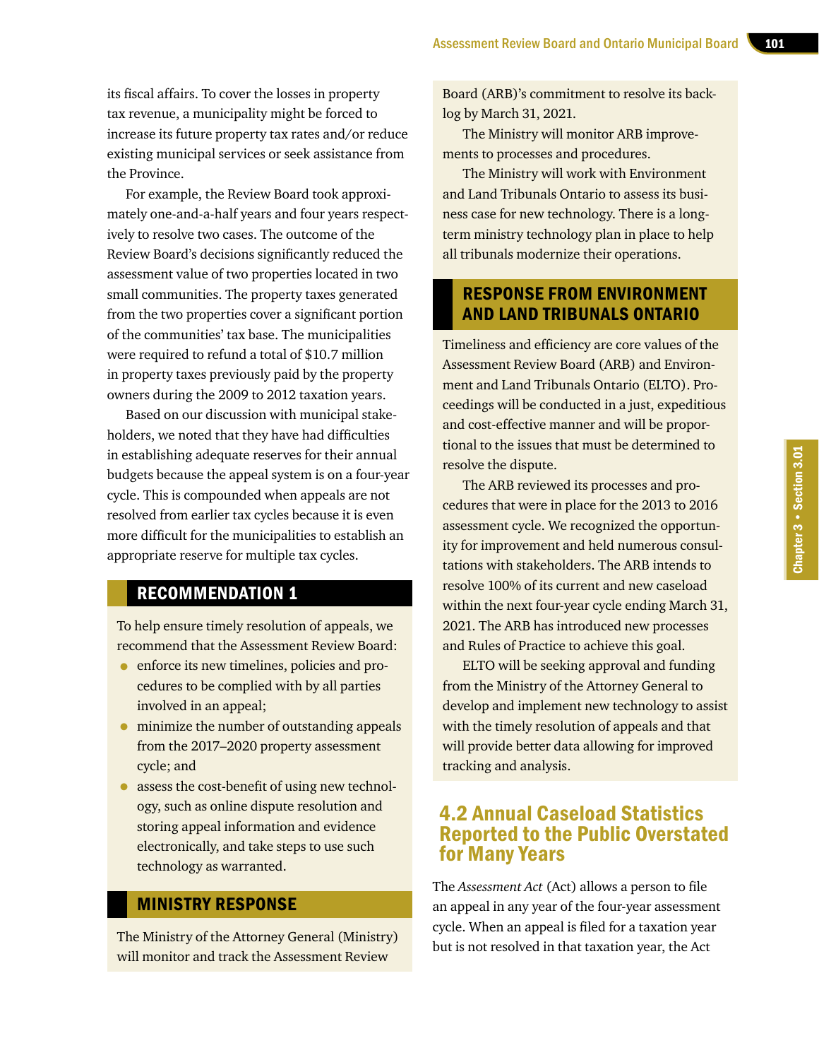its fiscal affairs. To cover the losses in property tax revenue, a municipality might be forced to increase its future property tax rates and/or reduce existing municipal services or seek assistance from the Province.

For example, the Review Board took approximately one-and-a-half years and four years respectively to resolve two cases. The outcome of the Review Board's decisions significantly reduced the assessment value of two properties located in two small communities. The property taxes generated from the two properties cover a significant portion of the communities' tax base. The municipalities were required to refund a total of $10.7 million in property taxes previously paid by the property owners during the 2009 to 2012 taxation years.

Based on our discussion with municipal stakeholders, we noted that they have had difficulties in establishing adequate reserves for their annual budgets because the appeal system is on a four-year cycle. This is compounded when appeals are not resolved from earlier tax cycles because it is even more difficult for the municipalities to establish an appropriate reserve for multiple tax cycles.

## RECOMMENDATION 1

To help ensure timely resolution of appeals, we recommend that the Assessment Review Board:

- enforce its new timelines, policies and procedures to be complied with by all parties involved in an appeal;
- minimize the number of outstanding appeals from the 2017–2020 property assessment cycle; and
- assess the cost-benefit of using new technology, such as online dispute resolution and storing appeal information and evidence electronically, and take steps to use such technology as warranted.

## MINISTRY RESPONSE

The Ministry of the Attorney General (Ministry) will monitor and track the Assessment Review Board (ARB)'s commitment to resolve its backlog by March 31, 2021.

The Ministry will monitor ARB improvements to processes and procedures.

The Ministry will work with Environment and Land Tribunals Ontario to assess its business case for new technology. There is a long-term ministry technology plan in place to help all tribunals modernize their operations.

## RESPONSE FROM ENVIRONMENT AND LAND TRIBUNALS ONTARIO

Timeliness and efficiency are core values of the Assessment Review Board (ARB) and Environment and Land Tribunals Ontario (ELTO). Proceedings will be conducted in a just, expeditious and cost-effective manner and will be proportional to the issues that must be determined to resolve the dispute.

The ARB reviewed its processes and procedures that were in place for the 2013 to 2016 assessment cycle. We recognized the opportunity for improvement and held numerous consultations with stakeholders. The ARB intends to resolve 100% of its current and new caseload within the next four-year cycle ending March 31, 2021. The ARB has introduced new processes and Rules of Practice to achieve this goal.

ELTO will be seeking approval and funding from the Ministry of the Attorney General to develop and implement new technology to assist with the timely resolution of appeals and that will provide better data allowing for improved tracking and analysis.

## 4.2 Annual Caseload Statistics Reported to the Public Overstated for Many Years

The *Assessment Act* (Act) allows a person to file an appeal in any year of the four-year assessment cycle. When an appeal is filed for a taxation year but is not resolved in that taxation year, the Act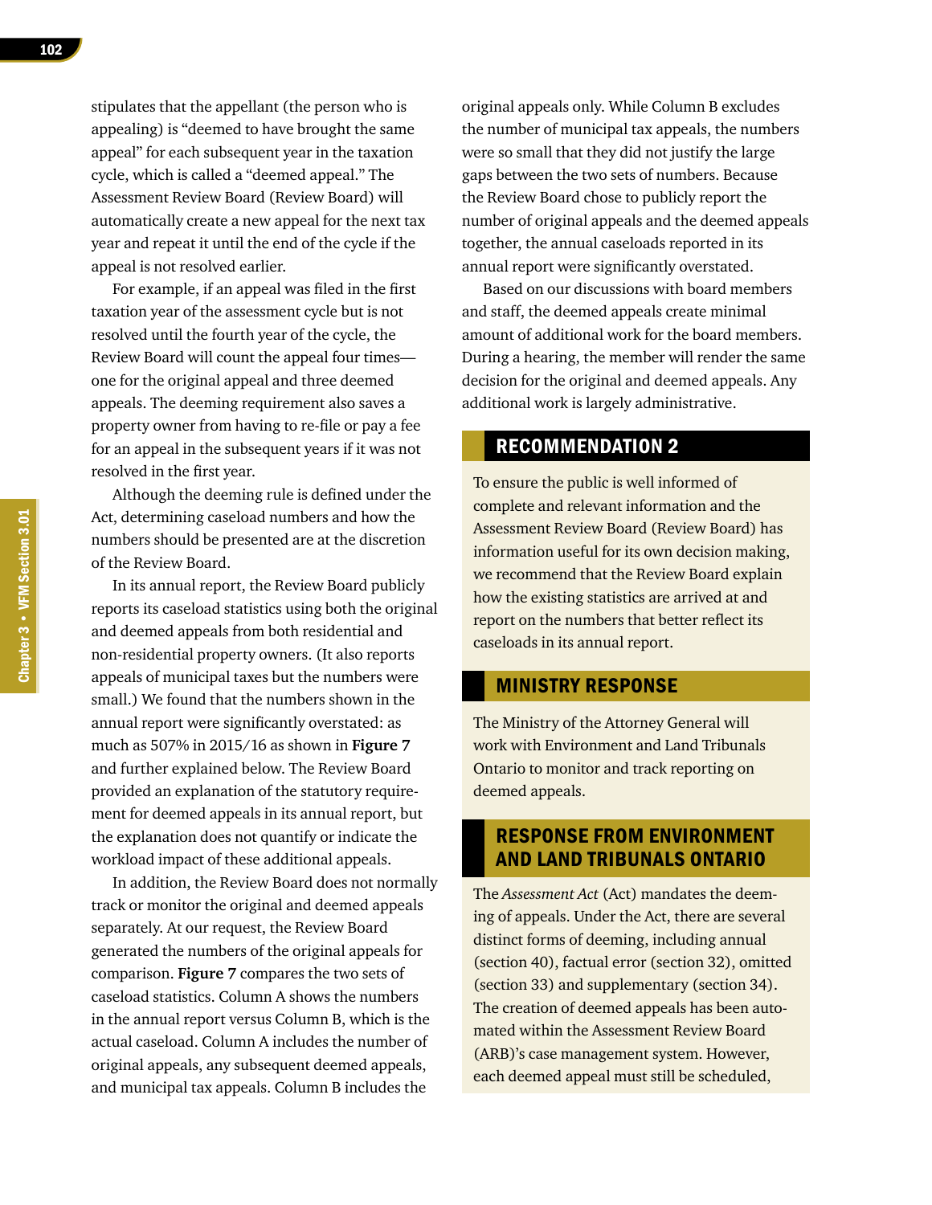stipulates that the appellant (the person who is appealing) is "deemed to have brought the same appeal" for each subsequent year in the taxation cycle, which is called a "deemed appeal." The Assessment Review Board (Review Board) will automatically create a new appeal for the next tax year and repeat it until the end of the cycle if the appeal is not resolved earlier.

For example, if an appeal was filed in the first taxation year of the assessment cycle but is not resolved until the fourth year of the cycle, the Review Board will count the appeal four times—one for the original appeal and three deemed appeals. The deeming requirement also saves a property owner from having to re-file or pay a fee for an appeal in the subsequent years if it was not resolved in the first year.

Although the deeming rule is defined under the Act, determining caseload numbers and how the numbers should be presented are at the discretion of the Review Board.

In its annual report, the Review Board publicly reports its caseload statistics using both the original and deemed appeals from both residential and non-residential property owners. (It also reports appeals of municipal taxes but the numbers were small.) We found that the numbers shown in the annual report were significantly overstated: as much as 507% in 2015/16 as shown in **Figure 7** and further explained below. The Review Board provided an explanation of the statutory requirement for deemed appeals in its annual report, but the explanation does not quantify or indicate the workload impact of these additional appeals.

In addition, the Review Board does not normally track or monitor the original and deemed appeals separately. At our request, the Review Board generated the numbers of the original appeals for comparison. **Figure 7** compares the two sets of caseload statistics. Column A shows the numbers in the annual report versus Column B, which is the actual caseload. Column A includes the number of original appeals, any subsequent deemed appeals, and municipal tax appeals. Column B includes the original appeals only. While Column B excludes the number of municipal tax appeals, the numbers were so small that they did not justify the large gaps between the two sets of numbers. Because the Review Board chose to publicly report the number of original appeals and the deemed appeals together, the annual caseloads reported in its annual report were significantly overstated.

Based on our discussions with board members and staff, the deemed appeals create minimal amount of additional work for the board members. During a hearing, the member will render the same decision for the original and deemed appeals. Any additional work is largely administrative.

## RECOMMENDATION 2

To ensure the public is well informed of complete and relevant information and the Assessment Review Board (Review Board) has information useful for its own decision making, we recommend that the Review Board explain how the existing statistics are arrived at and report on the numbers that better reflect its caseloads in its annual report.

## MINISTRY RESPONSE

The Ministry of the Attorney General will work with Environment and Land Tribunals Ontario to monitor and track reporting on deemed appeals.

## RESPONSE FROM ENVIRONMENT AND LAND TRIBUNALS ONTARIO

The *Assessment Act* (Act) mandates the deeming of appeals. Under the Act, there are several distinct forms of deeming, including annual (section 40), factual error (section 32), omitted (section 33) and supplementary (section 34). The creation of deemed appeals has been automated within the Assessment Review Board (ARB)'s case management system. However, each deemed appeal must still be scheduled,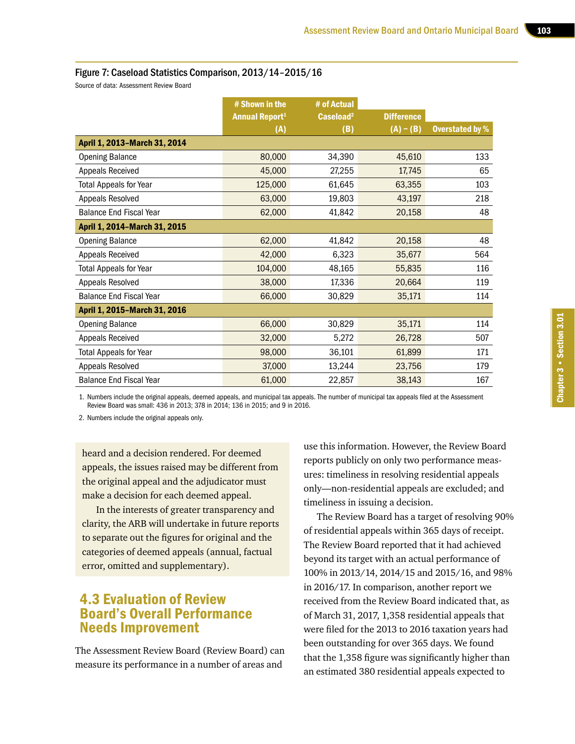Figure 7: Caseload Statistics Comparison, 2013/14–2015/16

Source of data: Assessment Review Board

| | # Shown in the Annual Report[1] (A) | # of Actual Caseload[2] (B) | Difference (A) – (B) | Overstated by % |
|---|---|---|---|---|
| **April 1, 2013–March 31, 2014** | | | | |
| Opening Balance | 80,000 | 34,390 | 45,610 | 133 |
| Appeals Received | 45,000 | 27,255 | 17,745 | 65 |
| Total Appeals for Year | 125,000 | 61,645 | 63,355 | 103 |
| Appeals Resolved | 63,000 | 19,803 | 43,197 | 218 |
| Balance End Fiscal Year | 62,000 | 41,842 | 20,158 | 48 |
| **April 1, 2014–March 31, 2015** | | | | |
| Opening Balance | 62,000 | 41,842 | 20,158 | 48 |
| Appeals Received | 42,000 | 6,323 | 35,677 | 564 |
| Total Appeals for Year | 104,000 | 48,165 | 55,835 | 116 |
| Appeals Resolved | 38,000 | 17,336 | 20,664 | 119 |
| Balance End Fiscal Year | 66,000 | 30,829 | 35,171 | 114 |
| **April 1, 2015–March 31, 2016** | | | | |
| Opening Balance | 66,000 | 30,829 | 35,171 | 114 |
| Appeals Received | 32,000 | 5,272 | 26,728 | 507 |
| Total Appeals for Year | 98,000 | 36,101 | 61,899 | 171 |
| Appeals Resolved | 37,000 | 13,244 | 23,756 | 179 |
| Balance End Fiscal Year | 61,000 | 22,857 | 38,143 | 167 |

1. Numbers include the original appeals, deemed appeals, and municipal tax appeals. The number of municipal tax appeals filed at the Assessment Review Board was small: 436 in 2013; 378 in 2014; 136 in 2015; and 9 in 2016.

2. Numbers include the original appeals only.

heard and a decision rendered. For deemed appeals, the issues raised may be different from the original appeal and the adjudicator must make a decision for each deemed appeal.

In the interests of greater transparency and clarity, the ARB will undertake in future reports to separate out the figures for original and the categories of deemed appeals (annual, factual error, omitted and supplementary).

## 4.3 Evaluation of Review Board's Overall Performance Needs Improvement

The Assessment Review Board (Review Board) can measure its performance in a number of areas and use this information. However, the Review Board reports publicly on only two performance measures: timeliness in resolving residential appeals only—non-residential appeals are excluded; and timeliness in issuing a decision.

The Review Board has a target of resolving 90% of residential appeals within 365 days of receipt. The Review Board reported that it had achieved beyond its target with an actual performance of 100% in 2013/14, 2014/15 and 2015/16, and 98% in 2016/17. In comparison, another report we received from the Review Board indicated that, as of March 31, 2017, 1,358 residential appeals that were filed for the 2013 to 2016 taxation years had been outstanding for over 365 days. We found that the 1,358 figure was significantly higher than an estimated 380 residential appeals expected to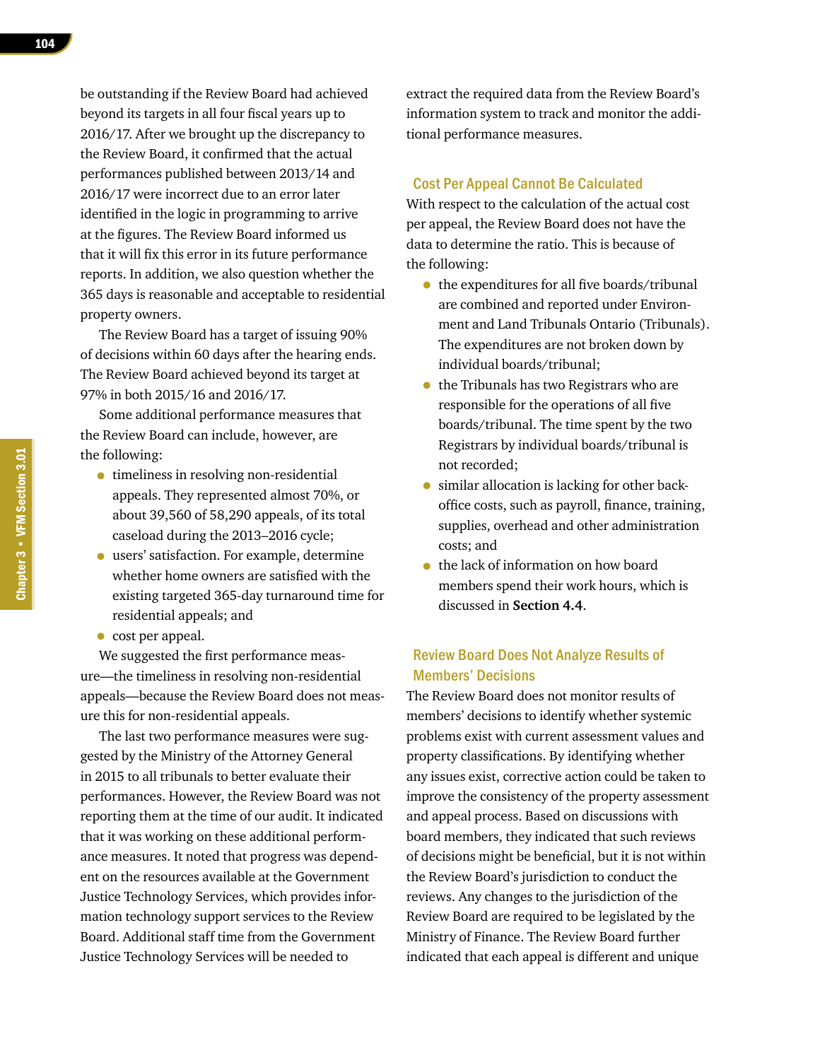be outstanding if the Review Board had achieved beyond its targets in all four fiscal years up to 2016/17. After we brought up the discrepancy to the Review Board, it confirmed that the actual performances published between 2013/14 and 2016/17 were incorrect due to an error later identified in the logic in programming to arrive at the figures. The Review Board informed us that it will fix this error in its future performance reports. In addition, we also question whether the 365 days is reasonable and acceptable to residential property owners.

The Review Board has a target of issuing 90% of decisions within 60 days after the hearing ends. The Review Board achieved beyond its target at 97% in both 2015/16 and 2016/17.

Some additional performance measures that the Review Board can include, however, are the following:

- timeliness in resolving non-residential appeals. They represented almost 70%, or about 39,560 of 58,290 appeals, of its total caseload during the 2013–2016 cycle;
- users' satisfaction. For example, determine whether home owners are satisfied with the existing targeted 365-day turnaround time for residential appeals; and
- cost per appeal.

We suggested the first performance measure—the timeliness in resolving non-residential appeals—because the Review Board does not measure this for non-residential appeals.

The last two performance measures were suggested by the Ministry of the Attorney General in 2015 to all tribunals to better evaluate their performances. However, the Review Board was not reporting them at the time of our audit. It indicated that it was working on these additional performance measures. It noted that progress was dependent on the resources available at the Government Justice Technology Services, which provides information technology support services to the Review Board. Additional staff time from the Government Justice Technology Services will be needed to extract the required data from the Review Board's information system to track and monitor the additional performance measures.

### Cost Per Appeal Cannot Be Calculated

With respect to the calculation of the actual cost per appeal, the Review Board does not have the data to determine the ratio. This is because of the following:

- the expenditures for all five boards/tribunal are combined and reported under Environment and Land Tribunals Ontario (Tribunals). The expenditures are not broken down by individual boards/tribunal;
- the Tribunals has two Registrars who are responsible for the operations of all five boards/tribunal. The time spent by the two Registrars by individual boards/tribunal is not recorded;
- similar allocation is lacking for other back-office costs, such as payroll, finance, training, supplies, overhead and other administration costs; and
- the lack of information on how board members spend their work hours, which is discussed in **Section 4.4**.

### Review Board Does Not Analyze Results of Members' Decisions

The Review Board does not monitor results of members' decisions to identify whether systemic problems exist with current assessment values and property classifications. By identifying whether any issues exist, corrective action could be taken to improve the consistency of the property assessment and appeal process. Based on discussions with board members, they indicated that such reviews of decisions might be beneficial, but it is not within the Review Board's jurisdiction to conduct the reviews. Any changes to the jurisdiction of the Review Board are required to be legislated by the Ministry of Finance. The Review Board further indicated that each appeal is different and unique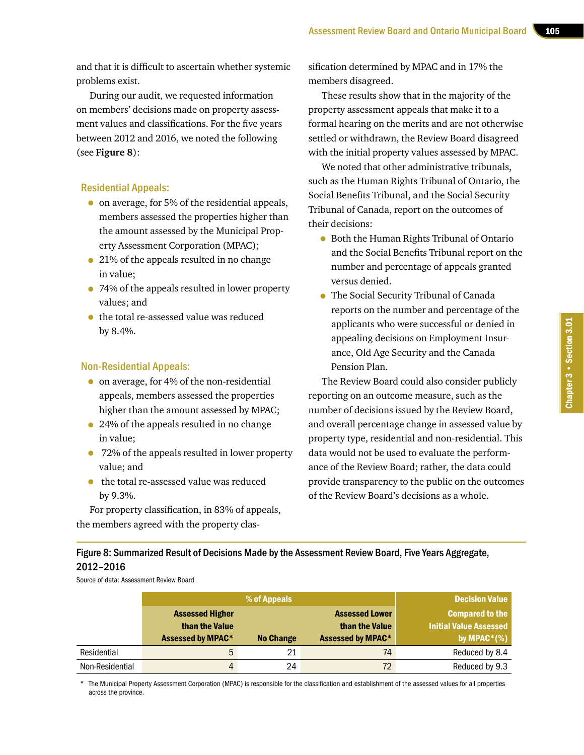and that it is difficult to ascertain whether systemic problems exist.

During our audit, we requested information on members' decisions made on property assessment values and classifications. For the five years between 2012 and 2016, we noted the following (see **Figure 8**):

### Residential Appeals:

- on average, for 5% of the residential appeals, members assessed the properties higher than the amount assessed by the Municipal Property Assessment Corporation (MPAC);
- 21% of the appeals resulted in no change in value;
- 74% of the appeals resulted in lower property values; and
- the total re-assessed value was reduced by 8.4%.

### Non-Residential Appeals:

- on average, for 4% of the non-residential appeals, members assessed the properties higher than the amount assessed by MPAC;
- 24% of the appeals resulted in no change in value;
- 72% of the appeals resulted in lower property value; and
- the total re-assessed value was reduced by 9.3%.

For property classification, in 83% of appeals, the members agreed with the property classification determined by MPAC and in 17% the members disagreed.

These results show that in the majority of the property assessment appeals that make it to a formal hearing on the merits and are not otherwise settled or withdrawn, the Review Board disagreed with the initial property values assessed by MPAC.

We noted that other administrative tribunals, such as the Human Rights Tribunal of Ontario, the Social Benefits Tribunal, and the Social Security Tribunal of Canada, report on the outcomes of their decisions:

- Both the Human Rights Tribunal of Ontario and the Social Benefits Tribunal report on the number and percentage of appeals granted versus denied.
- The Social Security Tribunal of Canada reports on the number and percentage of the applicants who were successful or denied in appealing decisions on Employment Insurance, Old Age Security and the Canada Pension Plan.

The Review Board could also consider publicly reporting on an outcome measure, such as the number of decisions issued by the Review Board, and overall percentage change in assessed value by property type, residential and non-residential. This data would not be used to evaluate the performance of the Review Board; rather, the data could provide transparency to the public on the outcomes of the Review Board's decisions as a whole.

Figure 8: Summarized Result of Decisions Made by the Assessment Review Board, Five Years Aggregate, 2012–2016

Source of data: Assessment Review Board

| | % of Appeals | | | Decision Value |
|---|---|---|---|---|
| | Assessed Higher than the Value Assessed by MPAC* | No Change | Assessed Lower than the Value Assessed by MPAC* | Compared to the Initial Value Assessed by MPAC* (%) |
| Residential | 5 | 21 | 74 | Reduced by 8.4 |
| Non-Residential | 4 | 24 | 72 | Reduced by 9.3 |

* The Municipal Property Assessment Corporation (MPAC) is responsible for the classification and establishment of the assessed values for all properties across the province.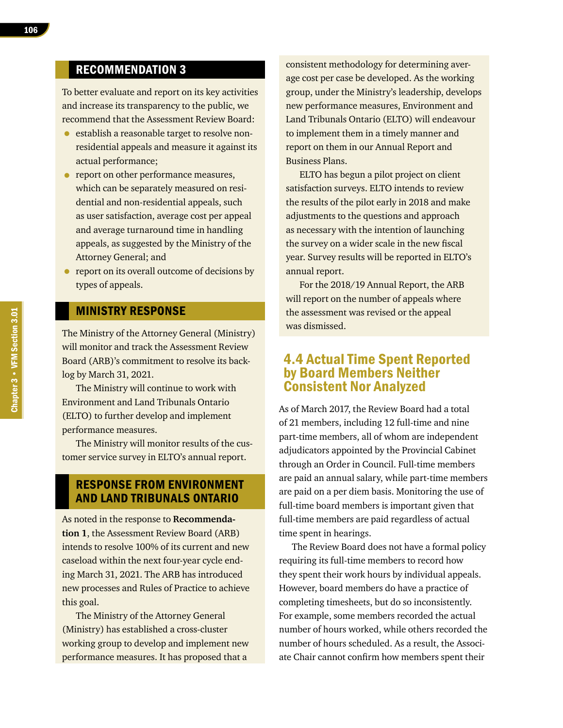## RECOMMENDATION 3

To better evaluate and report on its key activities and increase its transparency to the public, we recommend that the Assessment Review Board:

- establish a reasonable target to resolve non-residential appeals and measure it against its actual performance;
- report on other performance measures, which can be separately measured on residential and non-residential appeals, such as user satisfaction, average cost per appeal and average turnaround time in handling appeals, as suggested by the Ministry of the Attorney General; and
- report on its overall outcome of decisions by types of appeals.

## MINISTRY RESPONSE

The Ministry of the Attorney General (Ministry) will monitor and track the Assessment Review Board (ARB)'s commitment to resolve its backlog by March 31, 2021.

The Ministry will continue to work with Environment and Land Tribunals Ontario (ELTO) to further develop and implement performance measures.

The Ministry will monitor results of the customer service survey in ELTO's annual report.

## RESPONSE FROM ENVIRONMENT AND LAND TRIBUNALS ONTARIO

As noted in the response to **Recommendation 1**, the Assessment Review Board (ARB) intends to resolve 100% of its current and new caseload within the next four-year cycle ending March 31, 2021. The ARB has introduced new processes and Rules of Practice to achieve this goal.

The Ministry of the Attorney General (Ministry) has established a cross-cluster working group to develop and implement new performance measures. It has proposed that a consistent methodology for determining average cost per case be developed. As the working group, under the Ministry's leadership, develops new performance measures, Environment and Land Tribunals Ontario (ELTO) will endeavour to implement them in a timely manner and report on them in our Annual Report and Business Plans.

ELTO has begun a pilot project on client satisfaction surveys. ELTO intends to review the results of the pilot early in 2018 and make adjustments to the questions and approach as necessary with the intention of launching the survey on a wider scale in the new fiscal year. Survey results will be reported in ELTO's annual report.

For the 2018/19 Annual Report, the ARB will report on the number of appeals where the assessment was revised or the appeal was dismissed.

## 4.4 Actual Time Spent Reported by Board Members Neither Consistent Nor Analyzed

As of March 2017, the Review Board had a total of 21 members, including 12 full-time and nine part-time members, all of whom are independent adjudicators appointed by the Provincial Cabinet through an Order in Council. Full-time members are paid an annual salary, while part-time members are paid on a per diem basis. Monitoring the use of full-time board members is important given that full-time members are paid regardless of actual time spent in hearings.

The Review Board does not have a formal policy requiring its full-time members to record how they spent their work hours by individual appeals. However, board members do have a practice of completing timesheets, but do so inconsistently. For example, some members recorded the actual number of hours worked, while others recorded the number of hours scheduled. As a result, the Associate Chair cannot confirm how members spent their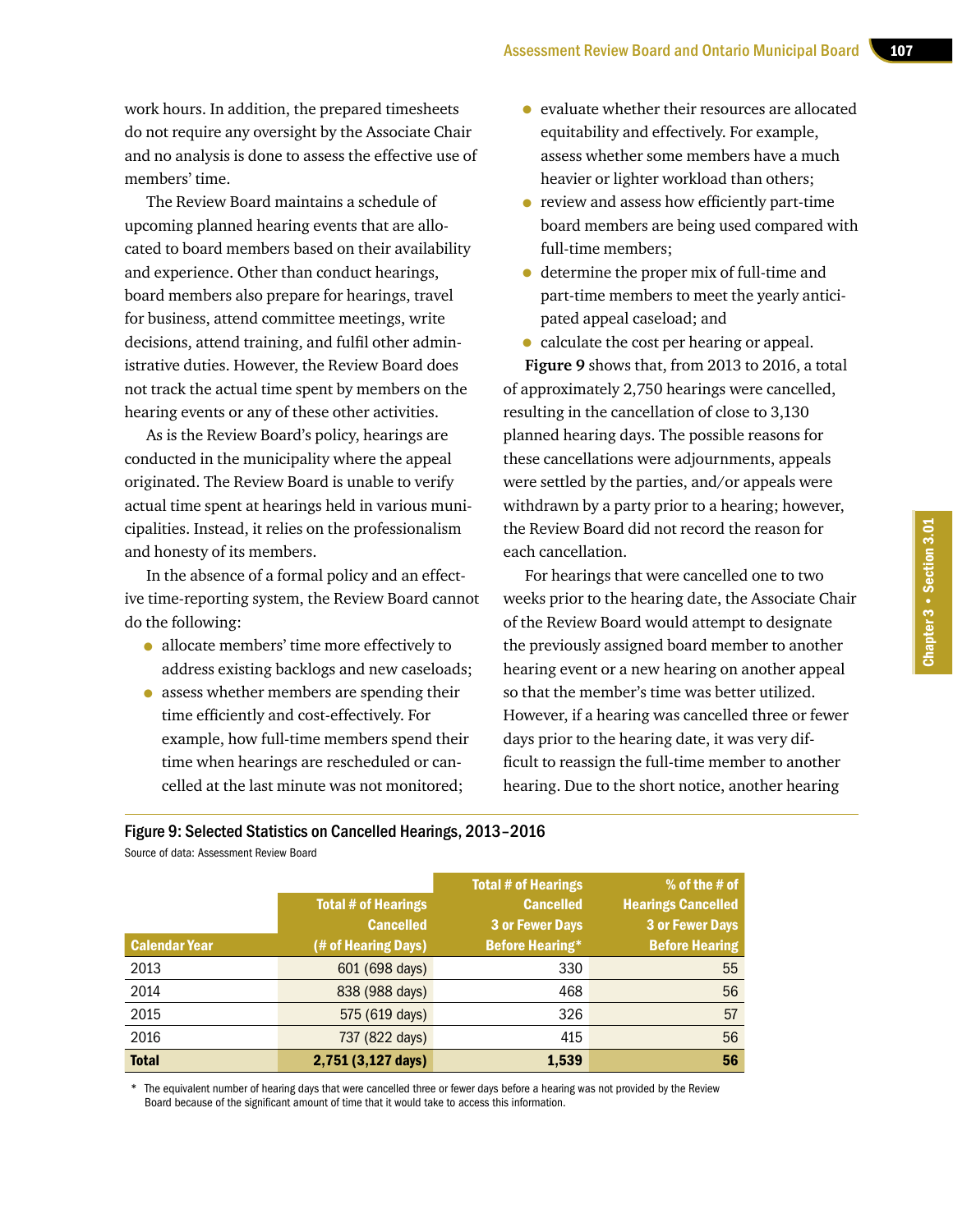work hours. In addition, the prepared timesheets do not require any oversight by the Associate Chair and no analysis is done to assess the effective use of members' time.

The Review Board maintains a schedule of upcoming planned hearing events that are allocated to board members based on their availability and experience. Other than conduct hearings, board members also prepare for hearings, travel for business, attend committee meetings, write decisions, attend training, and fulfil other administrative duties. However, the Review Board does not track the actual time spent by members on the hearing events or any of these other activities.

As is the Review Board's policy, hearings are conducted in the municipality where the appeal originated. The Review Board is unable to verify actual time spent at hearings held in various municipalities. Instead, it relies on the professionalism and honesty of its members.

In the absence of a formal policy and an effective time-reporting system, the Review Board cannot do the following:

- allocate members' time more effectively to address existing backlogs and new caseloads;
- assess whether members are spending their time efficiently and cost-effectively. For example, how full-time members spend their time when hearings are rescheduled or cancelled at the last minute was not monitored;
- evaluate whether their resources are allocated equitability and effectively. For example, assess whether some members have a much heavier or lighter workload than others;
- review and assess how efficiently part-time board members are being used compared with full-time members;
- determine the proper mix of full-time and part-time members to meet the yearly anticipated appeal caseload; and
- calculate the cost per hearing or appeal.

**Figure 9** shows that, from 2013 to 2016, a total of approximately 2,750 hearings were cancelled, resulting in the cancellation of close to 3,130 planned hearing days. The possible reasons for these cancellations were adjournments, appeals were settled by the parties, and/or appeals were withdrawn by a party prior to a hearing; however, the Review Board did not record the reason for each cancellation.

For hearings that were cancelled one to two weeks prior to the hearing date, the Associate Chair of the Review Board would attempt to designate the previously assigned board member to another hearing event or a new hearing on another appeal so that the member's time was better utilized. However, if a hearing was cancelled three or fewer days prior to the hearing date, it was very difficult to reassign the full-time member to another hearing. Due to the short notice, another hearing

**Figure 9: Selected Statistics on Cancelled Hearings, 2013–2016**

Source of data: Assessment Review Board

| Calendar Year | Total # of Hearings Cancelled (# of Hearing Days) | Total # of Hearings Cancelled 3 or Fewer Days Before Hearing* | % of the # of Hearings Cancelled 3 or Fewer Days Before Hearing |
|---|---|---|---|
| 2013 | 601 (698 days) | 330 | 55 |
| 2014 | 838 (988 days) | 468 | 56 |
| 2015 | 575 (619 days) | 326 | 57 |
| 2016 | 737 (822 days) | 415 | 56 |
| **Total** | **2,751 (3,127 days)** | **1,539** | **56** |

\* The equivalent number of hearing days that were cancelled three or fewer days before a hearing was not provided by the Review Board because of the significant amount of time that it would take to access this information.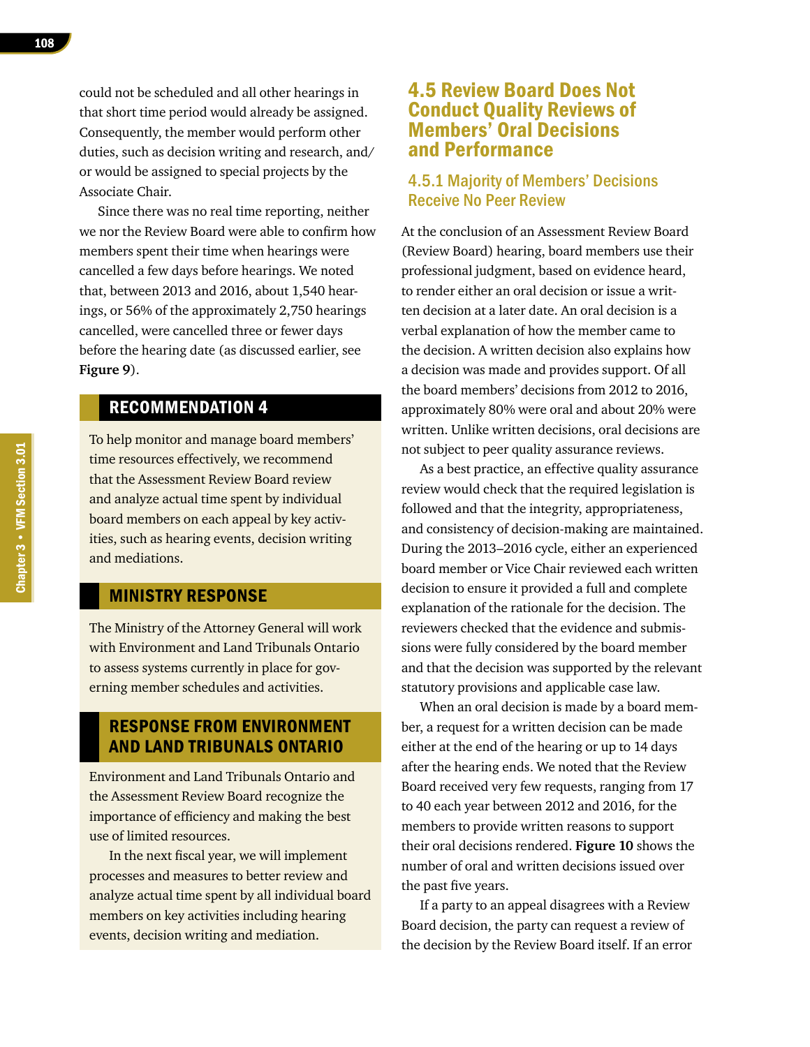could not be scheduled and all other hearings in that short time period would already be assigned. Consequently, the member would perform other duties, such as decision writing and research, and/or would be assigned to special projects by the Associate Chair.

Since there was no real time reporting, neither we nor the Review Board were able to confirm how members spent their time when hearings were cancelled a few days before hearings. We noted that, between 2013 and 2016, about 1,540 hearings, or 56% of the approximately 2,750 hearings cancelled, were cancelled three or fewer days before the hearing date (as discussed earlier, see **Figure 9**).

## RECOMMENDATION 4

To help monitor and manage board members' time resources effectively, we recommend that the Assessment Review Board review and analyze actual time spent by individual board members on each appeal by key activities, such as hearing events, decision writing and mediations.

## MINISTRY RESPONSE

The Ministry of the Attorney General will work with Environment and Land Tribunals Ontario to assess systems currently in place for governing member schedules and activities.

## RESPONSE FROM ENVIRONMENT AND LAND TRIBUNALS ONTARIO

Environment and Land Tribunals Ontario and the Assessment Review Board recognize the importance of efficiency and making the best use of limited resources.

In the next fiscal year, we will implement processes and measures to better review and analyze actual time spent by all individual board members on key activities including hearing events, decision writing and mediation.

## 4.5 Review Board Does Not Conduct Quality Reviews of Members' Oral Decisions and Performance

### 4.5.1 Majority of Members' Decisions Receive No Peer Review

At the conclusion of an Assessment Review Board (Review Board) hearing, board members use their professional judgment, based on evidence heard, to render either an oral decision or issue a written decision at a later date. An oral decision is a verbal explanation of how the member came to the decision. A written decision also explains how a decision was made and provides support. Of all the board members' decisions from 2012 to 2016, approximately 80% were oral and about 20% were written. Unlike written decisions, oral decisions are not subject to peer quality assurance reviews.

As a best practice, an effective quality assurance review would check that the required legislation is followed and that the integrity, appropriateness, and consistency of decision-making are maintained. During the 2013–2016 cycle, either an experienced board member or Vice Chair reviewed each written decision to ensure it provided a full and complete explanation of the rationale for the decision. The reviewers checked that the evidence and submissions were fully considered by the board member and that the decision was supported by the relevant statutory provisions and applicable case law.

When an oral decision is made by a board member, a request for a written decision can be made either at the end of the hearing or up to 14 days after the hearing ends. We noted that the Review Board received very few requests, ranging from 17 to 40 each year between 2012 and 2016, for the members to provide written reasons to support their oral decisions rendered. **Figure 10** shows the number of oral and written decisions issued over the past five years.

If a party to an appeal disagrees with a Review Board decision, the party can request a review of the decision by the Review Board itself. If an error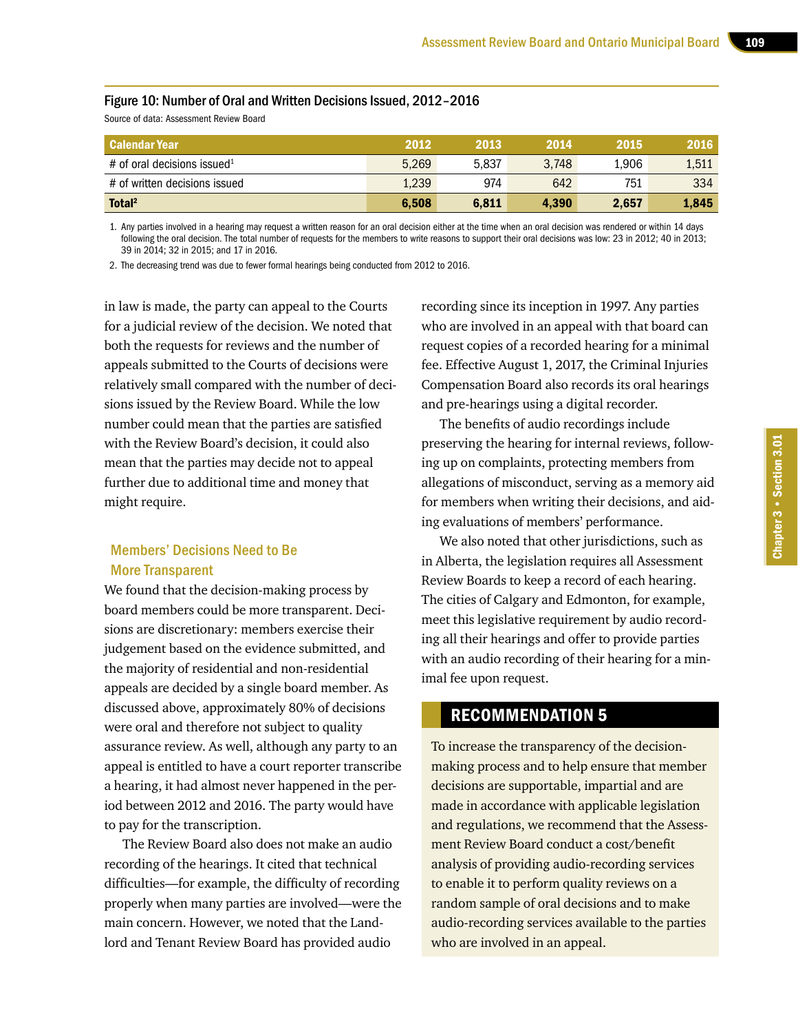Figure 10: Number of Oral and Written Decisions Issued, 2012–2016

Source of data: Assessment Review Board

| Calendar Year | 2012 | 2013 | 2014 | 2015 | 2016 |
|---|---|---|---|---|---|
| # of oral decisions issued[1] | 5,269 | 5,837 | 3,748 | 1,906 | 1,511 |
| # of written decisions issued | 1,239 | 974 | 642 | 751 | 334 |
| **Total[2]** | **6,508** | **6,811** | **4,390** | **2,657** | **1,845** |

1. Any parties involved in a hearing may request a written reason for an oral decision either at the time when an oral decision was rendered or within 14 days following the oral decision. The total number of requests for the members to write reasons to support their oral decisions was low: 23 in 2012; 40 in 2013; 39 in 2014; 32 in 2015; and 17 in 2016.
2. The decreasing trend was due to fewer formal hearings being conducted from 2012 to 2016.

in law is made, the party can appeal to the Courts for a judicial review of the decision. We noted that both the requests for reviews and the number of appeals submitted to the Courts of decisions were relatively small compared with the number of decisions issued by the Review Board. While the low number could mean that the parties are satisfied with the Review Board's decision, it could also mean that the parties may decide not to appeal further due to additional time and money that might require.

### Members' Decisions Need to Be More Transparent

We found that the decision-making process by board members could be more transparent. Decisions are discretionary: members exercise their judgement based on the evidence submitted, and the majority of residential and non-residential appeals are decided by a single board member. As discussed above, approximately 80% of decisions were oral and therefore not subject to quality assurance review. As well, although any party to an appeal is entitled to have a court reporter transcribe a hearing, it had almost never happened in the period between 2012 and 2016. The party would have to pay for the transcription.

The Review Board also does not make an audio recording of the hearings. It cited that technical difficulties—for example, the difficulty of recording properly when many parties are involved—were the main concern. However, we noted that the Landlord and Tenant Review Board has provided audio recording since its inception in 1997. Any parties who are involved in an appeal with that board can request copies of a recorded hearing for a minimal fee. Effective August 1, 2017, the Criminal Injuries Compensation Board also records its oral hearings and pre-hearings using a digital recorder.

The benefits of audio recordings include preserving the hearing for internal reviews, following up on complaints, protecting members from allegations of misconduct, serving as a memory aid for members when writing their decisions, and aiding evaluations of members' performance.

We also noted that other jurisdictions, such as in Alberta, the legislation requires all Assessment Review Boards to keep a record of each hearing. The cities of Calgary and Edmonton, for example, meet this legislative requirement by audio recording all their hearings and offer to provide parties with an audio recording of their hearing for a minimal fee upon request.

### RECOMMENDATION 5

To increase the transparency of the decision-making process and to help ensure that member decisions are supportable, impartial and are made in accordance with applicable legislation and regulations, we recommend that the Assessment Review Board conduct a cost/benefit analysis of providing audio-recording services to enable it to perform quality reviews on a random sample of oral decisions and to make audio-recording services available to the parties who are involved in an appeal.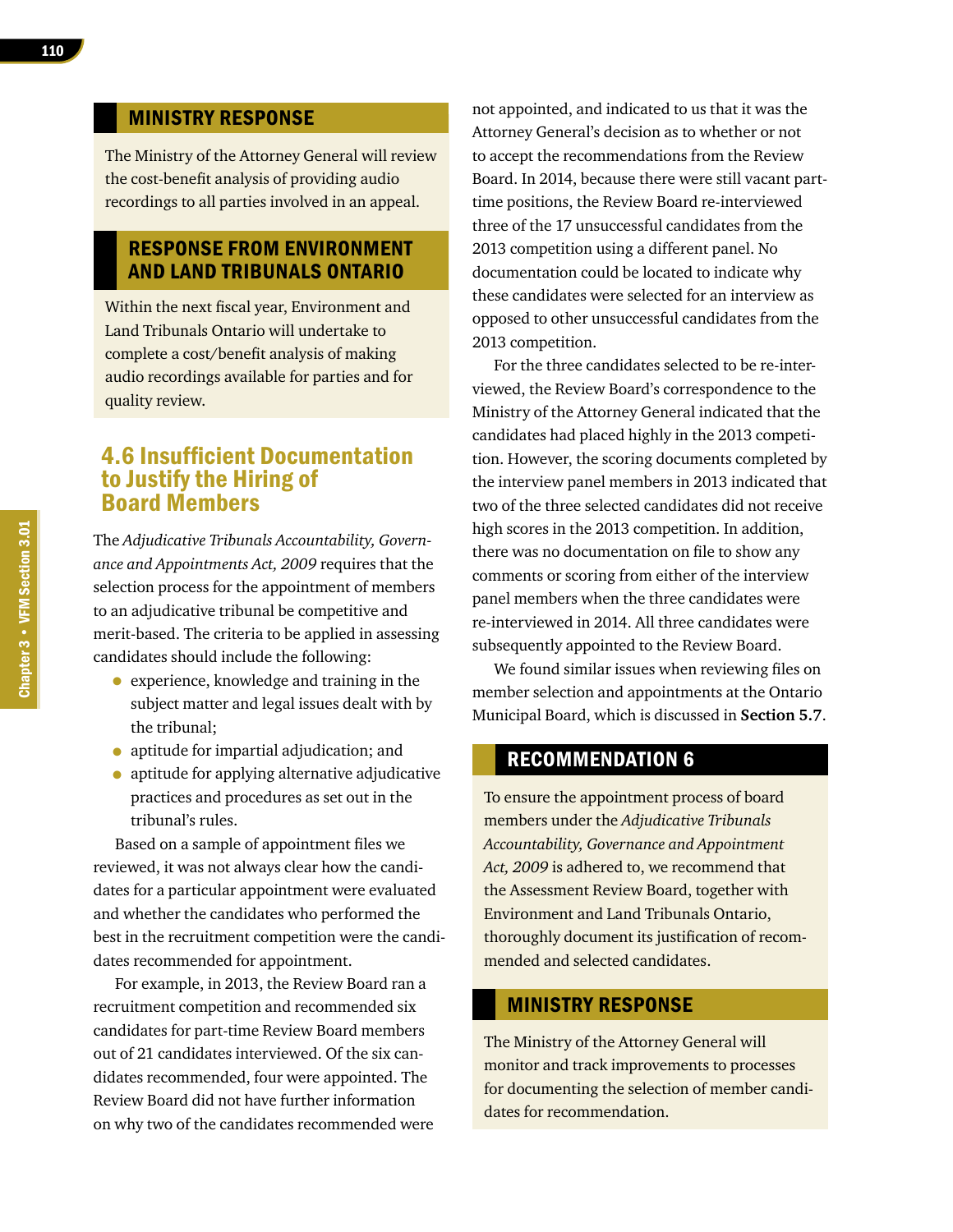## MINISTRY RESPONSE

The Ministry of the Attorney General will review the cost-benefit analysis of providing audio recordings to all parties involved in an appeal.

## RESPONSE FROM ENVIRONMENT AND LAND TRIBUNALS ONTARIO

Within the next fiscal year, Environment and Land Tribunals Ontario will undertake to complete a cost/benefit analysis of making audio recordings available for parties and for quality review.

## 4.6 Insufficient Documentation to Justify the Hiring of Board Members

The *Adjudicative Tribunals Accountability, Governance and Appointments Act, 2009* requires that the selection process for the appointment of members to an adjudicative tribunal be competitive and merit-based. The criteria to be applied in assessing candidates should include the following:

- experience, knowledge and training in the subject matter and legal issues dealt with by the tribunal;
- aptitude for impartial adjudication; and
- aptitude for applying alternative adjudicative practices and procedures as set out in the tribunal's rules.

Based on a sample of appointment files we reviewed, it was not always clear how the candidates for a particular appointment were evaluated and whether the candidates who performed the best in the recruitment competition were the candidates recommended for appointment.

For example, in 2013, the Review Board ran a recruitment competition and recommended six candidates for part-time Review Board members out of 21 candidates interviewed. Of the six candidates recommended, four were appointed. The Review Board did not have further information on why two of the candidates recommended were not appointed, and indicated to us that it was the Attorney General's decision as to whether or not to accept the recommendations from the Review Board. In 2014, because there were still vacant part-time positions, the Review Board re-interviewed three of the 17 unsuccessful candidates from the 2013 competition using a different panel. No documentation could be located to indicate why these candidates were selected for an interview as opposed to other unsuccessful candidates from the 2013 competition.

For the three candidates selected to be re-interviewed, the Review Board's correspondence to the Ministry of the Attorney General indicated that the candidates had placed highly in the 2013 competition. However, the scoring documents completed by the interview panel members in 2013 indicated that two of the three selected candidates did not receive high scores in the 2013 competition. In addition, there was no documentation on file to show any comments or scoring from either of the interview panel members when the three candidates were re-interviewed in 2014. All three candidates were subsequently appointed to the Review Board.

We found similar issues when reviewing files on member selection and appointments at the Ontario Municipal Board, which is discussed in **Section 5.7**.

## RECOMMENDATION 6

To ensure the appointment process of board members under the *Adjudicative Tribunals Accountability, Governance and Appointment Act, 2009* is adhered to, we recommend that the Assessment Review Board, together with Environment and Land Tribunals Ontario, thoroughly document its justification of recommended and selected candidates.

## MINISTRY RESPONSE

The Ministry of the Attorney General will monitor and track improvements to processes for documenting the selection of member candidates for recommendation.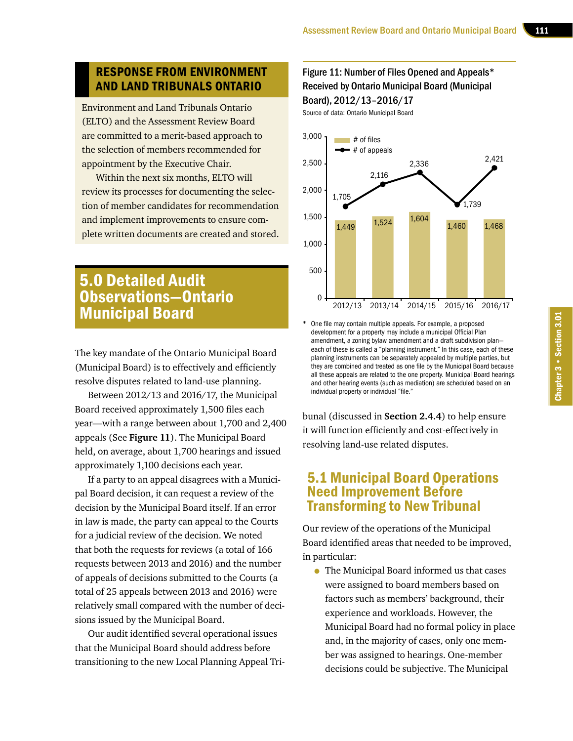## Response from Environment and Land Tribunals Ontario

Environment and Land Tribunals Ontario (ELTO) and the Assessment Review Board are committed to a merit-based approach to the selection of members recommended for appointment by the Executive Chair.

Within the next six months, ELTO will review its processes for documenting the selection of member candidates for recommendation and implement improvements to ensure complete written documents are created and stored.

# 5.0 Detailed Audit Observations—Ontario Municipal Board

The key mandate of the Ontario Municipal Board (Municipal Board) is to effectively and efficiently resolve disputes related to land-use planning.

Between 2012/13 and 2016/17, the Municipal Board received approximately 1,500 files each year—with a range between about 1,700 and 2,400 appeals (See **Figure 11**). The Municipal Board held, on average, about 1,700 hearings and issued approximately 1,100 decisions each year.

If a party to an appeal disagrees with a Municipal Board decision, it can request a review of the decision by the Municipal Board itself. If an error in law is made, the party can appeal to the Courts for a judicial review of the decision. We noted that both the requests for reviews (a total of 166 requests between 2013 and 2016) and the number of appeals of decisions submitted to the Courts (a total of 25 appeals between 2013 and 2016) were relatively small compared with the number of decisions issued by the Municipal Board.

Our audit identified several operational issues that the Municipal Board should address before transitioning to the new Local Planning Appeal Tribunal (discussed in **Section 2.4.4**) to help ensure it will function efficiently and cost-effectively in resolving land-use related disputes.

**Figure 11: Number of Files Opened and Appeals* Received by Ontario Municipal Board (Municipal Board), 2012/13–2016/17**

Source of data: Ontario Municipal Board

| | 2012/13 | 2013/14 | 2014/15 | 2015/16 | 2016/17 |
|---|---|---|---|---|---|
| # of files | 1,449 | 1,524 | 1,604 | 1,460 | 1,468 |
| # of appeals | 1,705 | 2,116 | 2,336 | 1,739 | 2,421 |

\* One file may contain multiple appeals. For example, a proposed development for a property may include a municipal Official Plan amendment, a zoning bylaw amendment and a draft subdivision plan—each of these is called a "planning instrument." In this case, each of these planning instruments can be separately appealed by multiple parties, but they are combined and treated as one file by the Municipal Board because all these appeals are related to the one property. Municipal Board hearings and other hearing events (such as mediation) are scheduled based on an individual property or individual "file."

## 5.1 Municipal Board Operations Need Improvement Before Transforming to New Tribunal

Our review of the operations of the Municipal Board identified areas that needed to be improved, in particular:

- The Municipal Board informed us that cases were assigned to board members based on factors such as members' background, their experience and workloads. However, the Municipal Board had no formal policy in place and, in the majority of cases, only one member was assigned to hearings. One-member decisions could be subjective. The Municipal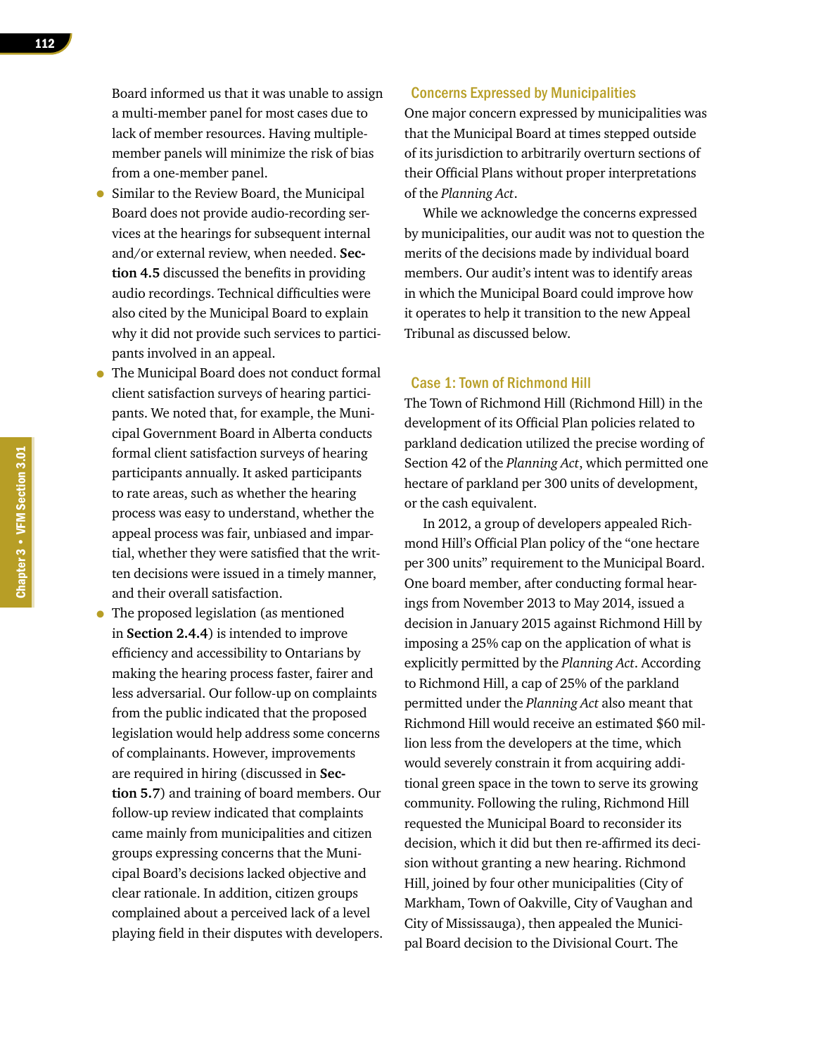Board informed us that it was unable to assign a multi-member panel for most cases due to lack of member resources. Having multiple-member panels will minimize the risk of bias from a one-member panel.

- Similar to the Review Board, the Municipal Board does not provide audio-recording services at the hearings for subsequent internal and/or external review, when needed. **Section 4.5** discussed the benefits in providing audio recordings. Technical difficulties were also cited by the Municipal Board to explain why it did not provide such services to participants involved in an appeal.
- The Municipal Board does not conduct formal client satisfaction surveys of hearing participants. We noted that, for example, the Municipal Government Board in Alberta conducts formal client satisfaction surveys of hearing participants annually. It asked participants to rate areas, such as whether the hearing process was easy to understand, whether the appeal process was fair, unbiased and impartial, whether they were satisfied that the written decisions were issued in a timely manner, and their overall satisfaction.
- The proposed legislation (as mentioned in **Section 2.4.4**) is intended to improve efficiency and accessibility to Ontarians by making the hearing process faster, fairer and less adversarial. Our follow-up on complaints from the public indicated that the proposed legislation would help address some concerns of complainants. However, improvements are required in hiring (discussed in **Section 5.7**) and training of board members. Our follow-up review indicated that complaints came mainly from municipalities and citizen groups expressing concerns that the Municipal Board's decisions lacked objective and clear rationale. In addition, citizen groups complained about a perceived lack of a level playing field in their disputes with developers.

### Concerns Expressed by Municipalities

One major concern expressed by municipalities was that the Municipal Board at times stepped outside of its jurisdiction to arbitrarily overturn sections of their Official Plans without proper interpretations of the *Planning Act*.

While we acknowledge the concerns expressed by municipalities, our audit was not to question the merits of the decisions made by individual board members. Our audit's intent was to identify areas in which the Municipal Board could improve how it operates to help it transition to the new Appeal Tribunal as discussed below.

### Case 1: Town of Richmond Hill

The Town of Richmond Hill (Richmond Hill) in the development of its Official Plan policies related to parkland dedication utilized the precise wording of Section 42 of the *Planning Act*, which permitted one hectare of parkland per 300 units of development, or the cash equivalent.

In 2012, a group of developers appealed Richmond Hill's Official Plan policy of the "one hectare per 300 units" requirement to the Municipal Board. One board member, after conducting formal hearings from November 2013 to May 2014, issued a decision in January 2015 against Richmond Hill by imposing a 25% cap on the application of what is explicitly permitted by the *Planning Act*. According to Richmond Hill, a cap of 25% of the parkland permitted under the *Planning Act* also meant that Richmond Hill would receive an estimated $60 million less from the developers at the time, which would severely constrain it from acquiring additional green space in the town to serve its growing community. Following the ruling, Richmond Hill requested the Municipal Board to reconsider its decision, which it did but then re-affirmed its decision without granting a new hearing. Richmond Hill, joined by four other municipalities (City of Markham, Town of Oakville, City of Vaughan and City of Mississauga), then appealed the Municipal Board decision to the Divisional Court. The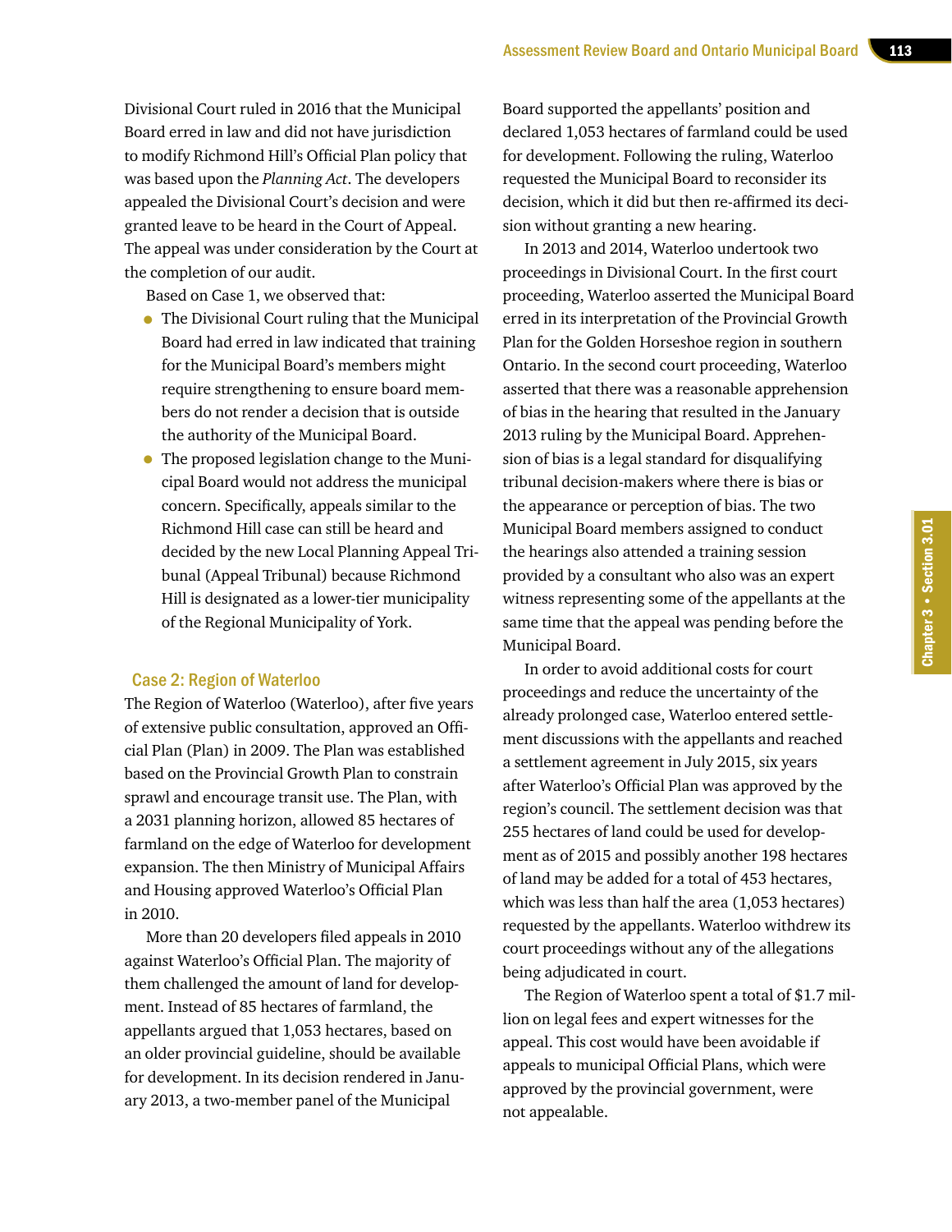Divisional Court ruled in 2016 that the Municipal Board erred in law and did not have jurisdiction to modify Richmond Hill's Official Plan policy that was based upon the *Planning Act*. The developers appealed the Divisional Court's decision and were granted leave to be heard in the Court of Appeal. The appeal was under consideration by the Court at the completion of our audit.

Based on Case 1, we observed that:

- The Divisional Court ruling that the Municipal Board had erred in law indicated that training for the Municipal Board's members might require strengthening to ensure board members do not render a decision that is outside the authority of the Municipal Board.
- The proposed legislation change to the Municipal Board would not address the municipal concern. Specifically, appeals similar to the Richmond Hill case can still be heard and decided by the new Local Planning Appeal Tribunal (Appeal Tribunal) because Richmond Hill is designated as a lower-tier municipality of the Regional Municipality of York.

### Case 2: Region of Waterloo

The Region of Waterloo (Waterloo), after five years of extensive public consultation, approved an Official Plan (Plan) in 2009. The Plan was established based on the Provincial Growth Plan to constrain sprawl and encourage transit use. The Plan, with a 2031 planning horizon, allowed 85 hectares of farmland on the edge of Waterloo for development expansion. The then Ministry of Municipal Affairs and Housing approved Waterloo's Official Plan in 2010.

More than 20 developers filed appeals in 2010 against Waterloo's Official Plan. The majority of them challenged the amount of land for development. Instead of 85 hectares of farmland, the appellants argued that 1,053 hectares, based on an older provincial guideline, should be available for development. In its decision rendered in January 2013, a two-member panel of the Municipal Board supported the appellants' position and declared 1,053 hectares of farmland could be used for development. Following the ruling, Waterloo requested the Municipal Board to reconsider its decision, which it did but then re-affirmed its decision without granting a new hearing.

In 2013 and 2014, Waterloo undertook two proceedings in Divisional Court. In the first court proceeding, Waterloo asserted the Municipal Board erred in its interpretation of the Provincial Growth Plan for the Golden Horseshoe region in southern Ontario. In the second court proceeding, Waterloo asserted that there was a reasonable apprehension of bias in the hearing that resulted in the January 2013 ruling by the Municipal Board. Apprehension of bias is a legal standard for disqualifying tribunal decision-makers where there is bias or the appearance or perception of bias. The two Municipal Board members assigned to conduct the hearings also attended a training session provided by a consultant who also was an expert witness representing some of the appellants at the same time that the appeal was pending before the Municipal Board.

In order to avoid additional costs for court proceedings and reduce the uncertainty of the already prolonged case, Waterloo entered settlement discussions with the appellants and reached a settlement agreement in July 2015, six years after Waterloo's Official Plan was approved by the region's council. The settlement decision was that 255 hectares of land could be used for development as of 2015 and possibly another 198 hectares of land may be added for a total of 453 hectares, which was less than half the area (1,053 hectares) requested by the appellants. Waterloo withdrew its court proceedings without any of the allegations being adjudicated in court.

The Region of Waterloo spent a total of $1.7 million on legal fees and expert witnesses for the appeal. This cost would have been avoidable if appeals to municipal Official Plans, which were approved by the provincial government, were not appealable.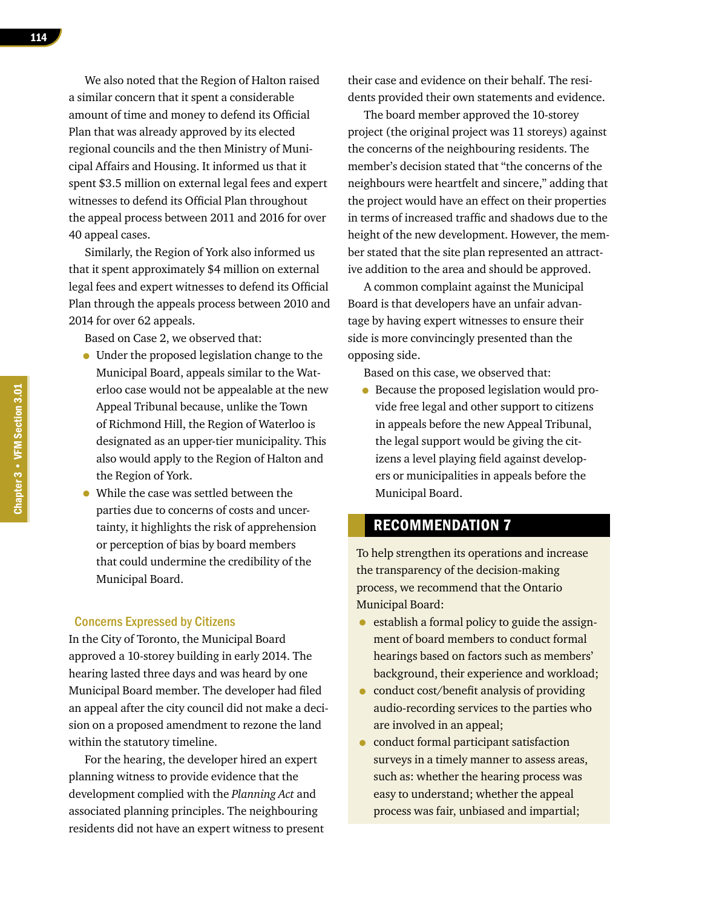We also noted that the Region of Halton raised a similar concern that it spent a considerable amount of time and money to defend its Official Plan that was already approved by its elected regional councils and the then Ministry of Municipal Affairs and Housing. It informed us that it spent $3.5 million on external legal fees and expert witnesses to defend its Official Plan throughout the appeal process between 2011 and 2016 for over 40 appeal cases.

Similarly, the Region of York also informed us that it spent approximately $4 million on external legal fees and expert witnesses to defend its Official Plan through the appeals process between 2010 and 2014 for over 62 appeals.

Based on Case 2, we observed that:

- Under the proposed legislation change to the Municipal Board, appeals similar to the Waterloo case would not be appealable at the new Appeal Tribunal because, unlike the Town of Richmond Hill, the Region of Waterloo is designated as an upper-tier municipality. This also would apply to the Region of Halton and the Region of York.
- While the case was settled between the parties due to concerns of costs and uncertainty, it highlights the risk of apprehension or perception of bias by board members that could undermine the credibility of the Municipal Board.

### Concerns Expressed by Citizens

In the City of Toronto, the Municipal Board approved a 10-storey building in early 2014. The hearing lasted three days and was heard by one Municipal Board member. The developer had filed an appeal after the city council did not make a decision on a proposed amendment to rezone the land within the statutory timeline.

For the hearing, the developer hired an expert planning witness to provide evidence that the development complied with the *Planning Act* and associated planning principles. The neighbouring residents did not have an expert witness to present their case and evidence on their behalf. The residents provided their own statements and evidence.

The board member approved the 10-storey project (the original project was 11 storeys) against the concerns of the neighbouring residents. The member's decision stated that "the concerns of the neighbours were heartfelt and sincere," adding that the project would have an effect on their properties in terms of increased traffic and shadows due to the height of the new development. However, the member stated that the site plan represented an attractive addition to the area and should be approved.

A common complaint against the Municipal Board is that developers have an unfair advantage by having expert witnesses to ensure their side is more convincingly presented than the opposing side.

Based on this case, we observed that:

- Because the proposed legislation would provide free legal and other support to citizens in appeals before the new Appeal Tribunal, the legal support would be giving the citizens a level playing field against developers or municipalities in appeals before the Municipal Board.

## RECOMMENDATION 7

To help strengthen its operations and increase the transparency of the decision-making process, we recommend that the Ontario Municipal Board:

- establish a formal policy to guide the assignment of board members to conduct formal hearings based on factors such as members' background, their experience and workload;
- conduct cost/benefit analysis of providing audio-recording services to the parties who are involved in an appeal;
- conduct formal participant satisfaction surveys in a timely manner to assess areas, such as: whether the hearing process was easy to understand; whether the appeal process was fair, unbiased and impartial;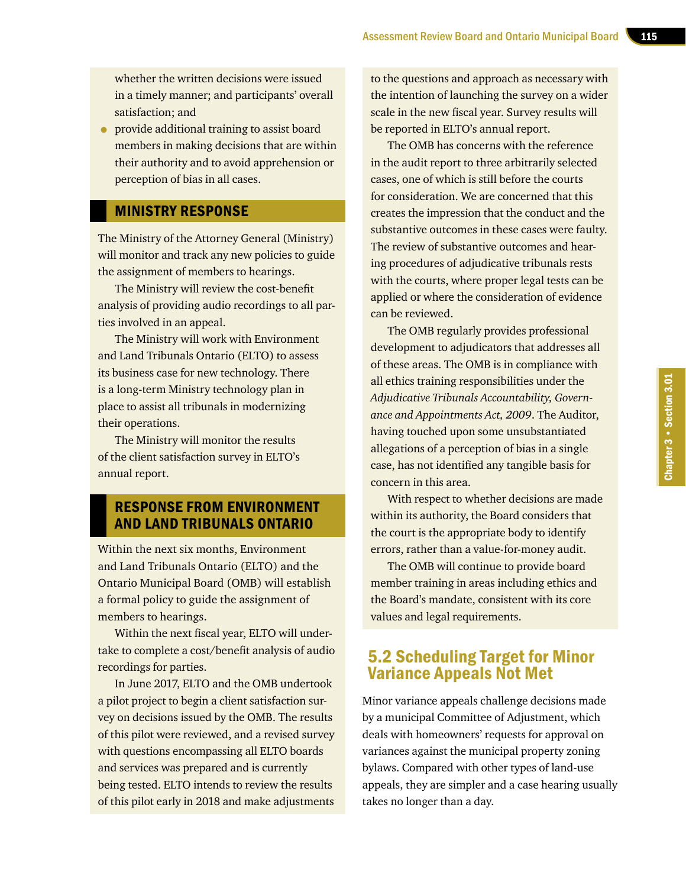whether the written decisions were issued in a timely manner; and participants' overall satisfaction; and

- provide additional training to assist board members in making decisions that are within their authority and to avoid apprehension or perception of bias in all cases.

## MINISTRY RESPONSE

The Ministry of the Attorney General (Ministry) will monitor and track any new policies to guide the assignment of members to hearings.

The Ministry will review the cost-benefit analysis of providing audio recordings to all parties involved in an appeal.

The Ministry will work with Environment and Land Tribunals Ontario (ELTO) to assess its business case for new technology. There is a long-term Ministry technology plan in place to assist all tribunals in modernizing their operations.

The Ministry will monitor the results of the client satisfaction survey in ELTO's annual report.

## RESPONSE FROM ENVIRONMENT AND LAND TRIBUNALS ONTARIO

Within the next six months, Environment and Land Tribunals Ontario (ELTO) and the Ontario Municipal Board (OMB) will establish a formal policy to guide the assignment of members to hearings.

Within the next fiscal year, ELTO will undertake to complete a cost/benefit analysis of audio recordings for parties.

In June 2017, ELTO and the OMB undertook a pilot project to begin a client satisfaction survey on decisions issued by the OMB. The results of this pilot were reviewed, and a revised survey with questions encompassing all ELTO boards and services was prepared and is currently being tested. ELTO intends to review the results of this pilot early in 2018 and make adjustments to the questions and approach as necessary with the intention of launching the survey on a wider scale in the new fiscal year. Survey results will be reported in ELTO's annual report.

The OMB has concerns with the reference in the audit report to three arbitrarily selected cases, one of which is still before the courts for consideration. We are concerned that this creates the impression that the conduct and the substantive outcomes in these cases were faulty. The review of substantive outcomes and hearing procedures of adjudicative tribunals rests with the courts, where proper legal tests can be applied or where the consideration of evidence can be reviewed.

The OMB regularly provides professional development to adjudicators that addresses all of these areas. The OMB is in compliance with all ethics training responsibilities under the *Adjudicative Tribunals Accountability, Governance and Appointments Act, 2009*. The Auditor, having touched upon some unsubstantiated allegations of a perception of bias in a single case, has not identified any tangible basis for concern in this area.

With respect to whether decisions are made within its authority, the Board considers that the court is the appropriate body to identify errors, rather than a value-for-money audit.

The OMB will continue to provide board member training in areas including ethics and the Board's mandate, consistent with its core values and legal requirements.

## 5.2 Scheduling Target for Minor Variance Appeals Not Met

Minor variance appeals challenge decisions made by a municipal Committee of Adjustment, which deals with homeowners' requests for approval on variances against the municipal property zoning bylaws. Compared with other types of land-use appeals, they are simpler and a case hearing usually takes no longer than a day.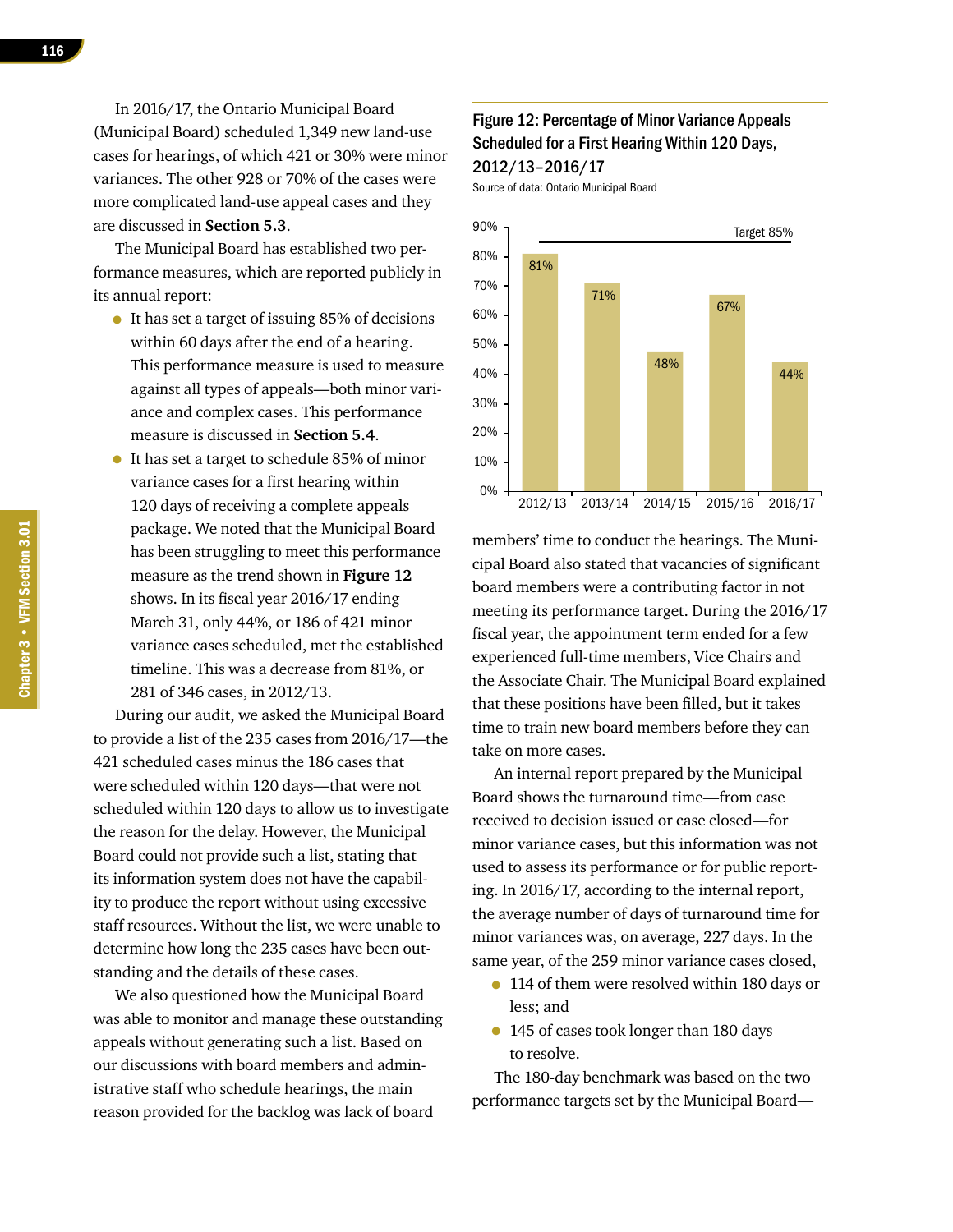In 2016/17, the Ontario Municipal Board (Municipal Board) scheduled 1,349 new land-use cases for hearings, of which 421 or 30% were minor variances. The other 928 or 70% of the cases were more complicated land-use appeal cases and they are discussed in **Section 5.3**.

The Municipal Board has established two performance measures, which are reported publicly in its annual report:

- It has set a target of issuing 85% of decisions within 60 days after the end of a hearing. This performance measure is used to measure against all types of appeals—both minor variance and complex cases. This performance measure is discussed in **Section 5.4**.
- It has set a target to schedule 85% of minor variance cases for a first hearing within 120 days of receiving a complete appeals package. We noted that the Municipal Board has been struggling to meet this performance measure as the trend shown in **Figure 12** shows. In its fiscal year 2016/17 ending March 31, only 44%, or 186 of 421 minor variance cases scheduled, met the established timeline. This was a decrease from 81%, or 281 of 346 cases, in 2012/13.

During our audit, we asked the Municipal Board to provide a list of the 235 cases from 2016/17—the 421 scheduled cases minus the 186 cases that were scheduled within 120 days—that were not scheduled within 120 days to allow us to investigate the reason for the delay. However, the Municipal Board could not provide such a list, stating that its information system does not have the capability to produce the report without using excessive staff resources. Without the list, we were unable to determine how long the 235 cases have been outstanding and the details of these cases.

We also questioned how the Municipal Board was able to monitor and manage these outstanding appeals without generating such a list. Based on our discussions with board members and administrative staff who schedule hearings, the main reason provided for the backlog was lack of board members' time to conduct the hearings. The Municipal Board also stated that vacancies of significant board members were a contributing factor in not meeting its performance target. During the 2016/17 fiscal year, the appointment term ended for a few experienced full-time members, Vice Chairs and the Associate Chair. The Municipal Board explained that these positions have been filled, but it takes time to train new board members before they can take on more cases.

**Figure 12: Percentage of Minor Variance Appeals Scheduled for a First Hearing Within 120 Days, 2012/13–2016/17**

Source of data: Ontario Municipal Board

| Fiscal Year | Percentage |
|---|---|
| 2012/13 | 81% |
| 2013/14 | 71% |
| 2014/15 | 48% |
| 2015/16 | 67% |
| 2016/17 | 44% |

Target 85%

An internal report prepared by the Municipal Board shows the turnaround time—from case received to decision issued or case closed—for minor variance cases, but this information was not used to assess its performance or for public reporting. In 2016/17, according to the internal report, the average number of days of turnaround time for minor variances was, on average, 227 days. In the same year, of the 259 minor variance cases closed,

- 114 of them were resolved within 180 days or less; and
- 145 of cases took longer than 180 days to resolve.

The 180-day benchmark was based on the two performance targets set by the Municipal Board—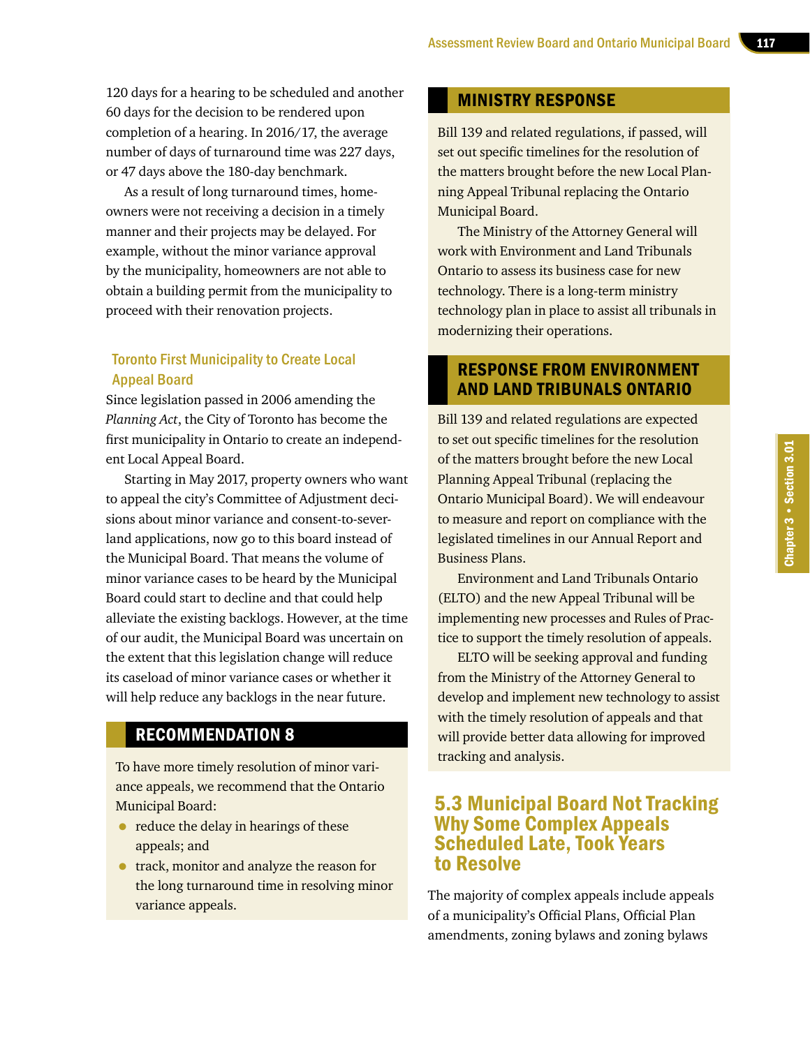120 days for a hearing to be scheduled and another 60 days for the decision to be rendered upon completion of a hearing. In 2016/17, the average number of days of turnaround time was 227 days, or 47 days above the 180-day benchmark.

As a result of long turnaround times, homeowners were not receiving a decision in a timely manner and their projects may be delayed. For example, without the minor variance approval by the municipality, homeowners are not able to obtain a building permit from the municipality to proceed with their renovation projects.

### Toronto First Municipality to Create Local Appeal Board

Since legislation passed in 2006 amending the *Planning Act*, the City of Toronto has become the first municipality in Ontario to create an independent Local Appeal Board.

Starting in May 2017, property owners who want to appeal the city's Committee of Adjustment decisions about minor variance and consent-to-sever-land applications, now go to this board instead of the Municipal Board. That means the volume of minor variance cases to be heard by the Municipal Board could start to decline and that could help alleviate the existing backlogs. However, at the time of our audit, the Municipal Board was uncertain on the extent that this legislation change will reduce its caseload of minor variance cases or whether it will help reduce any backlogs in the near future.

## RECOMMENDATION 8

To have more timely resolution of minor variance appeals, we recommend that the Ontario Municipal Board:

- reduce the delay in hearings of these appeals; and
- track, monitor and analyze the reason for the long turnaround time in resolving minor variance appeals.

## MINISTRY RESPONSE

Bill 139 and related regulations, if passed, will set out specific timelines for the resolution of the matters brought before the new Local Planning Appeal Tribunal replacing the Ontario Municipal Board.

The Ministry of the Attorney General will work with Environment and Land Tribunals Ontario to assess its business case for new technology. There is a long-term ministry technology plan in place to assist all tribunals in modernizing their operations.

## RESPONSE FROM ENVIRONMENT AND LAND TRIBUNALS ONTARIO

Bill 139 and related regulations are expected to set out specific timelines for the resolution of the matters brought before the new Local Planning Appeal Tribunal (replacing the Ontario Municipal Board). We will endeavour to measure and report on compliance with the legislated timelines in our Annual Report and Business Plans.

Environment and Land Tribunals Ontario (ELTO) and the new Appeal Tribunal will be implementing new processes and Rules of Practice to support the timely resolution of appeals.

ELTO will be seeking approval and funding from the Ministry of the Attorney General to develop and implement new technology to assist with the timely resolution of appeals and that will provide better data allowing for improved tracking and analysis.

## 5.3 Municipal Board Not Tracking Why Some Complex Appeals Scheduled Late, Took Years to Resolve

The majority of complex appeals include appeals of a municipality's Official Plans, Official Plan amendments, zoning bylaws and zoning bylaws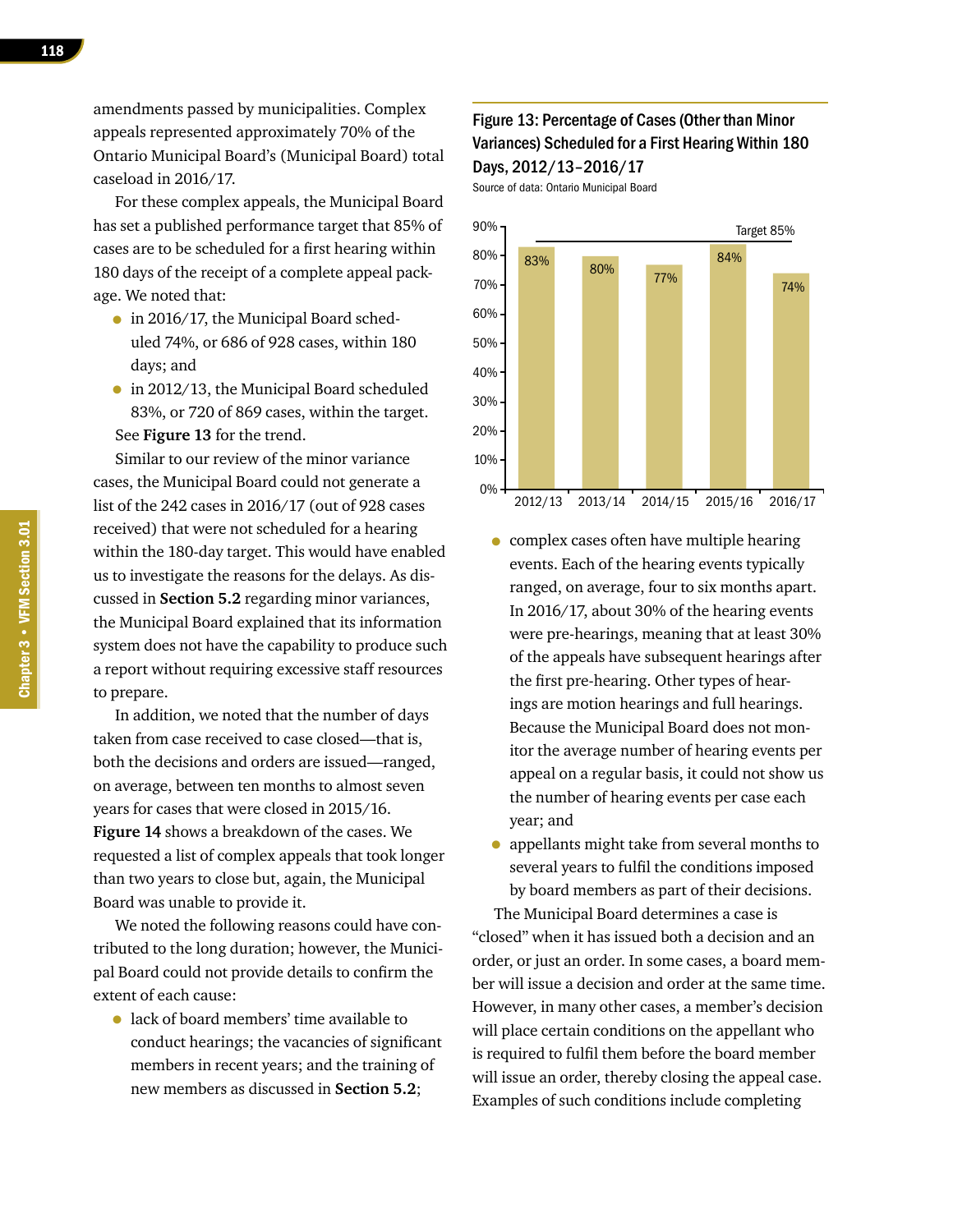amendments passed by municipalities. Complex appeals represented approximately 70% of the Ontario Municipal Board's (Municipal Board) total caseload in 2016/17.

For these complex appeals, the Municipal Board has set a published performance target that 85% of cases are to be scheduled for a first hearing within 180 days of the receipt of a complete appeal package. We noted that:

- in 2016/17, the Municipal Board scheduled 74%, or 686 of 928 cases, within 180 days; and
- in 2012/13, the Municipal Board scheduled 83%, or 720 of 869 cases, within the target.

See **Figure 13** for the trend.

Similar to our review of the minor variance cases, the Municipal Board could not generate a list of the 242 cases in 2016/17 (out of 928 cases received) that were not scheduled for a hearing within the 180-day target. This would have enabled us to investigate the reasons for the delays. As discussed in **Section 5.2** regarding minor variances, the Municipal Board explained that its information system does not have the capability to produce such a report without requiring excessive staff resources to prepare.

In addition, we noted that the number of days taken from case received to case closed—that is, both the decisions and orders are issued—ranged, on average, between ten months to almost seven years for cases that were closed in 2015/16. **Figure 14** shows a breakdown of the cases. We requested a list of complex appeals that took longer than two years to close but, again, the Municipal Board was unable to provide it.

We noted the following reasons could have contributed to the long duration; however, the Municipal Board could not provide details to confirm the extent of each cause:

- lack of board members' time available to conduct hearings; the vacancies of significant members in recent years; and the training of new members as discussed in **Section 5.2**;

**Figure 13: Percentage of Cases (Other than Minor Variances) Scheduled for a First Hearing Within 180 Days, 2012/13–2016/17**

Source of data: Ontario Municipal Board

| Year | Percentage scheduled within 180 days |
|---|---|
| 2012/13 | 83% |
| 2013/14 | 80% |
| 2014/15 | 77% |
| 2015/16 | 84% |
| 2016/17 | 74% |

Target 85%

- complex cases often have multiple hearing events. Each of the hearing events typically ranged, on average, four to six months apart. In 2016/17, about 30% of the hearing events were pre-hearings, meaning that at least 30% of the appeals have subsequent hearings after the first pre-hearing. Other types of hearings are motion hearings and full hearings. Because the Municipal Board does not monitor the average number of hearing events per appeal on a regular basis, it could not show us the number of hearing events per case each year; and
- appellants might take from several months to several years to fulfil the conditions imposed by board members as part of their decisions.

The Municipal Board determines a case is "closed" when it has issued both a decision and an order, or just an order. In some cases, a board member will issue a decision and order at the same time. However, in many other cases, a member's decision will place certain conditions on the appellant who is required to fulfil them before the board member will issue an order, thereby closing the appeal case. Examples of such conditions include completing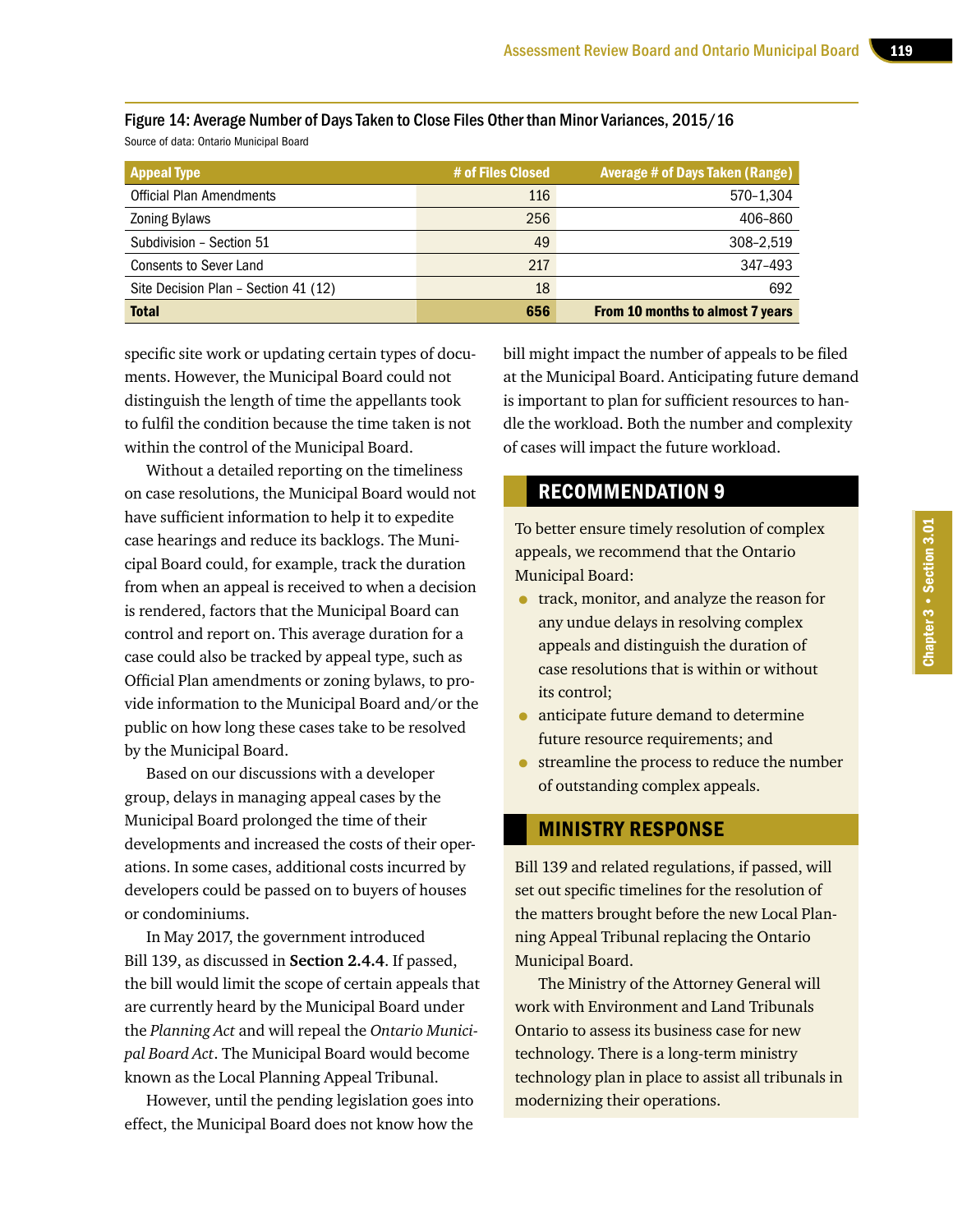Figure 14: Average Number of Days Taken to Close Files Other than Minor Variances, 2015/16

Source of data: Ontario Municipal Board

| Appeal Type | # of Files Closed | Average # of Days Taken (Range) |
|---|---|---|
| Official Plan Amendments | 116 | 570–1,304 |
| Zoning Bylaws | 256 | 406–860 |
| Subdivision – Section 51 | 49 | 308–2,519 |
| Consents to Sever Land | 217 | 347–493 |
| Site Decision Plan – Section 41 (12) | 18 | 692 |
| **Total** | **656** | **From 10 months to almost 7 years** |

specific site work or updating certain types of documents. However, the Municipal Board could not distinguish the length of time the appellants took to fulfil the condition because the time taken is not within the control of the Municipal Board.

Without a detailed reporting on the timeliness on case resolutions, the Municipal Board would not have sufficient information to help it to expedite case hearings and reduce its backlogs. The Municipal Board could, for example, track the duration from when an appeal is received to when a decision is rendered, factors that the Municipal Board can control and report on. This average duration for a case could also be tracked by appeal type, such as Official Plan amendments or zoning bylaws, to provide information to the Municipal Board and/or the public on how long these cases take to be resolved by the Municipal Board.

Based on our discussions with a developer group, delays in managing appeal cases by the Municipal Board prolonged the time of their developments and increased the costs of their operations. In some cases, additional costs incurred by developers could be passed on to buyers of houses or condominiums.

In May 2017, the government introduced Bill 139, as discussed in **Section 2.4.4**. If passed, the bill would limit the scope of certain appeals that are currently heard by the Municipal Board under the *Planning Act* and will repeal the *Ontario Municipal Board Act*. The Municipal Board would become known as the Local Planning Appeal Tribunal.

However, until the pending legislation goes into effect, the Municipal Board does not know how the bill might impact the number of appeals to be filed at the Municipal Board. Anticipating future demand is important to plan for sufficient resources to handle the workload. Both the number and complexity of cases will impact the future workload.

## RECOMMENDATION 9

To better ensure timely resolution of complex appeals, we recommend that the Ontario Municipal Board:

- track, monitor, and analyze the reason for any undue delays in resolving complex appeals and distinguish the duration of case resolutions that is within or without its control;
- anticipate future demand to determine future resource requirements; and
- streamline the process to reduce the number of outstanding complex appeals.

## MINISTRY RESPONSE

Bill 139 and related regulations, if passed, will set out specific timelines for the resolution of the matters brought before the new Local Planning Appeal Tribunal replacing the Ontario Municipal Board.

The Ministry of the Attorney General will work with Environment and Land Tribunals Ontario to assess its business case for new technology. There is a long-term ministry technology plan in place to assist all tribunals in modernizing their operations.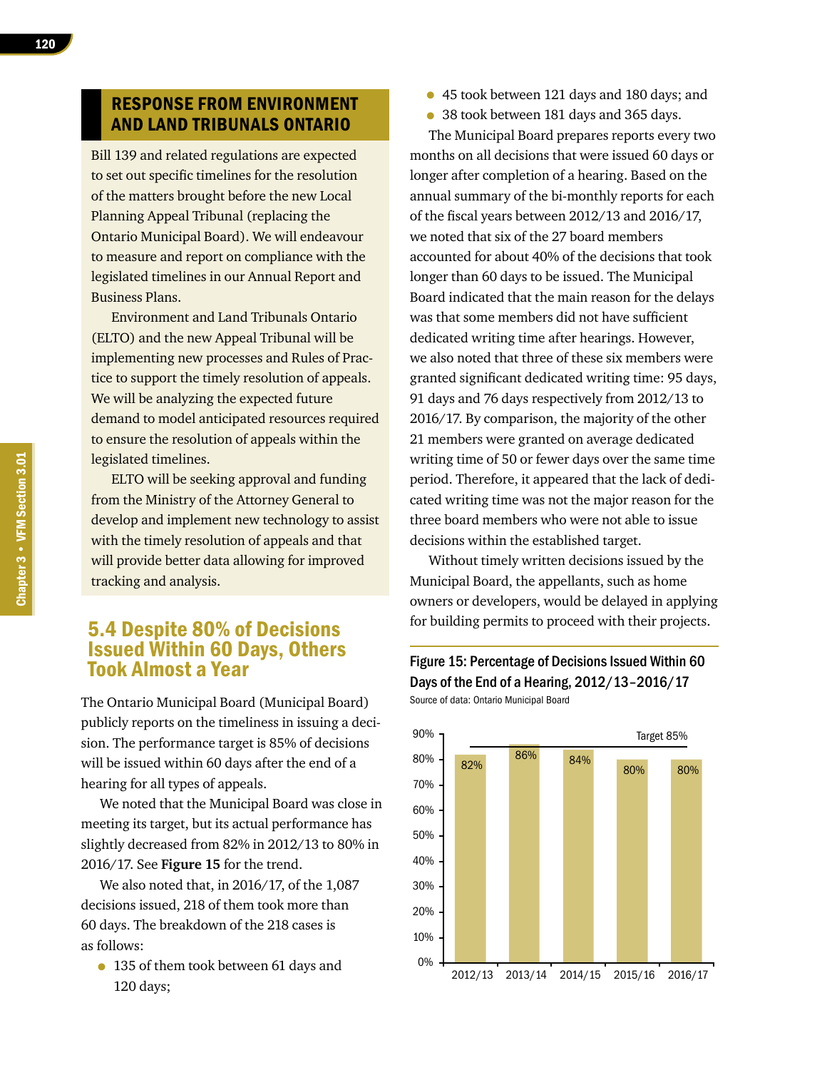## RESPONSE FROM ENVIRONMENT AND LAND TRIBUNALS ONTARIO

Bill 139 and related regulations are expected to set out specific timelines for the resolution of the matters brought before the new Local Planning Appeal Tribunal (replacing the Ontario Municipal Board). We will endeavour to measure and report on compliance with the legislated timelines in our Annual Report and Business Plans.

Environment and Land Tribunals Ontario (ELTO) and the new Appeal Tribunal will be implementing new processes and Rules of Practice to support the timely resolution of appeals. We will be analyzing the expected future demand to model anticipated resources required to ensure the resolution of appeals within the legislated timelines.

ELTO will be seeking approval and funding from the Ministry of the Attorney General to develop and implement new technology to assist with the timely resolution of appeals and that will provide better data allowing for improved tracking and analysis.

## 5.4 Despite 80% of Decisions Issued Within 60 Days, Others Took Almost a Year

The Ontario Municipal Board (Municipal Board) publicly reports on the timeliness in issuing a decision. The performance target is 85% of decisions will be issued within 60 days after the end of a hearing for all types of appeals.

We noted that the Municipal Board was close in meeting its target, but its actual performance has slightly decreased from 82% in 2012/13 to 80% in 2016/17. See **Figure 15** for the trend.

We also noted that, in 2016/17, of the 1,087 decisions issued, 218 of them took more than 60 days. The breakdown of the 218 cases is as follows:

- 135 of them took between 61 days and 120 days;
- 45 took between 121 days and 180 days; and
- 38 took between 181 days and 365 days.

The Municipal Board prepares reports every two months on all decisions that were issued 60 days or longer after completion of a hearing. Based on the annual summary of the bi-monthly reports for each of the fiscal years between 2012/13 and 2016/17, we noted that six of the 27 board members accounted for about 40% of the decisions that took longer than 60 days to be issued. The Municipal Board indicated that the main reason for the delays was that some members did not have sufficient dedicated writing time after hearings. However, we also noted that three of these six members were granted significant dedicated writing time: 95 days, 91 days and 76 days respectively from 2012/13 to 2016/17. By comparison, the majority of the other 21 members were granted on average dedicated writing time of 50 or fewer days over the same time period. Therefore, it appeared that the lack of dedicated writing time was not the major reason for the three board members who were not able to issue decisions within the established target.

Without timely written decisions issued by the Municipal Board, the appellants, such as home owners or developers, would be delayed in applying for building permits to proceed with their projects.

**Figure 15: Percentage of Decisions Issued Within 60 Days of the End of a Hearing, 2012/13–2016/17**

Source of data: Ontario Municipal Board

| Fiscal Year | % of Decisions Issued Within 60 Days |
|---|---|
| 2012/13 | 82% |
| 2013/14 | 86% |
| 2014/15 | 84% |
| 2015/16 | 80% |
| 2016/17 | 80% |

Target 85%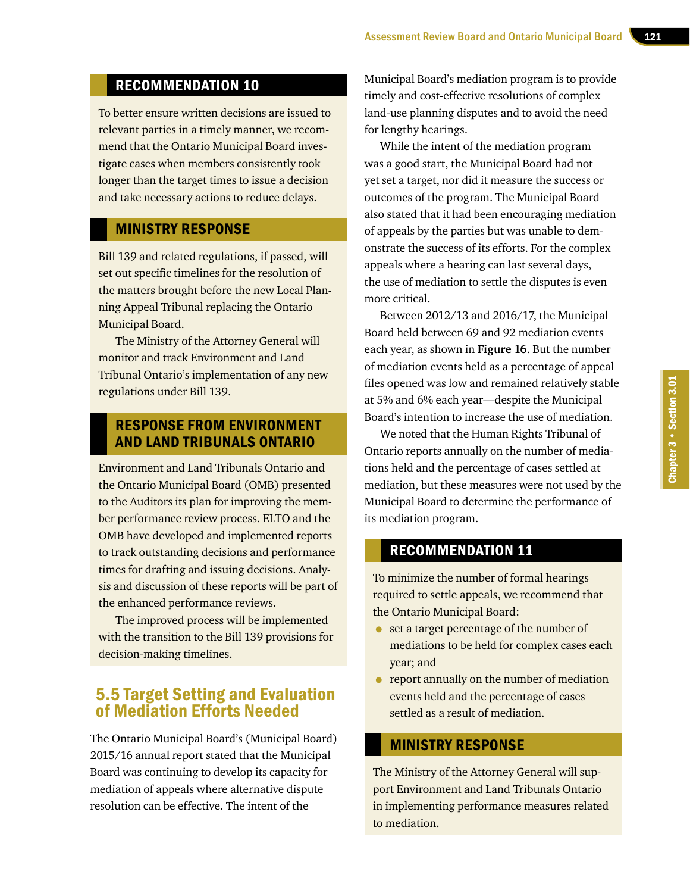## RECOMMENDATION 10

To better ensure written decisions are issued to relevant parties in a timely manner, we recommend that the Ontario Municipal Board investigate cases when members consistently took longer than the target times to issue a decision and take necessary actions to reduce delays.

## MINISTRY RESPONSE

Bill 139 and related regulations, if passed, will set out specific timelines for the resolution of the matters brought before the new Local Planning Appeal Tribunal replacing the Ontario Municipal Board.

The Ministry of the Attorney General will monitor and track Environment and Land Tribunal Ontario's implementation of any new regulations under Bill 139.

## RESPONSE FROM ENVIRONMENT AND LAND TRIBUNALS ONTARIO

Environment and Land Tribunals Ontario and the Ontario Municipal Board (OMB) presented to the Auditors its plan for improving the member performance review process. ELTO and the OMB have developed and implemented reports to track outstanding decisions and performance times for drafting and issuing decisions. Analysis and discussion of these reports will be part of the enhanced performance reviews.

The improved process will be implemented with the transition to the Bill 139 provisions for decision-making timelines.

## 5.5 Target Setting and Evaluation of Mediation Efforts Needed

The Ontario Municipal Board's (Municipal Board) 2015/16 annual report stated that the Municipal Board was continuing to develop its capacity for mediation of appeals where alternative dispute resolution can be effective. The intent of the Municipal Board's mediation program is to provide timely and cost-effective resolutions of complex land-use planning disputes and to avoid the need for lengthy hearings.

While the intent of the mediation program was a good start, the Municipal Board had not yet set a target, nor did it measure the success or outcomes of the program. The Municipal Board also stated that it had been encouraging mediation of appeals by the parties but was unable to demonstrate the success of its efforts. For the complex appeals where a hearing can last several days, the use of mediation to settle the disputes is even more critical.

Between 2012/13 and 2016/17, the Municipal Board held between 69 and 92 mediation events each year, as shown in **Figure 16**. But the number of mediation events held as a percentage of appeal files opened was low and remained relatively stable at 5% and 6% each year—despite the Municipal Board's intention to increase the use of mediation.

We noted that the Human Rights Tribunal of Ontario reports annually on the number of mediations held and the percentage of cases settled at mediation, but these measures were not used by the Municipal Board to determine the performance of its mediation program.

## RECOMMENDATION 11

To minimize the number of formal hearings required to settle appeals, we recommend that the Ontario Municipal Board:

- set a target percentage of the number of mediations to be held for complex cases each year; and
- report annually on the number of mediation events held and the percentage of cases settled as a result of mediation.

## MINISTRY RESPONSE

The Ministry of the Attorney General will support Environment and Land Tribunals Ontario in implementing performance measures related to mediation.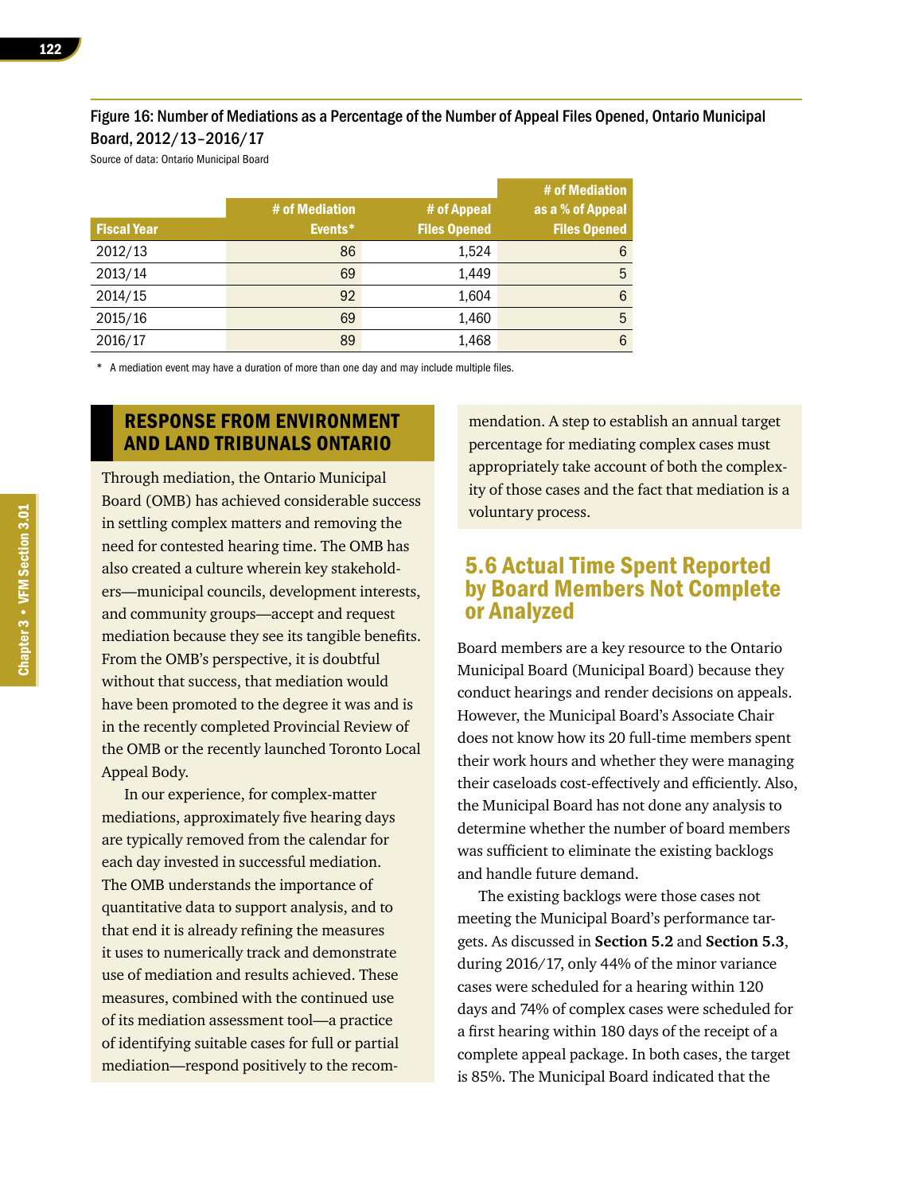Figure 16: Number of Mediations as a Percentage of the Number of Appeal Files Opened, Ontario Municipal Board, 2012/13–2016/17

Source of data: Ontario Municipal Board

| Fiscal Year | # of Mediation Events* | # of Appeal Files Opened | # of Mediation as a % of Appeal Files Opened |
|---|---|---|---|
| 2012/13 | 86 | 1,524 | 6 |
| 2013/14 | 69 | 1,449 | 5 |
| 2014/15 | 92 | 1,604 | 6 |
| 2015/16 | 69 | 1,460 | 5 |
| 2016/17 | 89 | 1,468 | 6 |

\* A mediation event may have a duration of more than one day and may include multiple files.

## RESPONSE FROM ENVIRONMENT AND LAND TRIBUNALS ONTARIO

Through mediation, the Ontario Municipal Board (OMB) has achieved considerable success in settling complex matters and removing the need for contested hearing time. The OMB has also created a culture wherein key stakeholders—municipal councils, development interests, and community groups—accept and request mediation because they see its tangible benefits. From the OMB's perspective, it is doubtful without that success, that mediation would have been promoted to the degree it was and is in the recently completed Provincial Review of the OMB or the recently launched Toronto Local Appeal Body.

In our experience, for complex-matter mediations, approximately five hearing days are typically removed from the calendar for each day invested in successful mediation. The OMB understands the importance of quantitative data to support analysis, and to that end it is already refining the measures it uses to numerically track and demonstrate use of mediation and results achieved. These measures, combined with the continued use of its mediation assessment tool—a practice of identifying suitable cases for full or partial mediation—respond positively to the recommendation. A step to establish an annual target percentage for mediating complex cases must appropriately take account of both the complexity of those cases and the fact that mediation is a voluntary process.

## 5.6 Actual Time Spent Reported by Board Members Not Complete or Analyzed

Board members are a key resource to the Ontario Municipal Board (Municipal Board) because they conduct hearings and render decisions on appeals. However, the Municipal Board's Associate Chair does not know how its 20 full-time members spent their work hours and whether they were managing their caseloads cost-effectively and efficiently. Also, the Municipal Board has not done any analysis to determine whether the number of board members was sufficient to eliminate the existing backlogs and handle future demand.

The existing backlogs were those cases not meeting the Municipal Board's performance targets. As discussed in **Section 5.2** and **Section 5.3**, during 2016/17, only 44% of the minor variance cases were scheduled for a hearing within 120 days and 74% of complex cases were scheduled for a first hearing within 180 days of the receipt of a complete appeal package. In both cases, the target is 85%. The Municipal Board indicated that the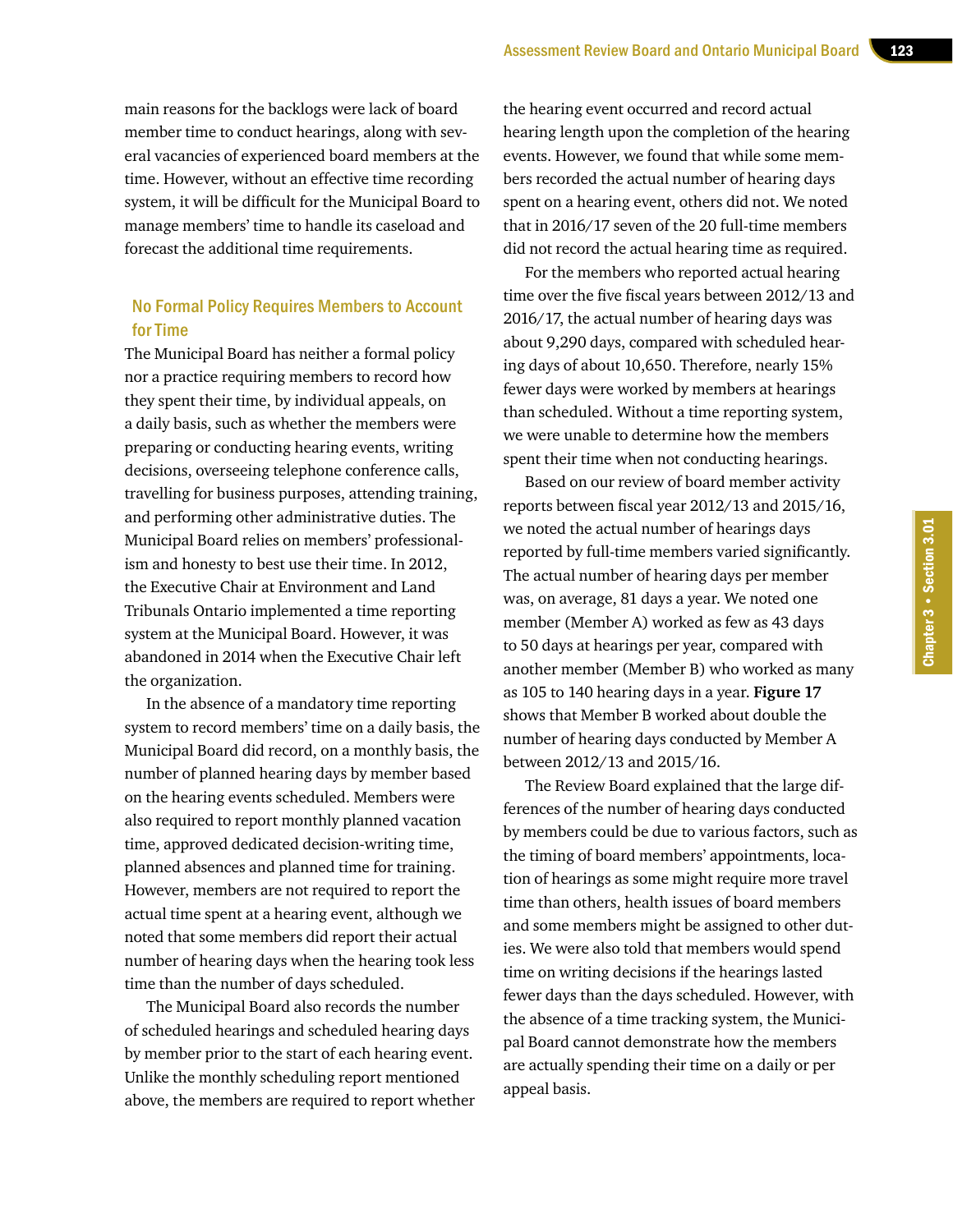main reasons for the backlogs were lack of board member time to conduct hearings, along with several vacancies of experienced board members at the time. However, without an effective time recording system, it will be difficult for the Municipal Board to manage members' time to handle its caseload and forecast the additional time requirements.

### No Formal Policy Requires Members to Account for Time

The Municipal Board has neither a formal policy nor a practice requiring members to record how they spent their time, by individual appeals, on a daily basis, such as whether the members were preparing or conducting hearing events, writing decisions, overseeing telephone conference calls, travelling for business purposes, attending training, and performing other administrative duties. The Municipal Board relies on members' professionalism and honesty to best use their time. In 2012, the Executive Chair at Environment and Land Tribunals Ontario implemented a time reporting system at the Municipal Board. However, it was abandoned in 2014 when the Executive Chair left the organization.

In the absence of a mandatory time reporting system to record members' time on a daily basis, the Municipal Board did record, on a monthly basis, the number of planned hearing days by member based on the hearing events scheduled. Members were also required to report monthly planned vacation time, approved dedicated decision-writing time, planned absences and planned time for training. However, members are not required to report the actual time spent at a hearing event, although we noted that some members did report their actual number of hearing days when the hearing took less time than the number of days scheduled.

The Municipal Board also records the number of scheduled hearings and scheduled hearing days by member prior to the start of each hearing event. Unlike the monthly scheduling report mentioned above, the members are required to report whether the hearing event occurred and record actual hearing length upon the completion of the hearing events. However, we found that while some members recorded the actual number of hearing days spent on a hearing event, others did not. We noted that in 2016/17 seven of the 20 full-time members did not record the actual hearing time as required.

For the members who reported actual hearing time over the five fiscal years between 2012/13 and 2016/17, the actual number of hearing days was about 9,290 days, compared with scheduled hearing days of about 10,650. Therefore, nearly 15% fewer days were worked by members at hearings than scheduled. Without a time reporting system, we were unable to determine how the members spent their time when not conducting hearings.

Based on our review of board member activity reports between fiscal year 2012/13 and 2015/16, we noted the actual number of hearings days reported by full-time members varied significantly. The actual number of hearing days per member was, on average, 81 days a year. We noted one member (Member A) worked as few as 43 days to 50 days at hearings per year, compared with another member (Member B) who worked as many as 105 to 140 hearing days in a year. **Figure 17** shows that Member B worked about double the number of hearing days conducted by Member A between 2012/13 and 2015/16.

The Review Board explained that the large differences of the number of hearing days conducted by members could be due to various factors, such as the timing of board members' appointments, location of hearings as some might require more travel time than others, health issues of board members and some members might be assigned to other duties. We were also told that members would spend time on writing decisions if the hearings lasted fewer days than the days scheduled. However, with the absence of a time tracking system, the Municipal Board cannot demonstrate how the members are actually spending their time on a daily or per appeal basis.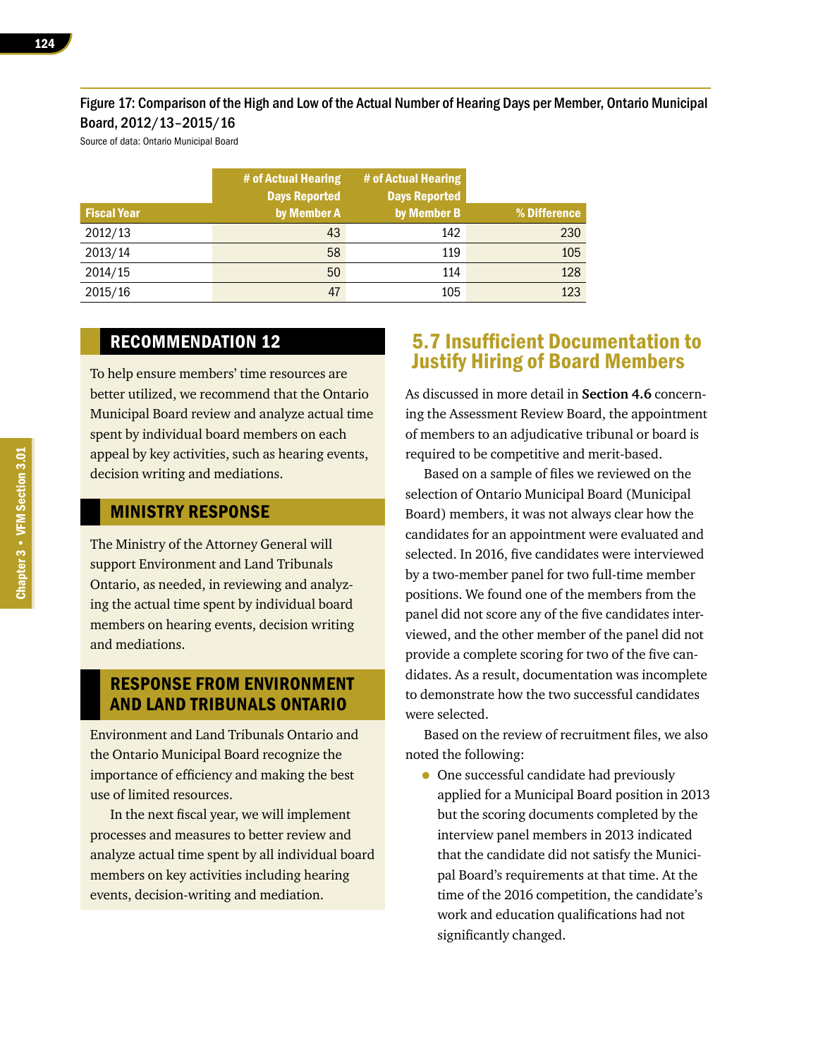Figure 17: Comparison of the High and Low of the Actual Number of Hearing Days per Member, Ontario Municipal Board, 2012/13–2015/16

Source of data: Ontario Municipal Board

| Fiscal Year | # of Actual Hearing Days Reported by Member A | # of Actual Hearing Days Reported by Member B | % Difference |
|---|---|---|---|
| 2012/13 | 43 | 142 | 230 |
| 2013/14 | 58 | 119 | 105 |
| 2014/15 | 50 | 114 | 128 |
| 2015/16 | 47 | 105 | 123 |

### RECOMMENDATION 12

To help ensure members' time resources are better utilized, we recommend that the Ontario Municipal Board review and analyze actual time spent by individual board members on each appeal by key activities, such as hearing events, decision writing and mediations.

### MINISTRY RESPONSE

The Ministry of the Attorney General will support Environment and Land Tribunals Ontario, as needed, in reviewing and analyzing the actual time spent by individual board members on hearing events, decision writing and mediations.

### RESPONSE FROM ENVIRONMENT AND LAND TRIBUNALS ONTARIO

Environment and Land Tribunals Ontario and the Ontario Municipal Board recognize the importance of efficiency and making the best use of limited resources.

In the next fiscal year, we will implement processes and measures to better review and analyze actual time spent by all individual board members on key activities including hearing events, decision-writing and mediation.

## 5.7 Insufficient Documentation to Justify Hiring of Board Members

As discussed in more detail in **Section 4.6** concerning the Assessment Review Board, the appointment of members to an adjudicative tribunal or board is required to be competitive and merit-based.

Based on a sample of files we reviewed on the selection of Ontario Municipal Board (Municipal Board) members, it was not always clear how the candidates for an appointment were evaluated and selected. In 2016, five candidates were interviewed by a two-member panel for two full-time member positions. We found one of the members from the panel did not score any of the five candidates interviewed, and the other member of the panel did not provide a complete scoring for two of the five candidates. As a result, documentation was incomplete to demonstrate how the two successful candidates were selected.

Based on the review of recruitment files, we also noted the following:

- One successful candidate had previously applied for a Municipal Board position in 2013 but the scoring documents completed by the interview panel members in 2013 indicated that the candidate did not satisfy the Municipal Board's requirements at that time. At the time of the 2016 competition, the candidate's work and education qualifications had not significantly changed.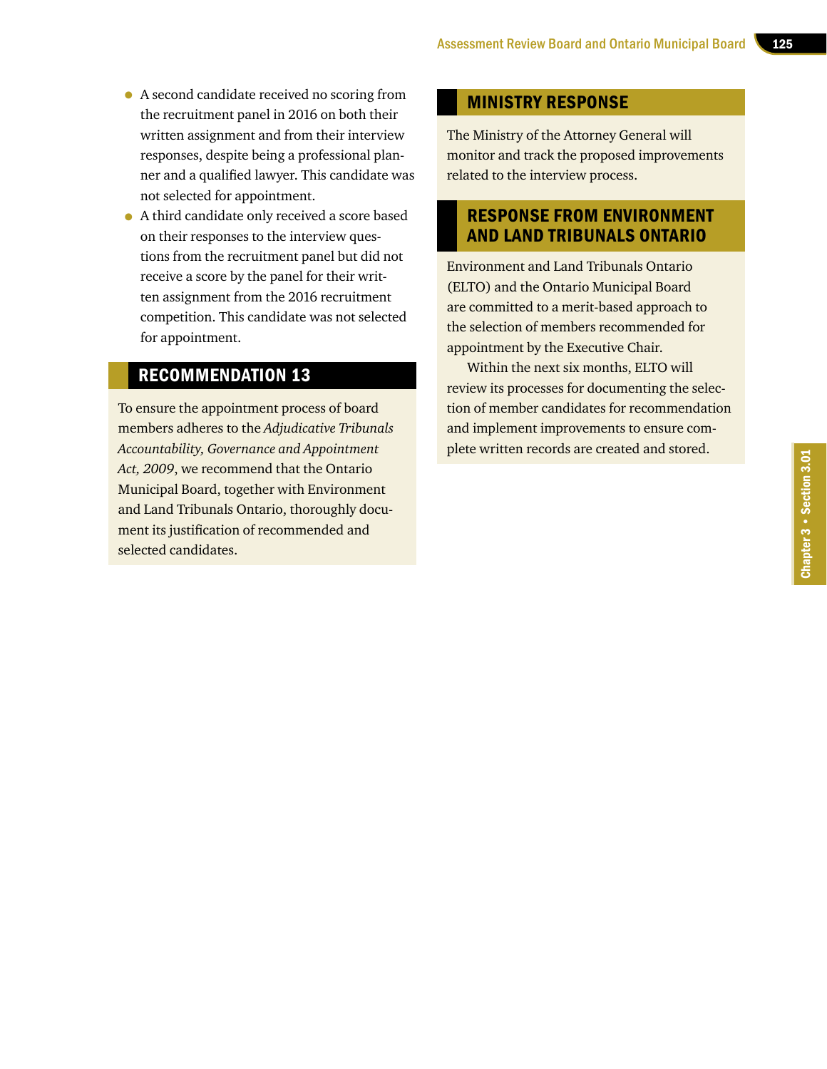- A second candidate received no scoring from the recruitment panel in 2016 on both their written assignment and from their interview responses, despite being a professional planner and a qualified lawyer. This candidate was not selected for appointment.
- A third candidate only received a score based on their responses to the interview questions from the recruitment panel but did not receive a score by the panel for their written assignment from the 2016 recruitment competition. This candidate was not selected for appointment.

## RECOMMENDATION 13

To ensure the appointment process of board members adheres to the *Adjudicative Tribunals Accountability, Governance and Appointment Act, 2009*, we recommend that the Ontario Municipal Board, together with Environment and Land Tribunals Ontario, thoroughly document its justification of recommended and selected candidates.

## MINISTRY RESPONSE

The Ministry of the Attorney General will monitor and track the proposed improvements related to the interview process.

## RESPONSE FROM ENVIRONMENT AND LAND TRIBUNALS ONTARIO

Environment and Land Tribunals Ontario (ELTO) and the Ontario Municipal Board are committed to a merit-based approach to the selection of members recommended for appointment by the Executive Chair.

Within the next six months, ELTO will review its processes for documenting the selection of member candidates for recommendation and implement improvements to ensure complete written records are created and stored.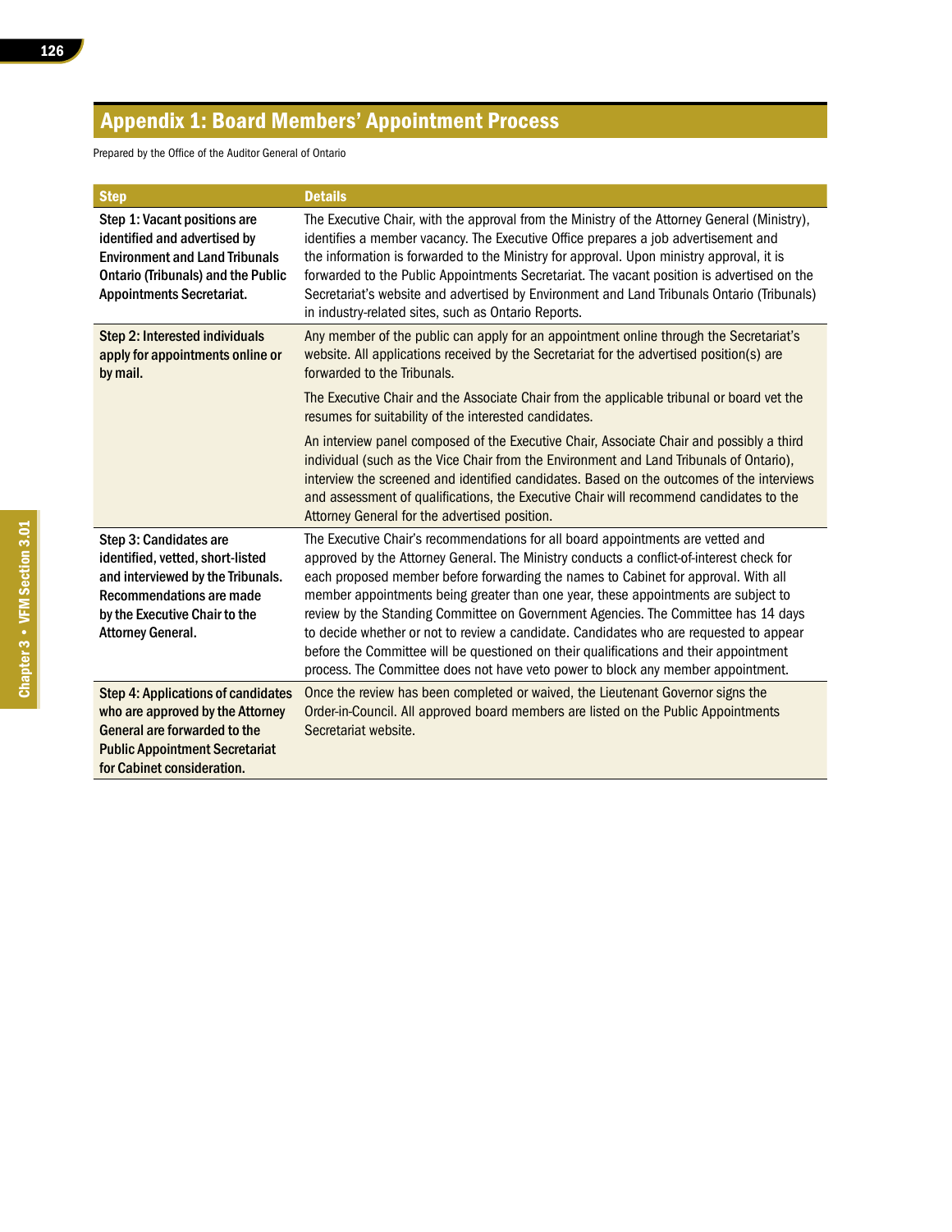## Appendix 1: Board Members' Appointment Process

Prepared by the Office of the Auditor General of Ontario

| Step | Details |
|---|---|
| **Step 1: Vacant positions are identified and advertised by Environment and Land Tribunals Ontario (Tribunals) and the Public Appointments Secretariat.** | The Executive Chair, with the approval from the Ministry of the Attorney General (Ministry), identifies a member vacancy. The Executive Office prepares a job advertisement and the information is forwarded to the Ministry for approval. Upon ministry approval, it is forwarded to the Public Appointments Secretariat. The vacant position is advertised on the Secretariat's website and advertised by Environment and Land Tribunals Ontario (Tribunals) in industry-related sites, such as Ontario Reports. |
| **Step 2: Interested individuals apply for appointments online or by mail.** | Any member of the public can apply for an appointment online through the Secretariat's website. All applications received by the Secretariat for the advertised position(s) are forwarded to the Tribunals.<br><br>The Executive Chair and the Associate Chair from the applicable tribunal or board vet the resumes for suitability of the interested candidates.<br><br>An interview panel composed of the Executive Chair, Associate Chair and possibly a third individual (such as the Vice Chair from the Environment and Land Tribunals of Ontario), interview the screened and identified candidates. Based on the outcomes of the interviews and assessment of qualifications, the Executive Chair will recommend candidates to the Attorney General for the advertised position. |
| **Step 3: Candidates are identified, vetted, short-listed and interviewed by the Tribunals. Recommendations are made by the Executive Chair to the Attorney General.** | The Executive Chair's recommendations for all board appointments are vetted and approved by the Attorney General. The Ministry conducts a conflict-of-interest check for each proposed member before forwarding the names to Cabinet for approval. With all member appointments being greater than one year, these appointments are subject to review by the Standing Committee on Government Agencies. The Committee has 14 days to decide whether or not to review a candidate. Candidates who are requested to appear before the Committee will be questioned on their qualifications and their appointment process. The Committee does not have veto power to block any member appointment. |
| **Step 4: Applications of candidates who are approved by the Attorney General are forwarded to the Public Appointment Secretariat for Cabinet consideration.** | Once the review has been completed or waived, the Lieutenant Governor signs the Order-in-Council. All approved board members are listed on the Public Appointments Secretariat website. |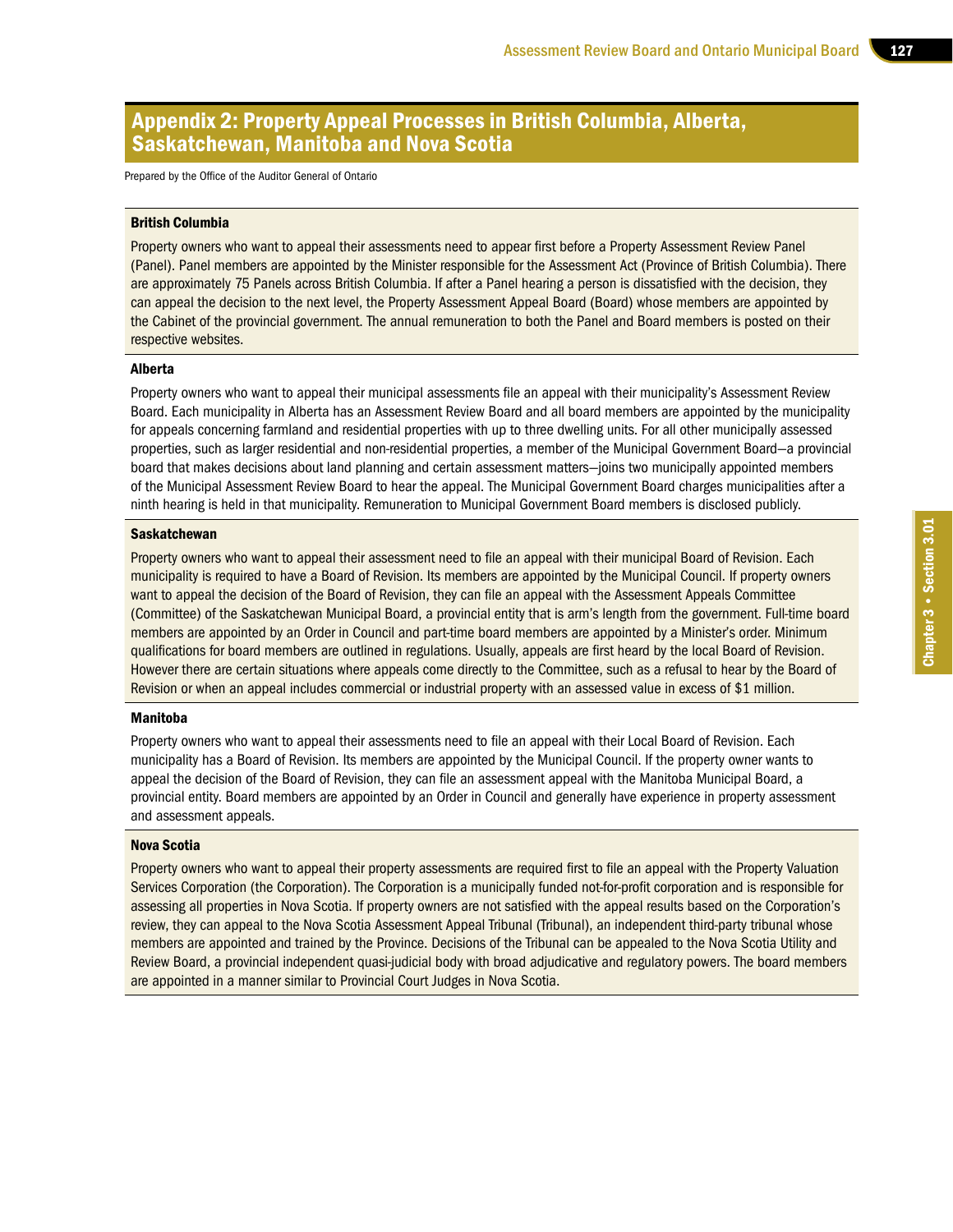## Appendix 2: Property Appeal Processes in British Columbia, Alberta, Saskatchewan, Manitoba and Nova Scotia

Prepared by the Office of the Auditor General of Ontario

### British Columbia

Property owners who want to appeal their assessments need to appear first before a Property Assessment Review Panel (Panel). Panel members are appointed by the Minister responsible for the Assessment Act (Province of British Columbia). There are approximately 75 Panels across British Columbia. If after a Panel hearing a person is dissatisfied with the decision, they can appeal the decision to the next level, the Property Assessment Appeal Board (Board) whose members are appointed by the Cabinet of the provincial government. The annual remuneration to both the Panel and Board members is posted on their respective websites.

### Alberta

Property owners who want to appeal their municipal assessments file an appeal with their municipality's Assessment Review Board. Each municipality in Alberta has an Assessment Review Board and all board members are appointed by the municipality for appeals concerning farmland and residential properties with up to three dwelling units. For all other municipally assessed properties, such as larger residential and non-residential properties, a member of the Municipal Government Board—a provincial board that makes decisions about land planning and certain assessment matters—joins two municipally appointed members of the Municipal Assessment Review Board to hear the appeal. The Municipal Government Board charges municipalities after a ninth hearing is held in that municipality. Remuneration to Municipal Government Board members is disclosed publicly.

### Saskatchewan

Property owners who want to appeal their assessment need to file an appeal with their municipal Board of Revision. Each municipality is required to have a Board of Revision. Its members are appointed by the Municipal Council. If property owners want to appeal the decision of the Board of Revision, they can file an appeal with the Assessment Appeals Committee (Committee) of the Saskatchewan Municipal Board, a provincial entity that is arm's length from the government. Full-time board members are appointed by an Order in Council and part-time board members are appointed by a Minister's order. Minimum qualifications for board members are outlined in regulations. Usually, appeals are first heard by the local Board of Revision. However there are certain situations where appeals come directly to the Committee, such as a refusal to hear by the Board of Revision or when an appeal includes commercial or industrial property with an assessed value in excess of $1 million.

### Manitoba

Property owners who want to appeal their assessments need to file an appeal with their Local Board of Revision. Each municipality has a Board of Revision. Its members are appointed by the Municipal Council. If the property owner wants to appeal the decision of the Board of Revision, they can file an assessment appeal with the Manitoba Municipal Board, a provincial entity. Board members are appointed by an Order in Council and generally have experience in property assessment and assessment appeals.

### Nova Scotia

Property owners who want to appeal their property assessments are required first to file an appeal with the Property Valuation Services Corporation (the Corporation). The Corporation is a municipally funded not-for-profit corporation and is responsible for assessing all properties in Nova Scotia. If property owners are not satisfied with the appeal results based on the Corporation's review, they can appeal to the Nova Scotia Assessment Appeal Tribunal (Tribunal), an independent third-party tribunal whose members are appointed and trained by the Province. Decisions of the Tribunal can be appealed to the Nova Scotia Utility and Review Board, a provincial independent quasi-judicial body with broad adjudicative and regulatory powers. The board members are appointed in a manner similar to Provincial Court Judges in Nova Scotia.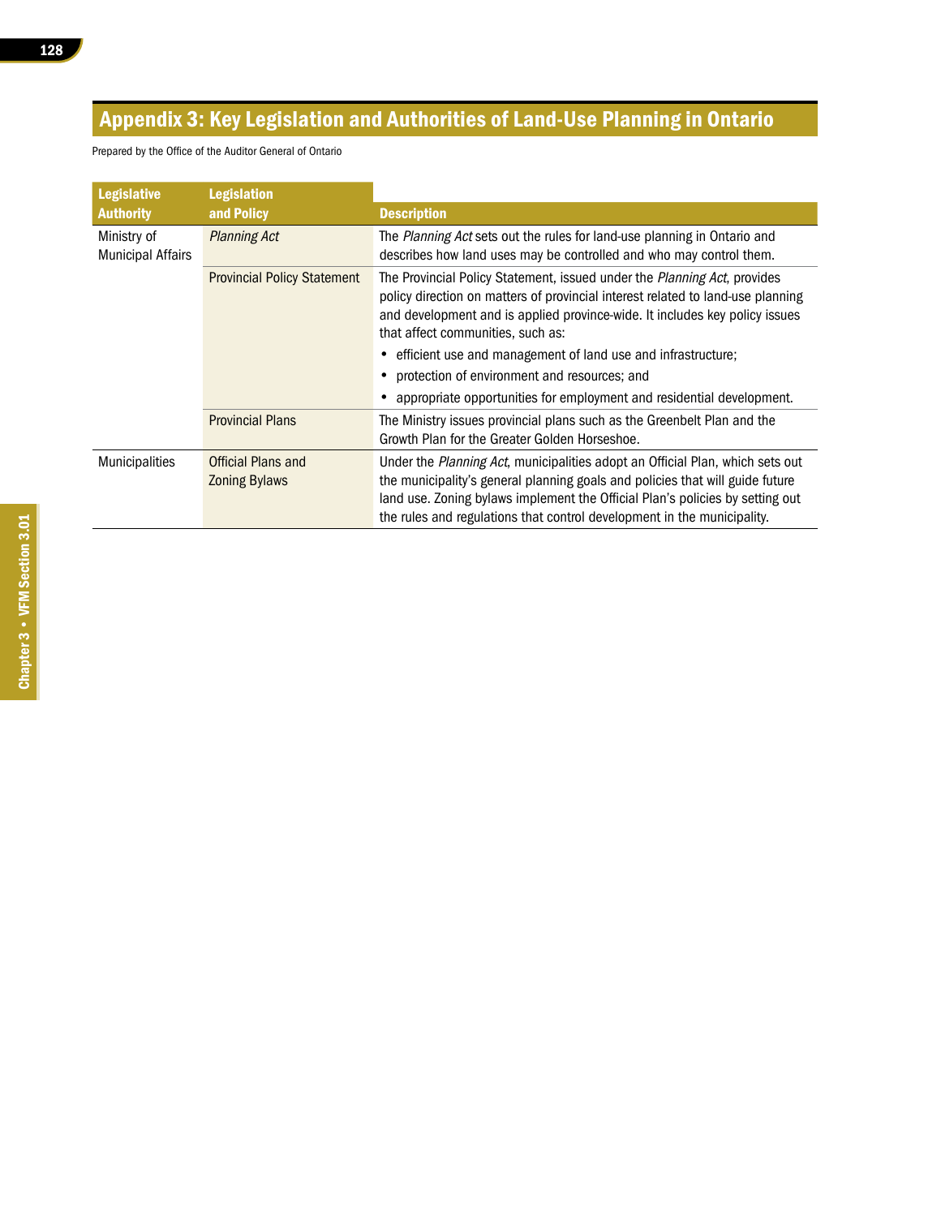## Appendix 3: Key Legislation and Authorities of Land-Use Planning in Ontario

Prepared by the Office of the Auditor General of Ontario

| Legislative Authority | Legislation and Policy | Description |
|---|---|---|
| Ministry of Municipal Affairs | *Planning Act* | The *Planning Act* sets out the rules for land-use planning in Ontario and describes how land uses may be controlled and who may control them. |
| | Provincial Policy Statement | The Provincial Policy Statement, issued under the *Planning Act*, provides policy direction on matters of provincial interest related to land-use planning and development and is applied province-wide. It includes key policy issues that affect communities, such as:<br>• efficient use and management of land use and infrastructure;<br>• protection of environment and resources; and<br>• appropriate opportunities for employment and residential development. |
| | Provincial Plans | The Ministry issues provincial plans such as the Greenbelt Plan and the Growth Plan for the Greater Golden Horseshoe. |
| Municipalities | Official Plans and Zoning Bylaws | Under the *Planning Act*, municipalities adopt an Official Plan, which sets out the municipality's general planning goals and policies that will guide future land use. Zoning bylaws implement the Official Plan's policies by setting out the rules and regulations that control development in the municipality. |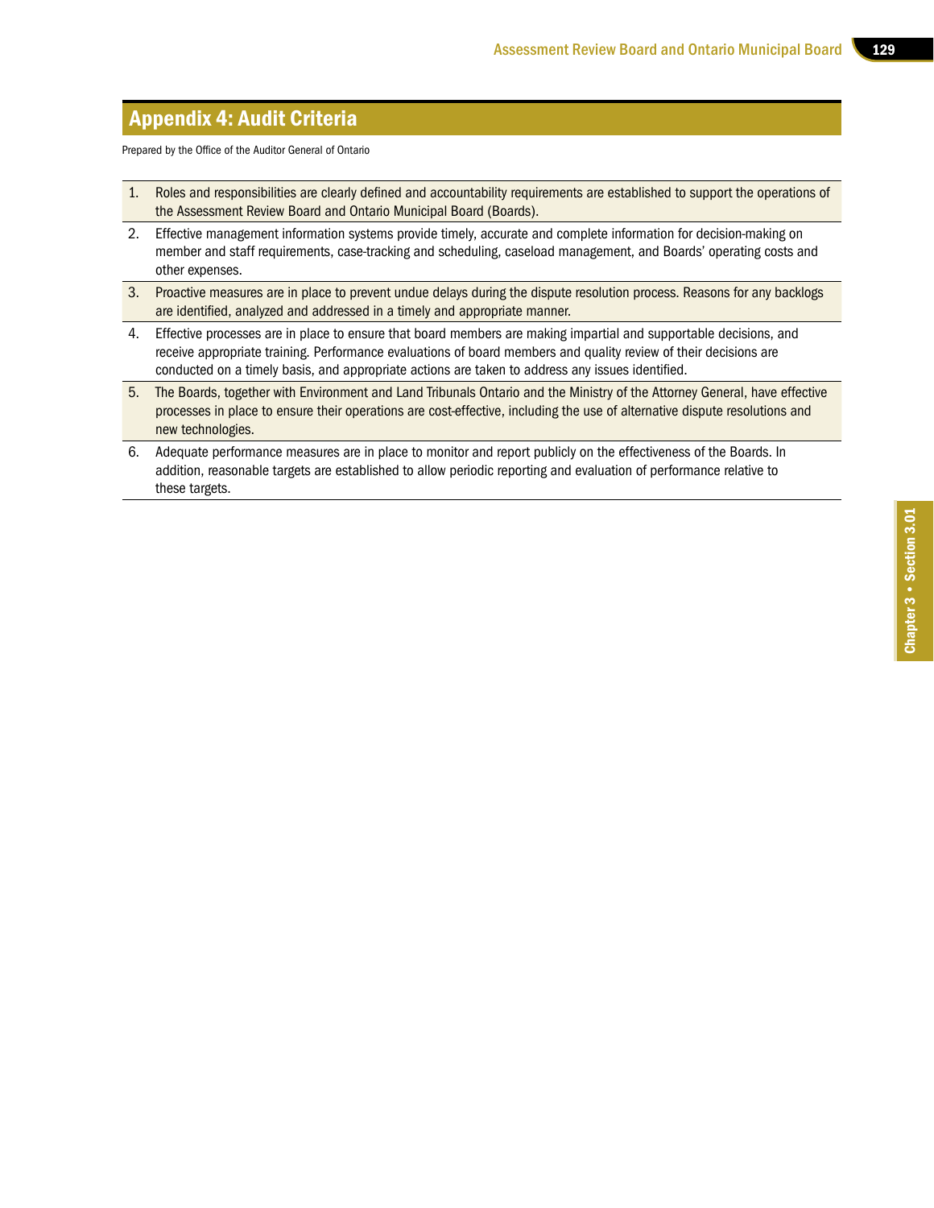## Appendix 4: Audit Criteria

Prepared by the Office of the Auditor General of Ontario

| | |
|---|---|
| 1. | Roles and responsibilities are clearly defined and accountability requirements are established to support the operations of the Assessment Review Board and Ontario Municipal Board (Boards). |
| 2. | Effective management information systems provide timely, accurate and complete information for decision-making on member and staff requirements, case-tracking and scheduling, caseload management, and Boards' operating costs and other expenses. |
| 3. | Proactive measures are in place to prevent undue delays during the dispute resolution process. Reasons for any backlogs are identified, analyzed and addressed in a timely and appropriate manner. |
| 4. | Effective processes are in place to ensure that board members are making impartial and supportable decisions, and receive appropriate training. Performance evaluations of board members and quality review of their decisions are conducted on a timely basis, and appropriate actions are taken to address any issues identified. |
| 5. | The Boards, together with Environment and Land Tribunals Ontario and the Ministry of the Attorney General, have effective processes in place to ensure their operations are cost-effective, including the use of alternative dispute resolutions and new technologies. |
| 6. | Adequate performance measures are in place to monitor and report publicly on the effectiveness of the Boards. In addition, reasonable targets are established to allow periodic reporting and evaluation of performance relative to these targets. |